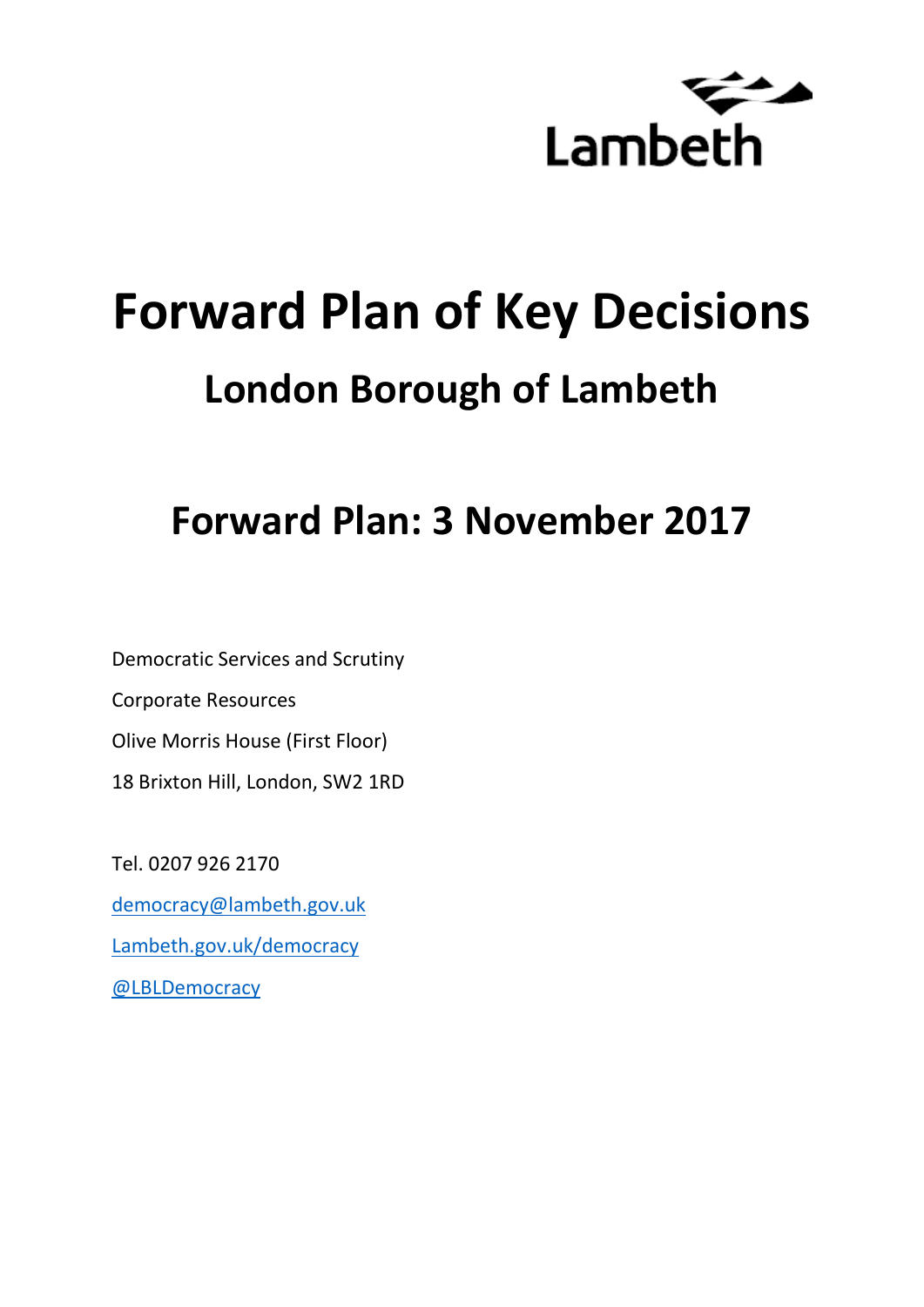Lambeth

# Forward Plan of Key Decisions

## London Borough of Lambeth

## Forward Plan: 3 November 2017

Democratic Services and Scrutiny

Corporate Resources

Olive Morris House (First Floor)

18 Brixton Hill, London, SW2 1RD

Tel. 0207 926 2170

democracy@lambeth.gov.uk

Lambeth.gov.uk/democracy

@LBLDemocracy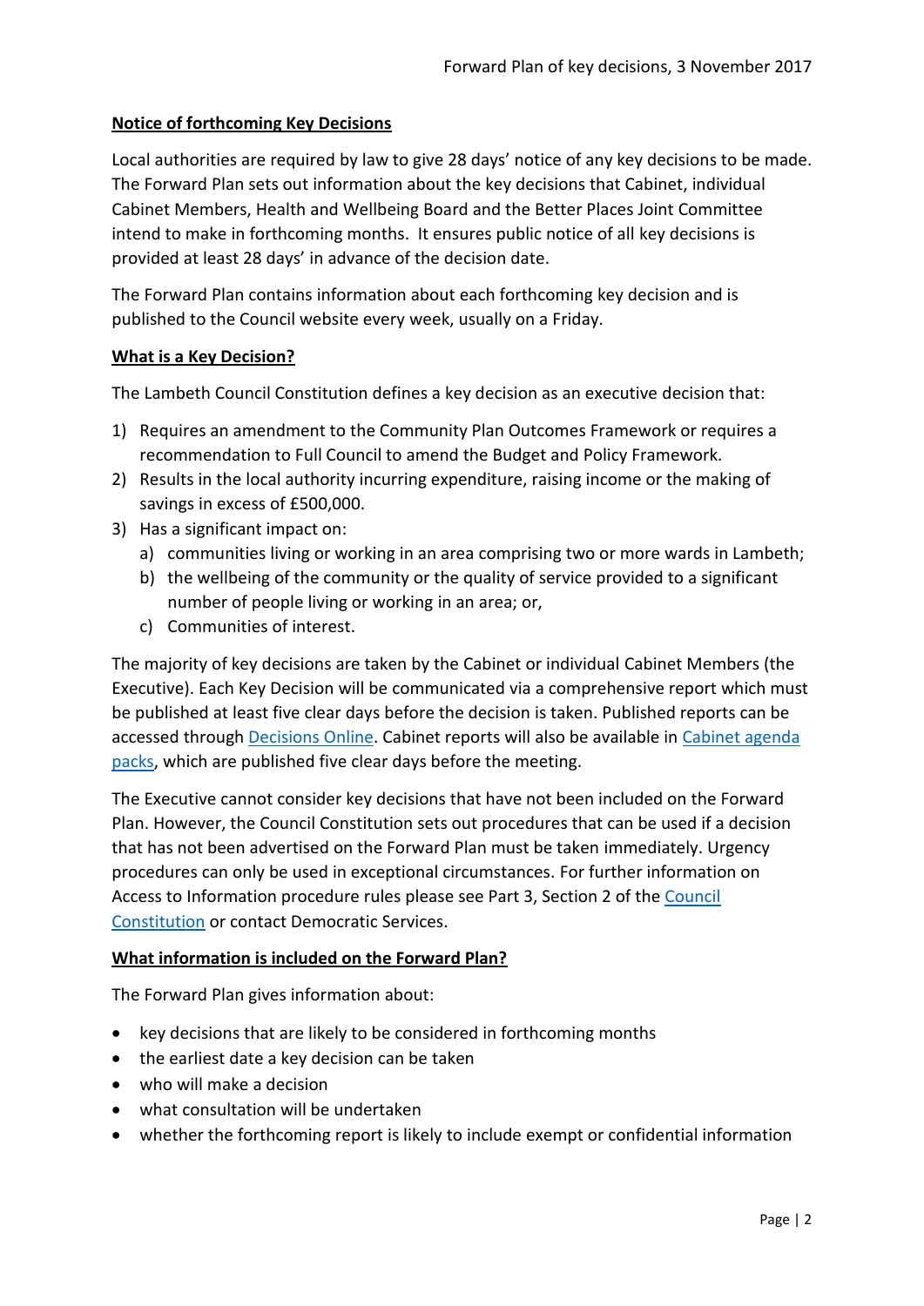**Notice of forthcoming Key Decisions**

Local authorities are required by law to give 28 days' notice of any key decisions to be made. The Forward Plan sets out information about the key decisions that Cabinet, individual Cabinet Members, Health and Wellbeing Board and the Better Places Joint Committee intend to make in forthcoming months. It ensures public notice of all key decisions is provided at least 28 days' in advance of the decision date.

The Forward Plan contains information about each forthcoming key decision and is published to the Council website every week, usually on a Friday.

**What is a Key Decision?**

The Lambeth Council Constitution defines a key decision as an executive decision that:

1) Requires an amendment to the Community Plan Outcomes Framework or requires a recommendation to Full Council to amend the Budget and Policy Framework.
2) Results in the local authority incurring expenditure, raising income or the making of savings in excess of £500,000.
3) Has a significant impact on:
   a) communities living or working in an area comprising two or more wards in Lambeth;
   b) the wellbeing of the community or the quality of service provided to a significant number of people living or working in an area; or,
   c) Communities of interest.

The majority of key decisions are taken by the Cabinet or individual Cabinet Members (the Executive). Each Key Decision will be communicated via a comprehensive report which must be published at least five clear days before the decision is taken. Published reports can be accessed through Decisions Online. Cabinet reports will also be available in Cabinet agenda packs, which are published five clear days before the meeting.

The Executive cannot consider key decisions that have not been included on the Forward Plan. However, the Council Constitution sets out procedures that can be used if a decision that has not been advertised on the Forward Plan must be taken immediately. Urgency procedures can only be used in exceptional circumstances. For further information on Access to Information procedure rules please see Part 3, Section 2 of the Council Constitution or contact Democratic Services.

**What information is included on the Forward Plan?**

The Forward Plan gives information about:

- key decisions that are likely to be considered in forthcoming months
- the earliest date a key decision can be taken
- who will make a decision
- what consultation will be undertaken
- whether the forthcoming report is likely to include exempt or confidential information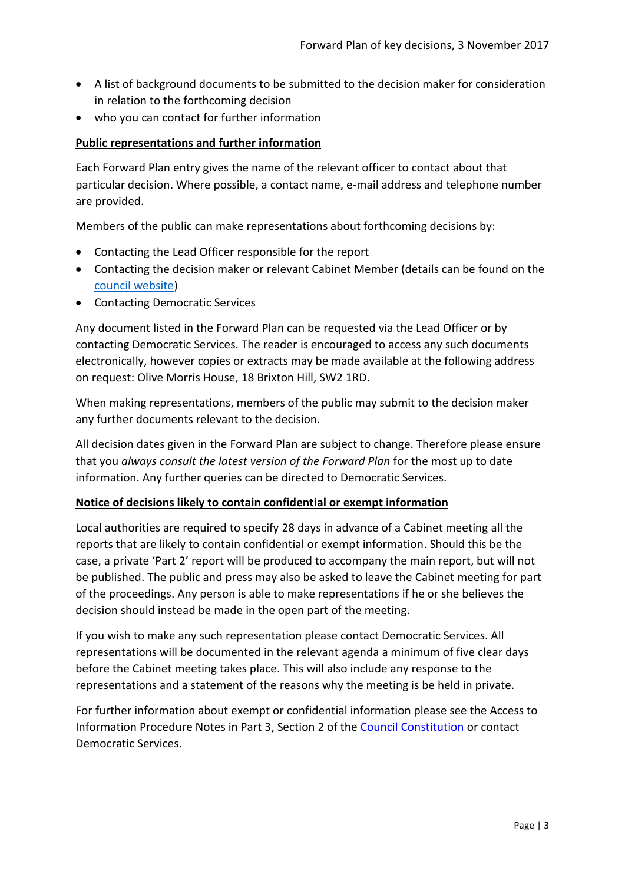- A list of background documents to be submitted to the decision maker for consideration in relation to the forthcoming decision
- who you can contact for further information

**Public representations and further information**

Each Forward Plan entry gives the name of the relevant officer to contact about that particular decision. Where possible, a contact name, e-mail address and telephone number are provided.

Members of the public can make representations about forthcoming decisions by:

- Contacting the Lead Officer responsible for the report
- Contacting the decision maker or relevant Cabinet Member (details can be found on the council website)
- Contacting Democratic Services

Any document listed in the Forward Plan can be requested via the Lead Officer or by contacting Democratic Services. The reader is encouraged to access any such documents electronically, however copies or extracts may be made available at the following address on request: Olive Morris House, 18 Brixton Hill, SW2 1RD.

When making representations, members of the public may submit to the decision maker any further documents relevant to the decision.

All decision dates given in the Forward Plan are subject to change. Therefore please ensure that you *always consult the latest version of the Forward Plan* for the most up to date information. Any further queries can be directed to Democratic Services.

**Notice of decisions likely to contain confidential or exempt information**

Local authorities are required to specify 28 days in advance of a Cabinet meeting all the reports that are likely to contain confidential or exempt information. Should this be the case, a private 'Part 2' report will be produced to accompany the main report, but will not be published. The public and press may also be asked to leave the Cabinet meeting for part of the proceedings. Any person is able to make representations if he or she believes the decision should instead be made in the open part of the meeting.

If you wish to make any such representation please contact Democratic Services. All representations will be documented in the relevant agenda a minimum of five clear days before the Cabinet meeting takes place. This will also include any response to the representations and a statement of the reasons why the meeting is be held in private.

For further information about exempt or confidential information please see the Access to Information Procedure Notes in Part 3, Section 2 of the Council Constitution or contact Democratic Services.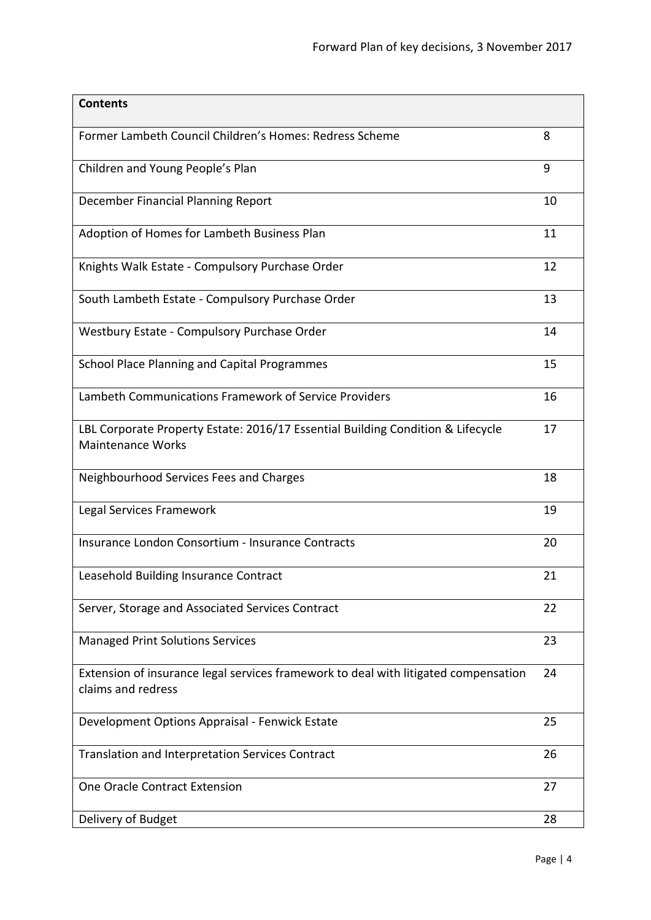| Contents | |
|---|---|
| Former Lambeth Council Children's Homes: Redress Scheme | 8 |
| Children and Young People's Plan | 9 |
| December Financial Planning Report | 10 |
| Adoption of Homes for Lambeth Business Plan | 11 |
| Knights Walk Estate - Compulsory Purchase Order | 12 |
| South Lambeth Estate - Compulsory Purchase Order | 13 |
| Westbury Estate - Compulsory Purchase Order | 14 |
| School Place Planning and Capital Programmes | 15 |
| Lambeth Communications Framework of Service Providers | 16 |
| LBL Corporate Property Estate: 2016/17 Essential Building Condition & Lifecycle Maintenance Works | 17 |
| Neighbourhood Services Fees and Charges | 18 |
| Legal Services Framework | 19 |
| Insurance London Consortium - Insurance Contracts | 20 |
| Leasehold Building Insurance Contract | 21 |
| Server, Storage and Associated Services Contract | 22 |
| Managed Print Solutions Services | 23 |
| Extension of insurance legal services framework to deal with litigated compensation claims and redress | 24 |
| Development Options Appraisal - Fenwick Estate | 25 |
| Translation and Interpretation Services Contract | 26 |
| One Oracle Contract Extension | 27 |
| Delivery of Budget | 28 |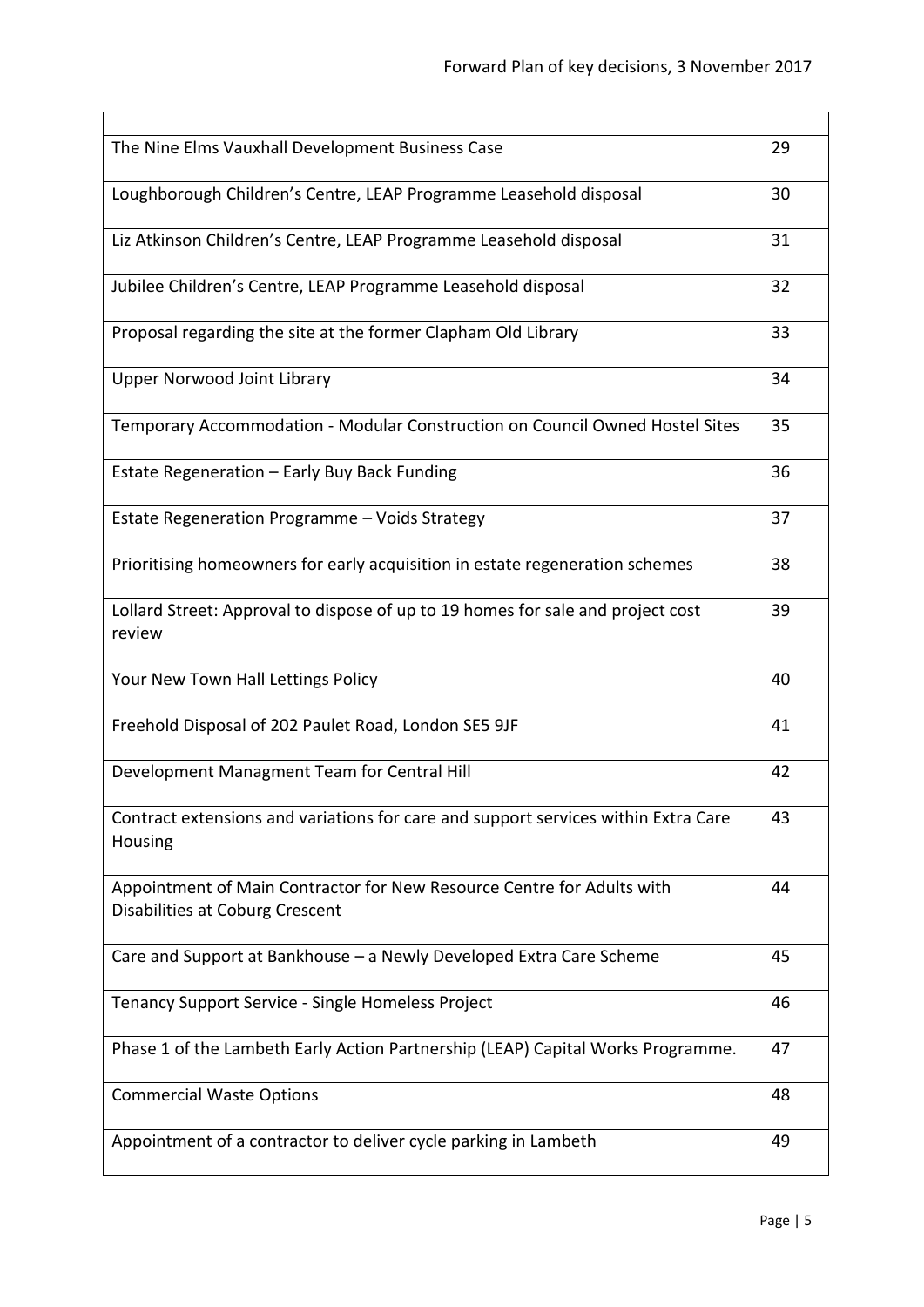| | |
|---|---|
| The Nine Elms Vauxhall Development Business Case | 29 |
| Loughborough Children's Centre, LEAP Programme Leasehold disposal | 30 |
| Liz Atkinson Children's Centre, LEAP Programme Leasehold disposal | 31 |
| Jubilee Children's Centre, LEAP Programme Leasehold disposal | 32 |
| Proposal regarding the site at the former Clapham Old Library | 33 |
| Upper Norwood Joint Library | 34 |
| Temporary Accommodation - Modular Construction on Council Owned Hostel Sites | 35 |
| Estate Regeneration – Early Buy Back Funding | 36 |
| Estate Regeneration Programme – Voids Strategy | 37 |
| Prioritising homeowners for early acquisition in estate regeneration schemes | 38 |
| Lollard Street: Approval to dispose of up to 19 homes for sale and project cost review | 39 |
| Your New Town Hall Lettings Policy | 40 |
| Freehold Disposal of 202 Paulet Road, London SE5 9JF | 41 |
| Development Managment Team for Central Hill | 42 |
| Contract extensions and variations for care and support services within Extra Care Housing | 43 |
| Appointment of Main Contractor for New Resource Centre for Adults with Disabilities at Coburg Crescent | 44 |
| Care and Support at Bankhouse – a Newly Developed Extra Care Scheme | 45 |
| Tenancy Support Service - Single Homeless Project | 46 |
| Phase 1 of the Lambeth Early Action Partnership (LEAP) Capital Works Programme. | 47 |
| Commercial Waste Options | 48 |
| Appointment of a contractor to deliver cycle parking in Lambeth | 49 |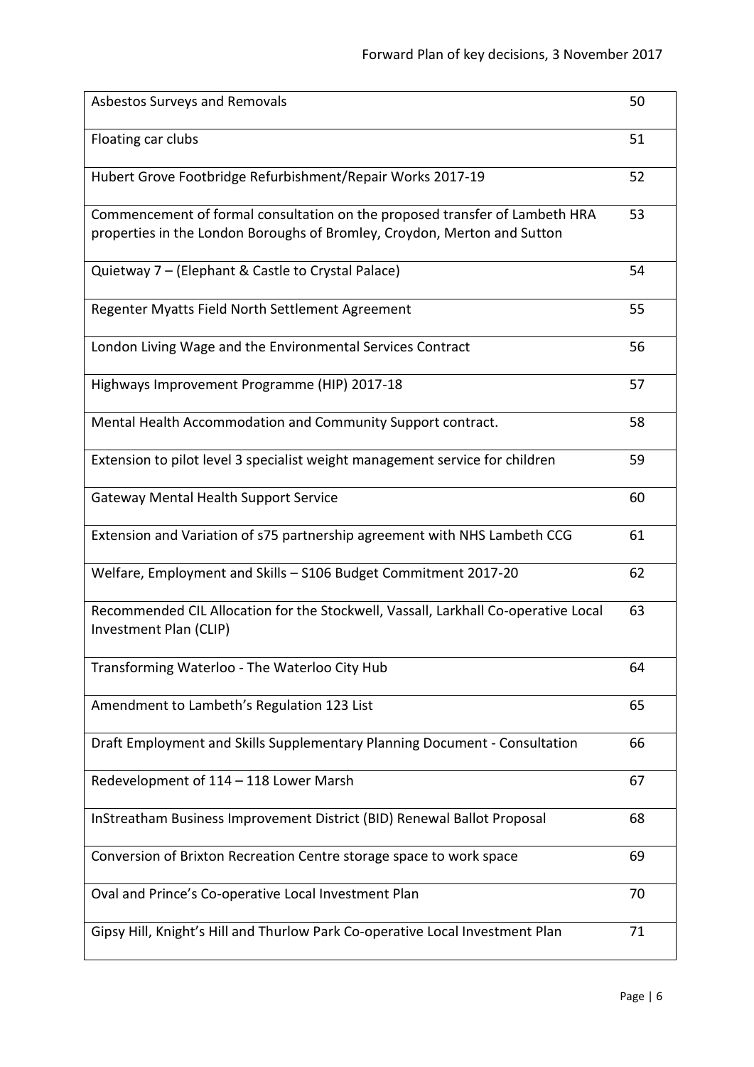| | |
|---|---|
| Asbestos Surveys and Removals | 50 |
| Floating car clubs | 51 |
| Hubert Grove Footbridge Refurbishment/Repair Works 2017-19 | 52 |
| Commencement of formal consultation on the proposed transfer of Lambeth HRA properties in the London Boroughs of Bromley, Croydon, Merton and Sutton | 53 |
| Quietway 7 – (Elephant & Castle to Crystal Palace) | 54 |
| Regenter Myatts Field North Settlement Agreement | 55 |
| London Living Wage and the Environmental Services Contract | 56 |
| Highways Improvement Programme (HIP) 2017-18 | 57 |
| Mental Health Accommodation and Community Support contract. | 58 |
| Extension to pilot level 3 specialist weight management service for children | 59 |
| Gateway Mental Health Support Service | 60 |
| Extension and Variation of s75 partnership agreement with NHS Lambeth CCG | 61 |
| Welfare, Employment and Skills – S106 Budget Commitment 2017-20 | 62 |
| Recommended CIL Allocation for the Stockwell, Vassall, Larkhall Co-operative Local Investment Plan (CLIP) | 63 |
| Transforming Waterloo - The Waterloo City Hub | 64 |
| Amendment to Lambeth's Regulation 123 List | 65 |
| Draft Employment and Skills Supplementary Planning Document - Consultation | 66 |
| Redevelopment of 114 – 118 Lower Marsh | 67 |
| InStreatham Business Improvement District (BID) Renewal Ballot Proposal | 68 |
| Conversion of Brixton Recreation Centre storage space to work space | 69 |
| Oval and Prince's Co-operative Local Investment Plan | 70 |
| Gipsy Hill, Knight's Hill and Thurlow Park Co-operative Local Investment Plan | 71 |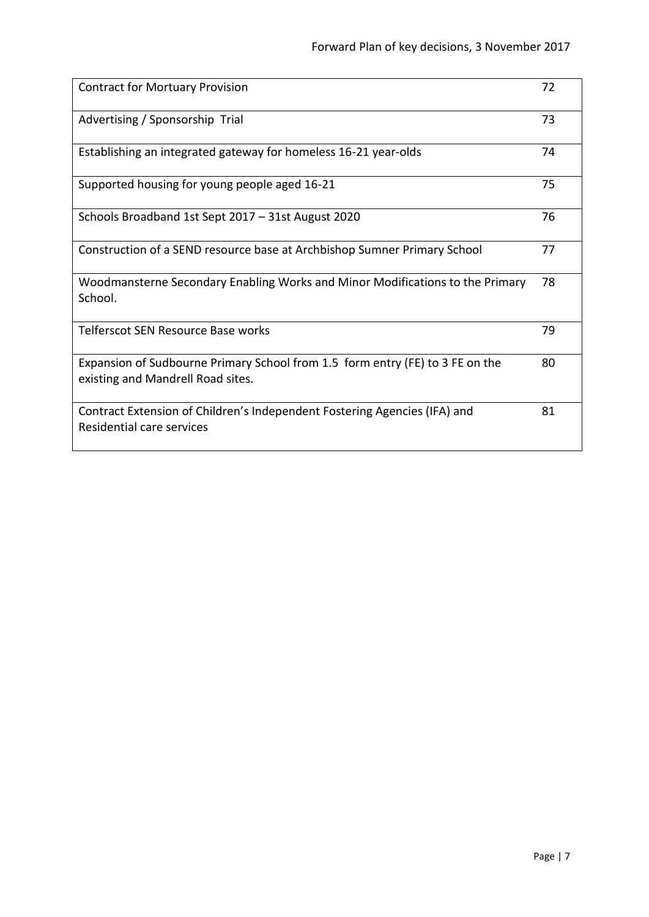| | |
|---|---|
| Contract for Mortuary Provision | 72 |
| Advertising / Sponsorship Trial | 73 |
| Establishing an integrated gateway for homeless 16-21 year-olds | 74 |
| Supported housing for young people aged 16-21 | 75 |
| Schools Broadband 1st Sept 2017 – 31st August 2020 | 76 |
| Construction of a SEND resource base at Archbishop Sumner Primary School | 77 |
| Woodmansterne Secondary Enabling Works and Minor Modifications to the Primary School. | 78 |
| Telferscot SEN Resource Base works | 79 |
| Expansion of Sudbourne Primary School from 1.5 form entry (FE) to 3 FE on the existing and Mandrell Road sites. | 80 |
| Contract Extension of Children's Independent Fostering Agencies (IFA) and Residential care services | 81 |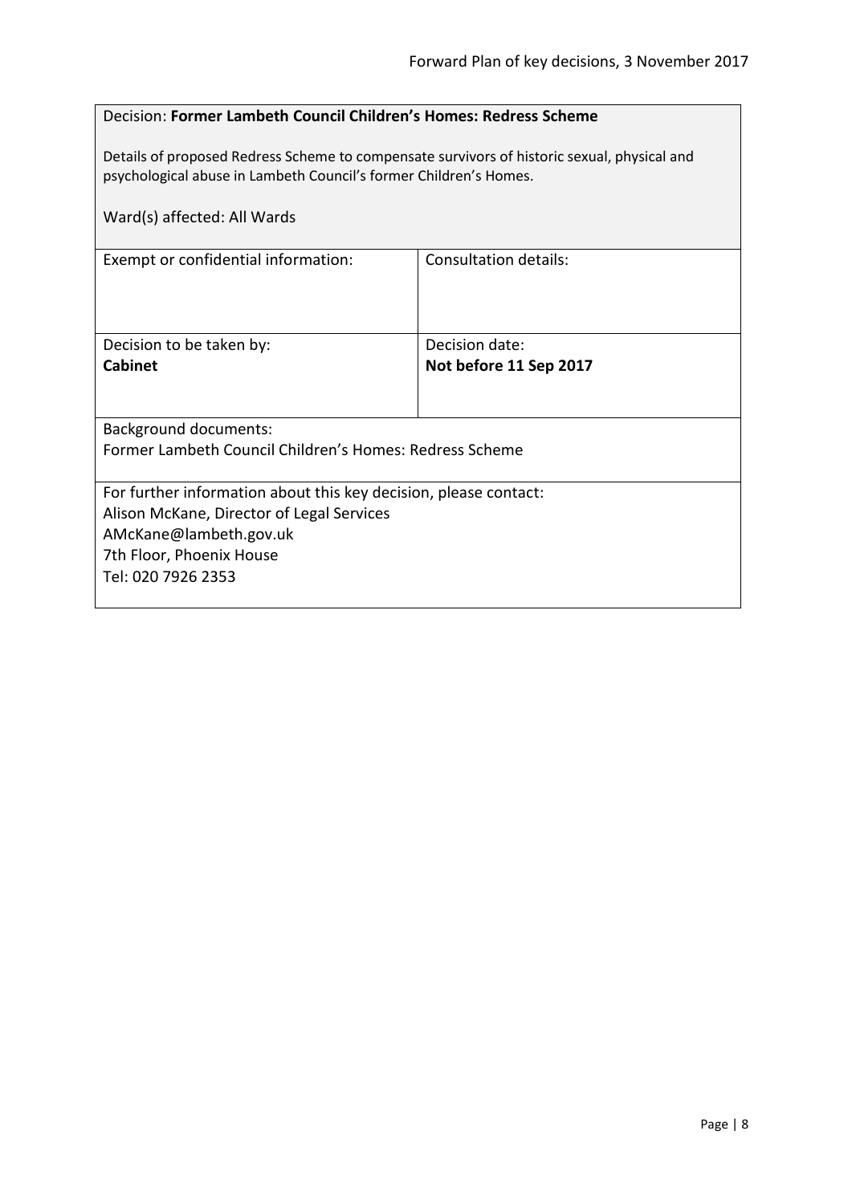Decision: **Former Lambeth Council Children's Homes: Redress Scheme**

Details of proposed Redress Scheme to compensate survivors of historic sexual, physical and psychological abuse in Lambeth Council's former Children's Homes.

Ward(s) affected: All Wards

| | |
|---|---|
| Exempt or confidential information: | Consultation details: |
| Decision to be taken by:<br>**Cabinet** | Decision date:<br>**Not before 11 Sep 2017** |

Background documents:
Former Lambeth Council Children's Homes: Redress Scheme

For further information about this key decision, please contact:
Alison McKane, Director of Legal Services
AMcKane@lambeth.gov.uk
7th Floor, Phoenix House
Tel: 020 7926 2353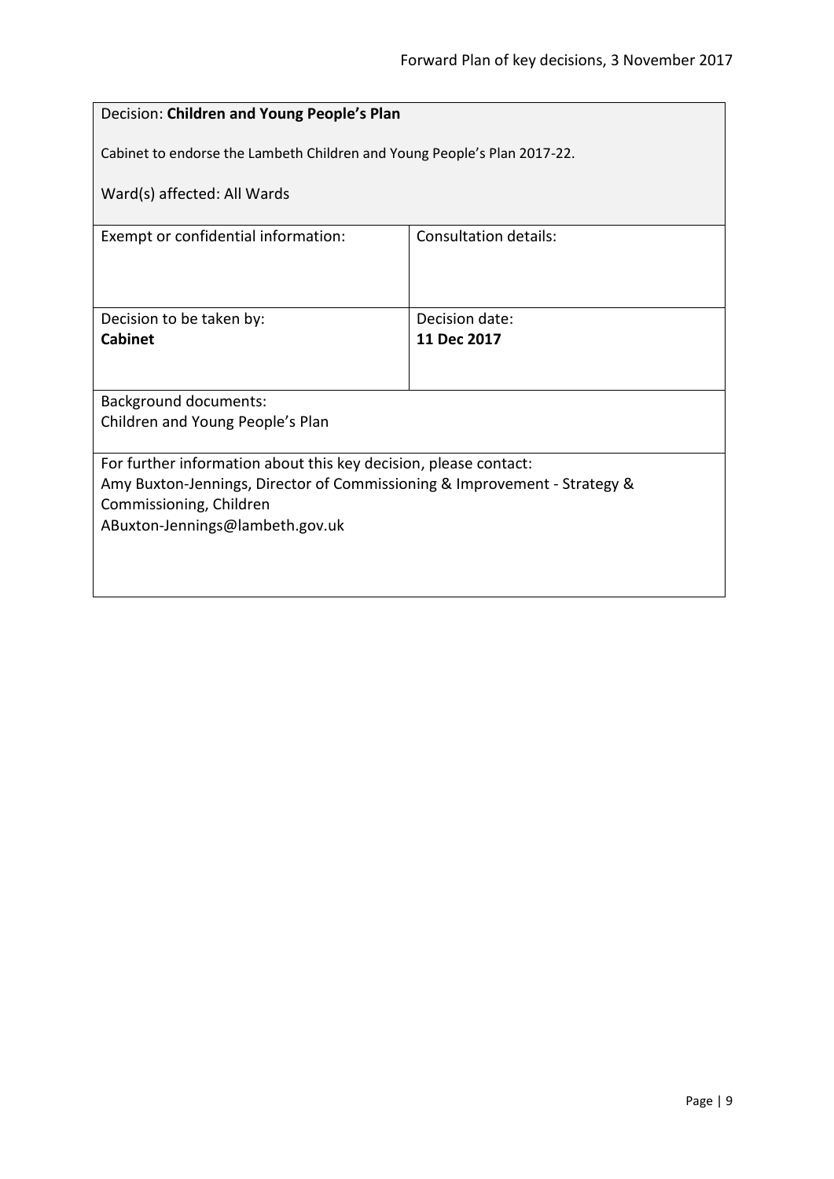| Decision: **Children and Young People's Plan**<br><br>Cabinet to endorse the Lambeth Children and Young People's Plan 2017-22.<br><br>Ward(s) affected: All Wards | |
|---|---|
| Exempt or confidential information: | Consultation details: |
| Decision to be taken by:<br>**Cabinet** | Decision date:<br>**11 Dec 2017** |
| Background documents:<br>Children and Young People's Plan | |
| For further information about this key decision, please contact:<br>Amy Buxton-Jennings, Director of Commissioning & Improvement - Strategy & Commissioning, Children<br>ABuxton-Jennings@lambeth.gov.uk | |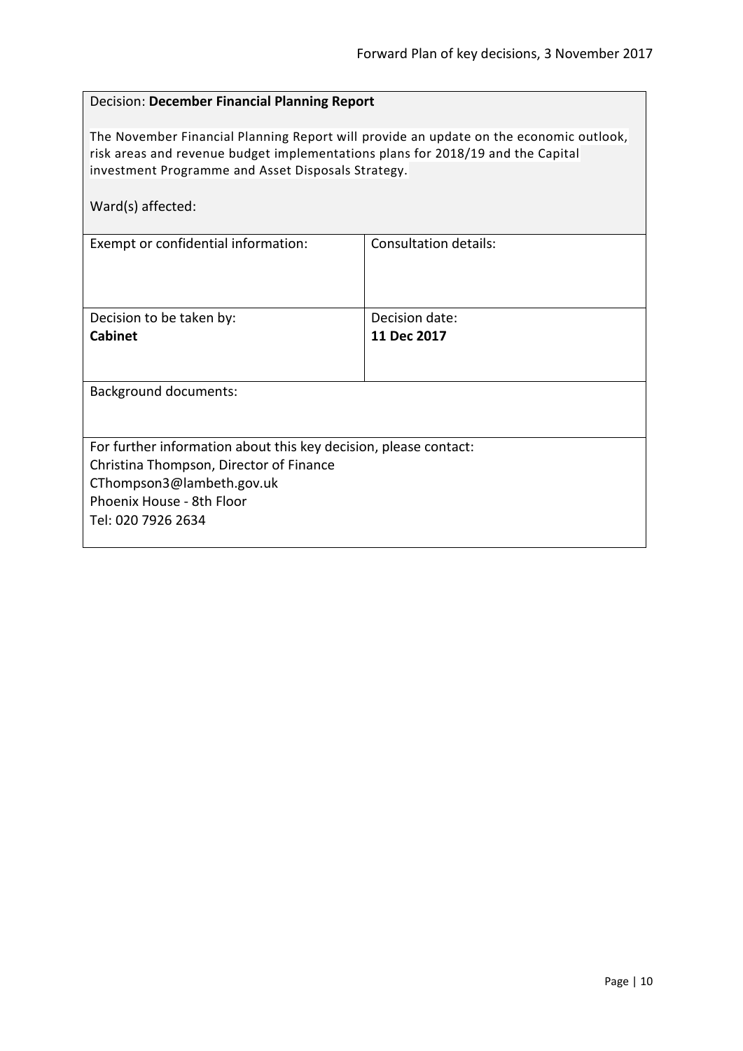Decision: **December Financial Planning Report**

The November Financial Planning Report will provide an update on the economic outlook, risk areas and revenue budget implementations plans for 2018/19 and the Capital investment Programme and Asset Disposals Strategy.

Ward(s) affected:

| Exempt or confidential information: | Consultation details: |
|---|---|
| Decision to be taken by:<br>**Cabinet** | Decision date:<br>**11 Dec 2017** |

Background documents:

For further information about this key decision, please contact:
Christina Thompson, Director of Finance
CThompson3@lambeth.gov.uk
Phoenix House - 8th Floor
Tel: 020 7926 2634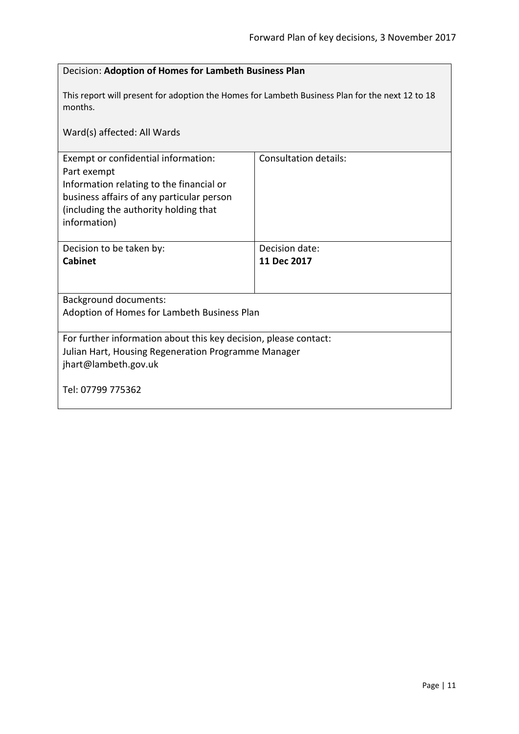Decision: **Adoption of Homes for Lambeth Business Plan**

This report will present for adoption the Homes for Lambeth Business Plan for the next 12 to 18 months.

Ward(s) affected: All Wards

| | |
|---|---|
| Exempt or confidential information:<br>Part exempt<br>Information relating to the financial or business affairs of any particular person (including the authority holding that information) | Consultation details: |
| Decision to be taken by:<br>**Cabinet** | Decision date:<br>**11 Dec 2017** |

Background documents:
Adoption of Homes for Lambeth Business Plan

For further information about this key decision, please contact:
Julian Hart, Housing Regeneration Programme Manager
jhart@lambeth.gov.uk

Tel: 07799 775362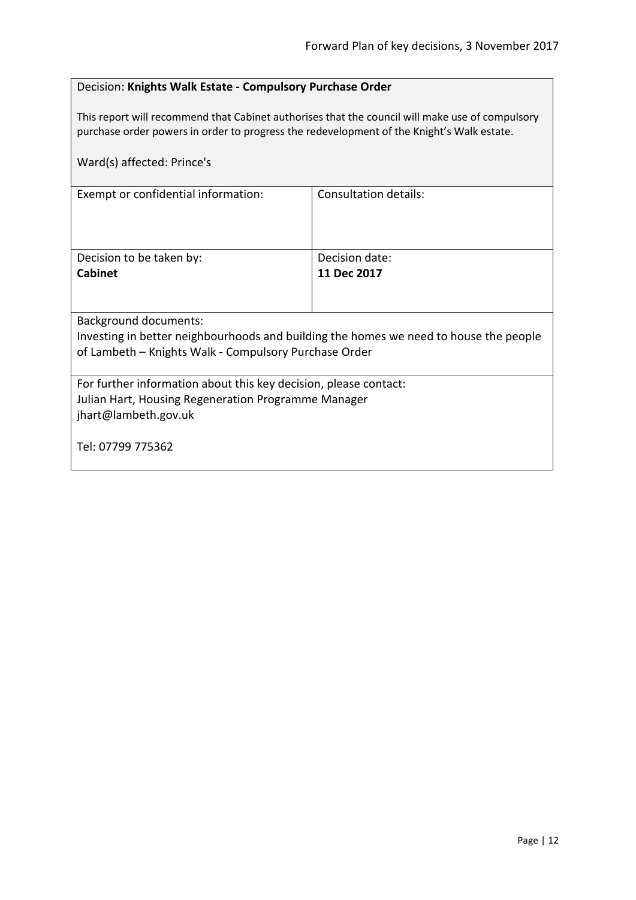Decision: **Knights Walk Estate - Compulsory Purchase Order**

This report will recommend that Cabinet authorises that the council will make use of compulsory purchase order powers in order to progress the redevelopment of the Knight's Walk estate.

Ward(s) affected: Prince's

| | |
|---|---|
| Exempt or confidential information: | Consultation details: |
| Decision to be taken by:<br>**Cabinet** | Decision date:<br>**11 Dec 2017** |

Background documents:
Investing in better neighbourhoods and building the homes we need to house the people of Lambeth – Knights Walk - Compulsory Purchase Order

For further information about this key decision, please contact:
Julian Hart, Housing Regeneration Programme Manager
jhart@lambeth.gov.uk

Tel: 07799 775362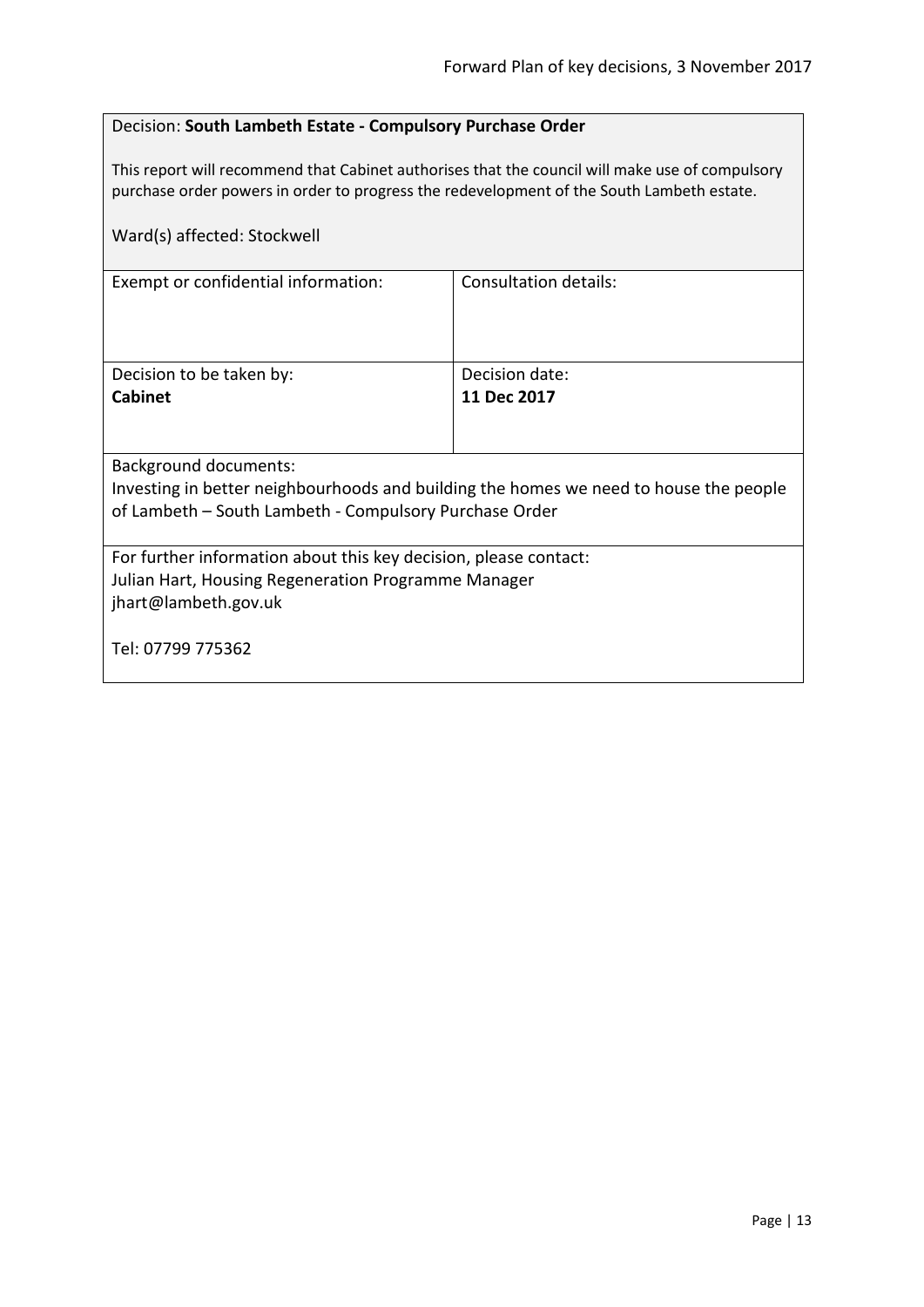Decision: **South Lambeth Estate - Compulsory Purchase Order**

This report will recommend that Cabinet authorises that the council will make use of compulsory purchase order powers in order to progress the redevelopment of the South Lambeth estate.

Ward(s) affected: Stockwell

| | |
|---|---|
| Exempt or confidential information: | Consultation details: |
| Decision to be taken by:<br>**Cabinet** | Decision date:<br>**11 Dec 2017** |

Background documents:
Investing in better neighbourhoods and building the homes we need to house the people of Lambeth – South Lambeth - Compulsory Purchase Order

For further information about this key decision, please contact:
Julian Hart, Housing Regeneration Programme Manager
jhart@lambeth.gov.uk

Tel: 07799 775362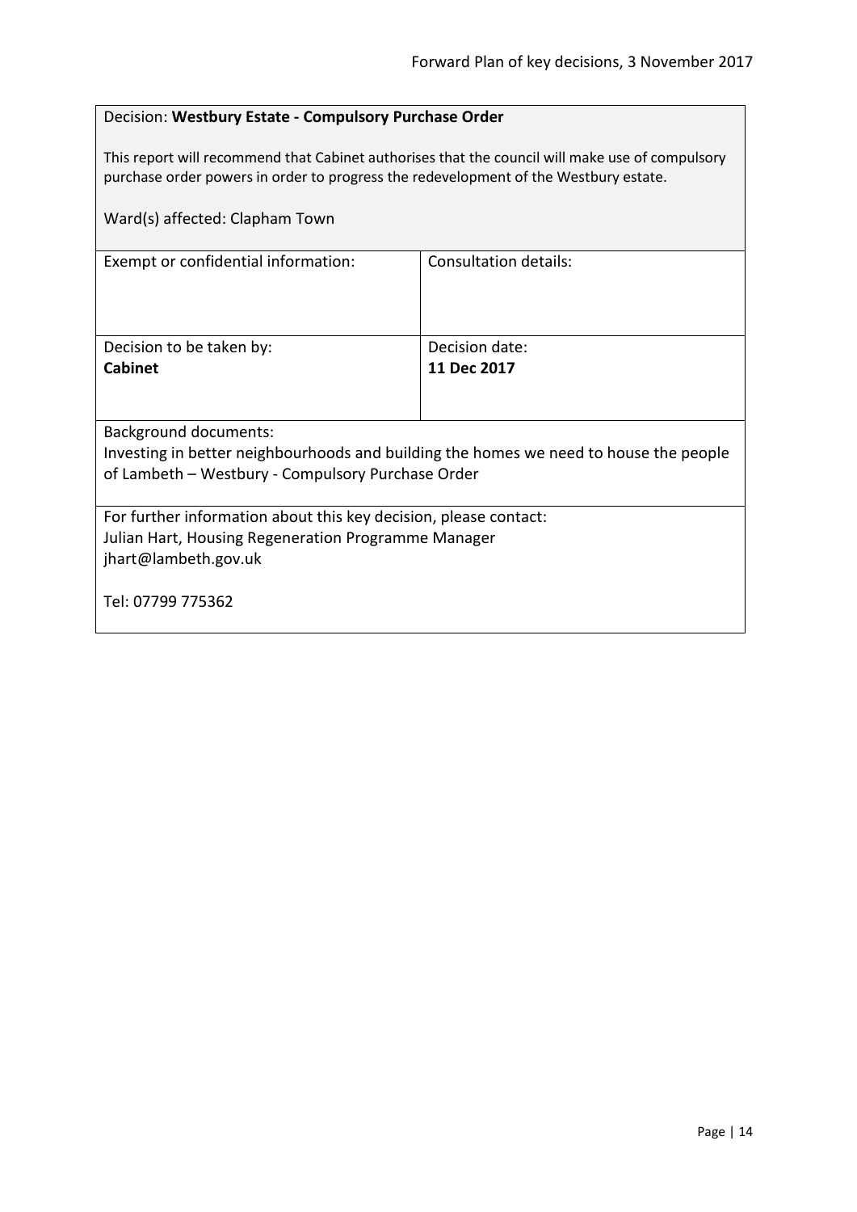Decision: **Westbury Estate - Compulsory Purchase Order**

This report will recommend that Cabinet authorises that the council will make use of compulsory purchase order powers in order to progress the redevelopment of the Westbury estate.

Ward(s) affected: Clapham Town

| Exempt or confidential information: | Consultation details: |
|---|---|
| Decision to be taken by:<br>**Cabinet** | Decision date:<br>**11 Dec 2017** |

Background documents:
Investing in better neighbourhoods and building the homes we need to house the people of Lambeth – Westbury - Compulsory Purchase Order

For further information about this key decision, please contact:
Julian Hart, Housing Regeneration Programme Manager
jhart@lambeth.gov.uk

Tel: 07799 775362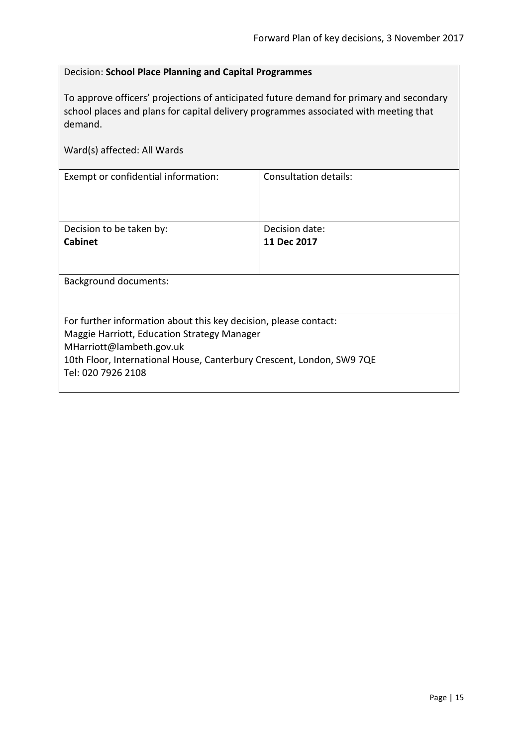Decision: **School Place Planning and Capital Programmes**

To approve officers' projections of anticipated future demand for primary and secondary school places and plans for capital delivery programmes associated with meeting that demand.

Ward(s) affected: All Wards

| | |
|---|---|
| Exempt or confidential information: | Consultation details: |
| Decision to be taken by:<br>**Cabinet** | Decision date:<br>**11 Dec 2017** |
| Background documents: | |

For further information about this key decision, please contact:
Maggie Harriott, Education Strategy Manager
MHarriott@lambeth.gov.uk
10th Floor, International House, Canterbury Crescent, London, SW9 7QE
Tel: 020 7926 2108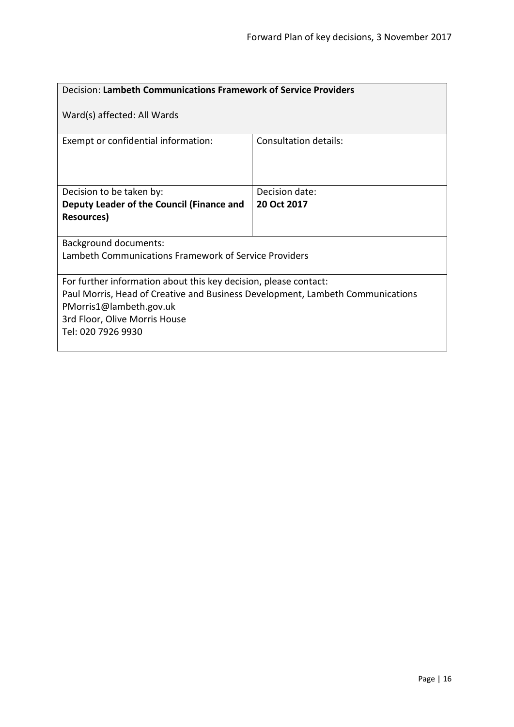| Decision: **Lambeth Communications Framework of Service Providers**<br><br>Ward(s) affected: All Wards | |
|---|---|
| Exempt or confidential information: | Consultation details: |
| Decision to be taken by:<br>**Deputy Leader of the Council (Finance and Resources)** | Decision date:<br>**20 Oct 2017** |
| Background documents:<br>Lambeth Communications Framework of Service Providers | |
| For further information about this key decision, please contact:<br>Paul Morris, Head of Creative and Business Development, Lambeth Communications<br>PMorris1@lambeth.gov.uk<br>3rd Floor, Olive Morris House<br>Tel: 020 7926 9930 | |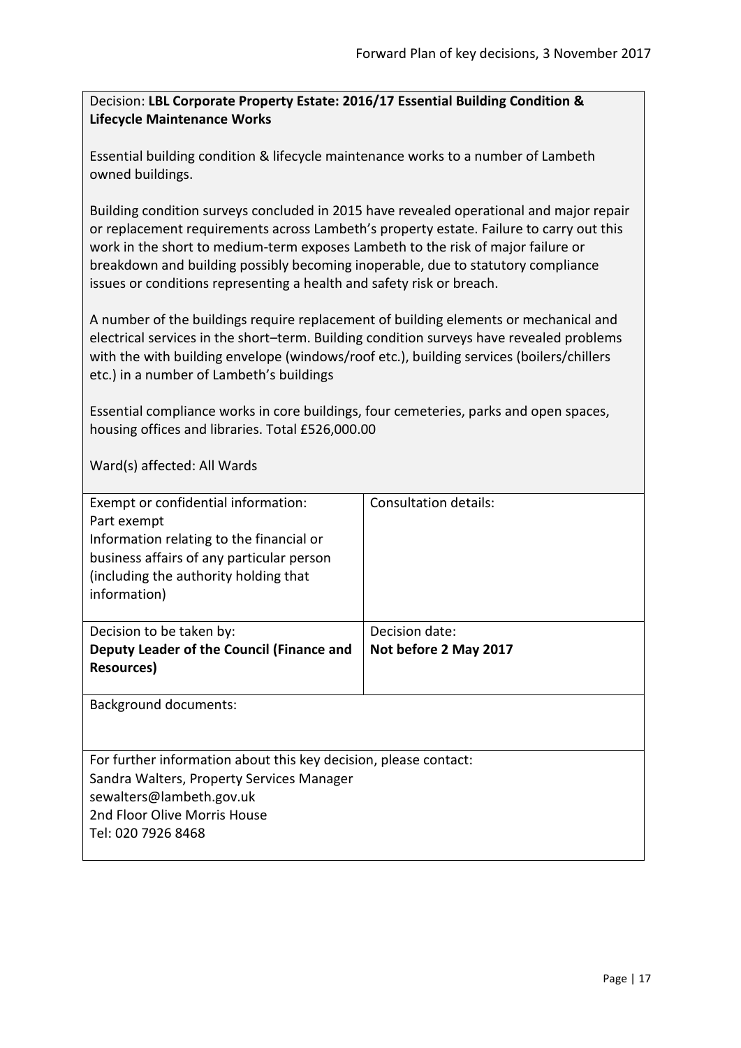Decision: **LBL Corporate Property Estate: 2016/17 Essential Building Condition & Lifecycle Maintenance Works**

Essential building condition & lifecycle maintenance works to a number of Lambeth owned buildings.

Building condition surveys concluded in 2015 have revealed operational and major repair or replacement requirements across Lambeth's property estate. Failure to carry out this work in the short to medium-term exposes Lambeth to the risk of major failure or breakdown and building possibly becoming inoperable, due to statutory compliance issues or conditions representing a health and safety risk or breach.

A number of the buildings require replacement of building elements or mechanical and electrical services in the short–term. Building condition surveys have revealed problems with the with building envelope (windows/roof etc.), building services (boilers/chillers etc.) in a number of Lambeth's buildings

Essential compliance works in core buildings, four cemeteries, parks and open spaces, housing offices and libraries. Total £526,000.00

Ward(s) affected: All Wards

| | |
|---|---|
| Exempt or confidential information:<br>Part exempt<br>Information relating to the financial or business affairs of any particular person (including the authority holding that information) | Consultation details: |
| Decision to be taken by:<br>**Deputy Leader of the Council (Finance and Resources)** | Decision date:<br>**Not before 2 May 2017** |

Background documents:

For further information about this key decision, please contact:
Sandra Walters, Property Services Manager
sewalters@lambeth.gov.uk
2nd Floor Olive Morris House
Tel: 020 7926 8468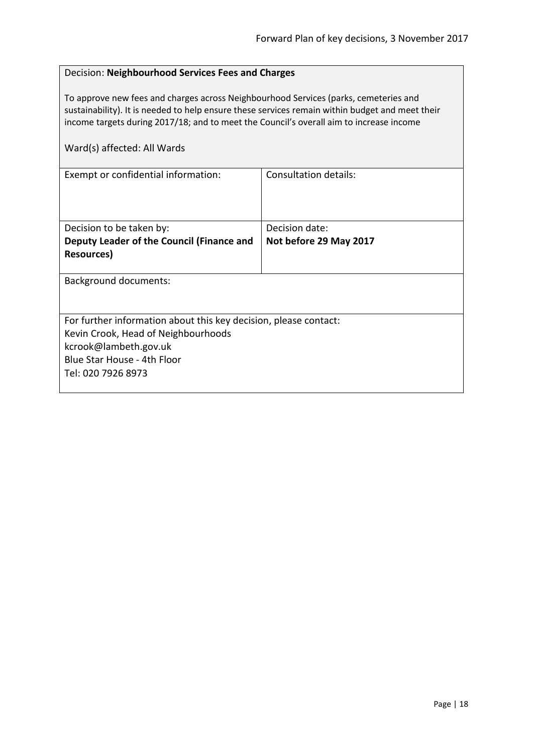Decision: **Neighbourhood Services Fees and Charges**

To approve new fees and charges across Neighbourhood Services (parks, cemeteries and sustainability). It is needed to help ensure these services remain within budget and meet their income targets during 2017/18; and to meet the Council's overall aim to increase income

Ward(s) affected: All Wards

| Exempt or confidential information: | Consultation details: |
|---|---|
| Decision to be taken by:<br>**Deputy Leader of the Council (Finance and Resources)** | Decision date:<br>**Not before 29 May 2017** |

Background documents:

For further information about this key decision, please contact:
Kevin Crook, Head of Neighbourhoods
kcrook@lambeth.gov.uk
Blue Star House - 4th Floor
Tel: 020 7926 8973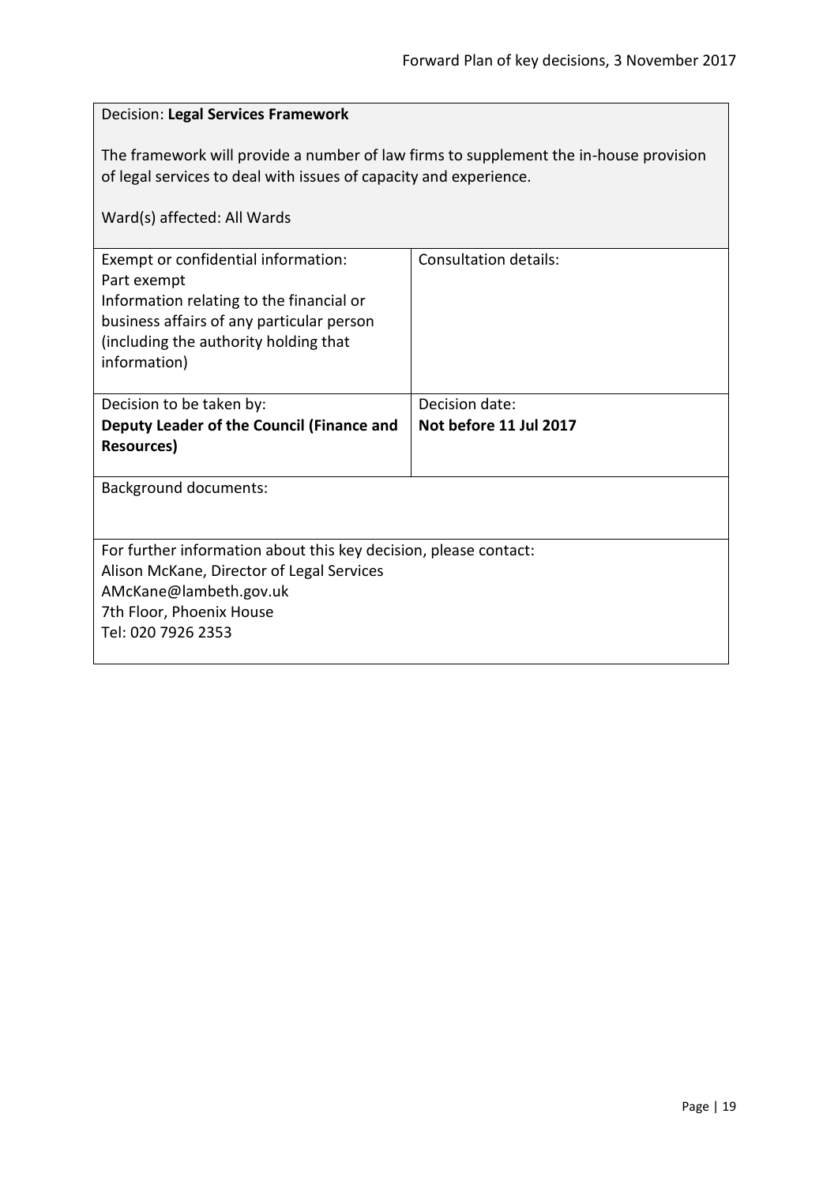Decision: **Legal Services Framework**

The framework will provide a number of law firms to supplement the in-house provision of legal services to deal with issues of capacity and experience.

Ward(s) affected: All Wards

| | |
|---|---|
| Exempt or confidential information:<br>Part exempt<br>Information relating to the financial or business affairs of any particular person (including the authority holding that information) | Consultation details: |
| Decision to be taken by:<br>**Deputy Leader of the Council (Finance and Resources)** | Decision date:<br>**Not before 11 Jul 2017** |

Background documents:

For further information about this key decision, please contact:
Alison McKane, Director of Legal Services
AMcKane@lambeth.gov.uk
7th Floor, Phoenix House
Tel: 020 7926 2353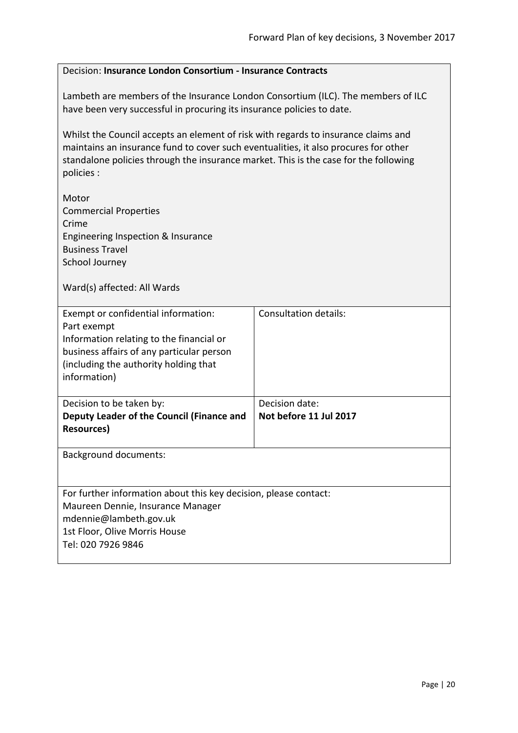Decision: **Insurance London Consortium - Insurance Contracts**

Lambeth are members of the Insurance London Consortium (ILC). The members of ILC have been very successful in procuring its insurance policies to date.

Whilst the Council accepts an element of risk with regards to insurance claims and maintains an insurance fund to cover such eventualities, it also procures for other standalone policies through the insurance market. This is the case for the following policies :

Motor
Commercial Properties
Crime
Engineering Inspection & Insurance
Business Travel
School Journey

Ward(s) affected: All Wards

| Exempt or confidential information:<br>Part exempt<br>Information relating to the financial or business affairs of any particular person (including the authority holding that information) | Consultation details: |
|---|---|
| Decision to be taken by:<br>**Deputy Leader of the Council (Finance and Resources)** | Decision date:<br>**Not before 11 Jul 2017** |

Background documents:

For further information about this key decision, please contact:
Maureen Dennie, Insurance Manager
mdennie@lambeth.gov.uk
1st Floor, Olive Morris House
Tel: 020 7926 9846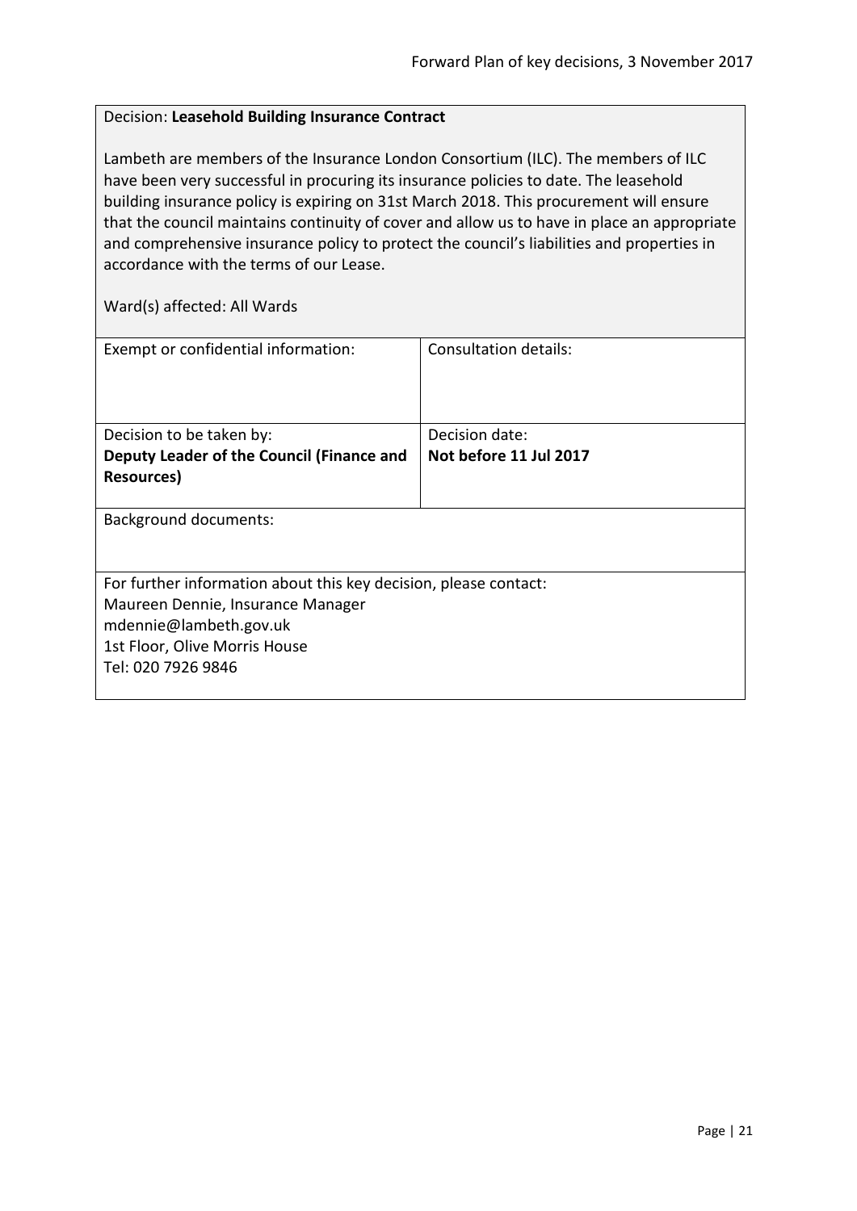Decision: **Leasehold Building Insurance Contract**

Lambeth are members of the Insurance London Consortium (ILC). The members of ILC have been very successful in procuring its insurance policies to date. The leasehold building insurance policy is expiring on 31st March 2018. This procurement will ensure that the council maintains continuity of cover and allow us to have in place an appropriate and comprehensive insurance policy to protect the council's liabilities and properties in accordance with the terms of our Lease.

Ward(s) affected: All Wards

| | |
|---|---|
| Exempt or confidential information: | Consultation details: |
| Decision to be taken by:<br>**Deputy Leader of the Council (Finance and Resources)** | Decision date:<br>**Not before 11 Jul 2017** |

Background documents:

For further information about this key decision, please contact:
Maureen Dennie, Insurance Manager
mdennie@lambeth.gov.uk
1st Floor, Olive Morris House
Tel: 020 7926 9846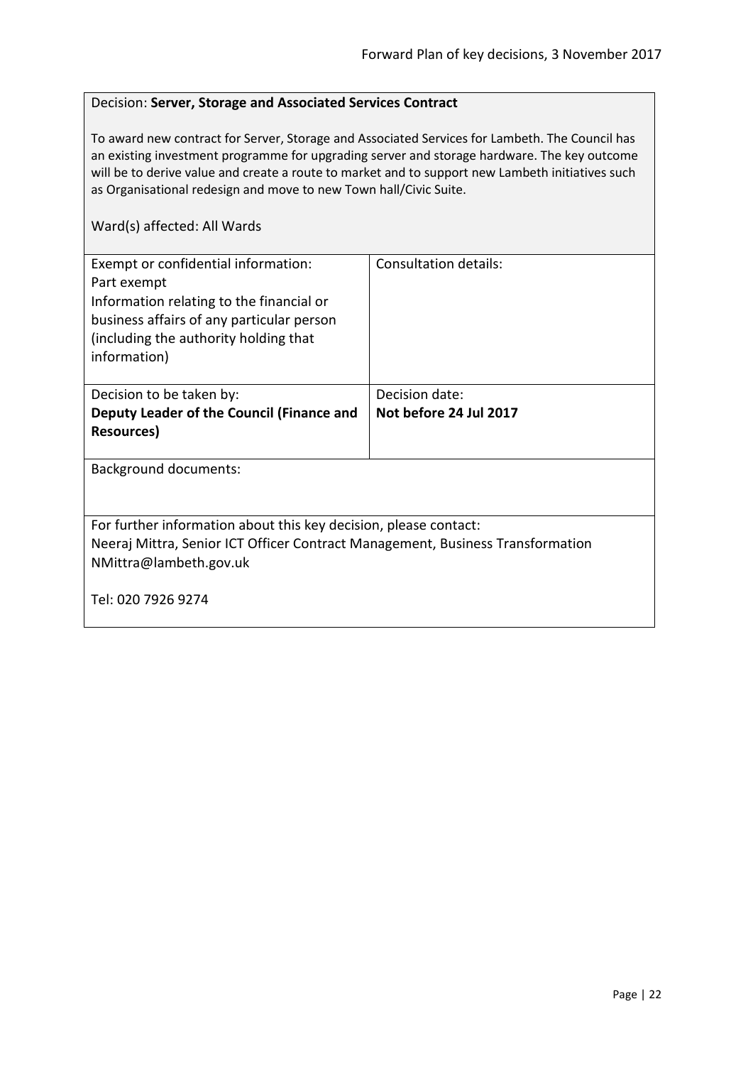Decision: **Server, Storage and Associated Services Contract**

To award new contract for Server, Storage and Associated Services for Lambeth. The Council has an existing investment programme for upgrading server and storage hardware. The key outcome will be to derive value and create a route to market and to support new Lambeth initiatives such as Organisational redesign and move to new Town hall/Civic Suite.

Ward(s) affected: All Wards

| | |
|---|---|
| Exempt or confidential information:<br>Part exempt<br>Information relating to the financial or business affairs of any particular person (including the authority holding that information) | Consultation details: |
| Decision to be taken by:<br>**Deputy Leader of the Council (Finance and Resources)** | Decision date:<br>**Not before 24 Jul 2017** |

Background documents:

For further information about this key decision, please contact:
Neeraj Mittra, Senior ICT Officer Contract Management, Business Transformation
NMittra@lambeth.gov.uk

Tel: 020 7926 9274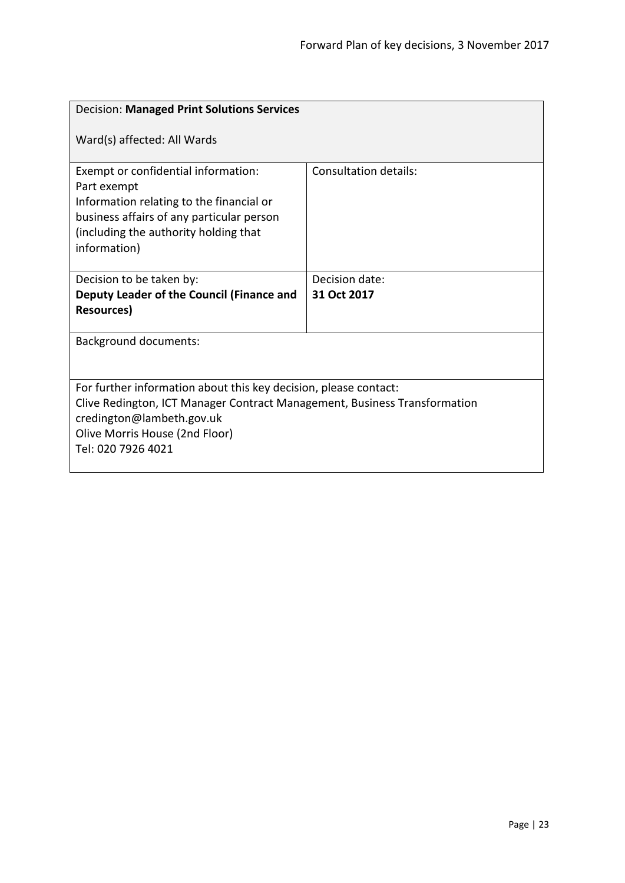| Decision: **Managed Print Solutions Services**<br><br>Ward(s) affected: All Wards | |
|---|---|
| Exempt or confidential information:<br>Part exempt<br>Information relating to the financial or business affairs of any particular person (including the authority holding that information) | Consultation details: |
| Decision to be taken by:<br>**Deputy Leader of the Council (Finance and Resources)** | Decision date:<br>**31 Oct 2017** |
| Background documents: | |
| For further information about this key decision, please contact:<br>Clive Redington, ICT Manager Contract Management, Business Transformation<br>credington@lambeth.gov.uk<br>Olive Morris House (2nd Floor)<br>Tel: 020 7926 4021 | |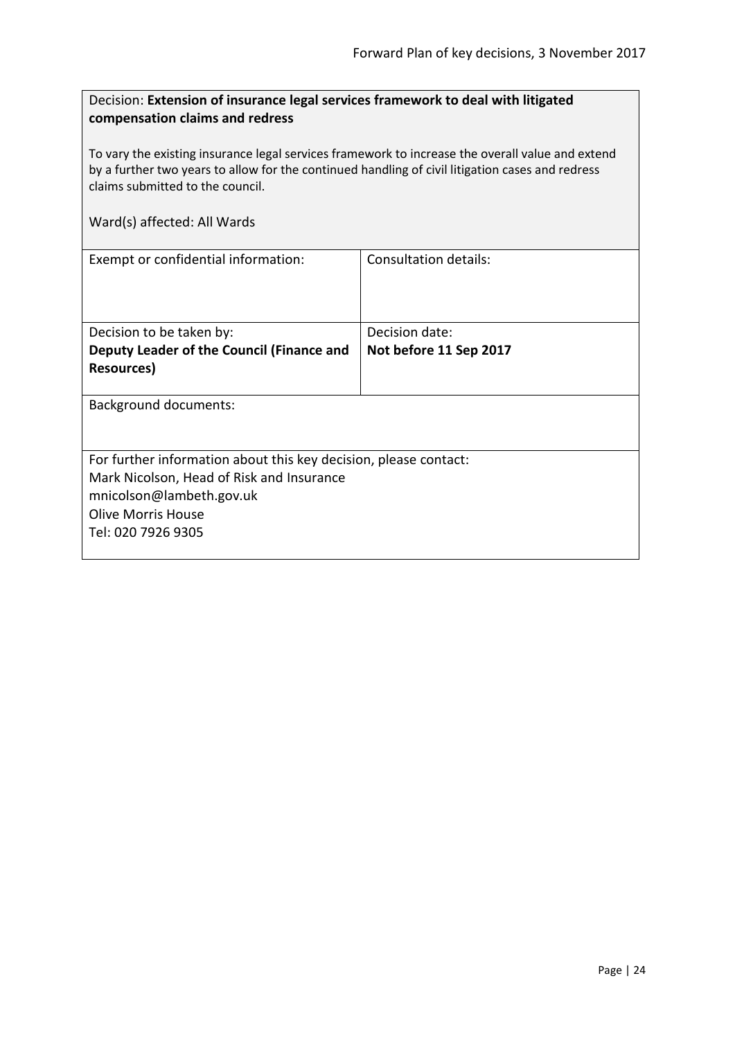Decision: **Extension of insurance legal services framework to deal with litigated compensation claims and redress**

To vary the existing insurance legal services framework to increase the overall value and extend by a further two years to allow for the continued handling of civil litigation cases and redress claims submitted to the council.

Ward(s) affected: All Wards

| | |
|---|---|
| Exempt or confidential information: | Consultation details: |
| Decision to be taken by:<br>**Deputy Leader of the Council (Finance and Resources)** | Decision date:<br>**Not before 11 Sep 2017** |

Background documents:

For further information about this key decision, please contact:
Mark Nicolson, Head of Risk and Insurance
mnicolson@lambeth.gov.uk
Olive Morris House
Tel: 020 7926 9305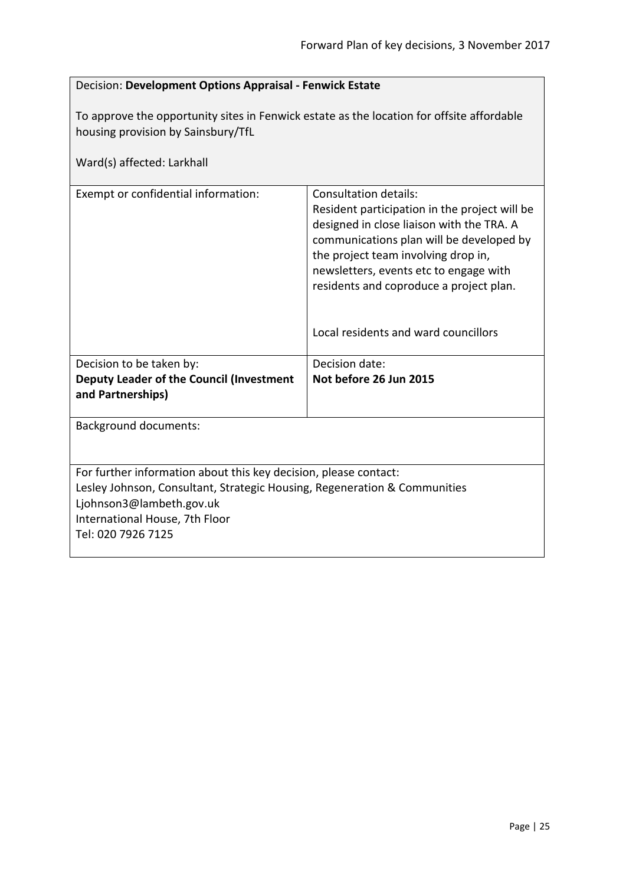Decision: **Development Options Appraisal - Fenwick Estate**

To approve the opportunity sites in Fenwick estate as the location for offsite affordable housing provision by Sainsbury/TfL

Ward(s) affected: Larkhall

| | |
|---|---|
| Exempt or confidential information: | Consultation details:<br>Resident participation in the project will be designed in close liaison with the TRA. A communications plan will be developed by the project team involving drop in, newsletters, events etc to engage with residents and coproduce a project plan.<br><br>Local residents and ward councillors |
| Decision to be taken by:<br>**Deputy Leader of the Council (Investment and Partnerships)** | Decision date:<br>**Not before 26 Jun 2015** |

Background documents:

For further information about this key decision, please contact:
Lesley Johnson, Consultant, Strategic Housing, Regeneration & Communities
Ljohnson3@lambeth.gov.uk
International House, 7th Floor
Tel: 020 7926 7125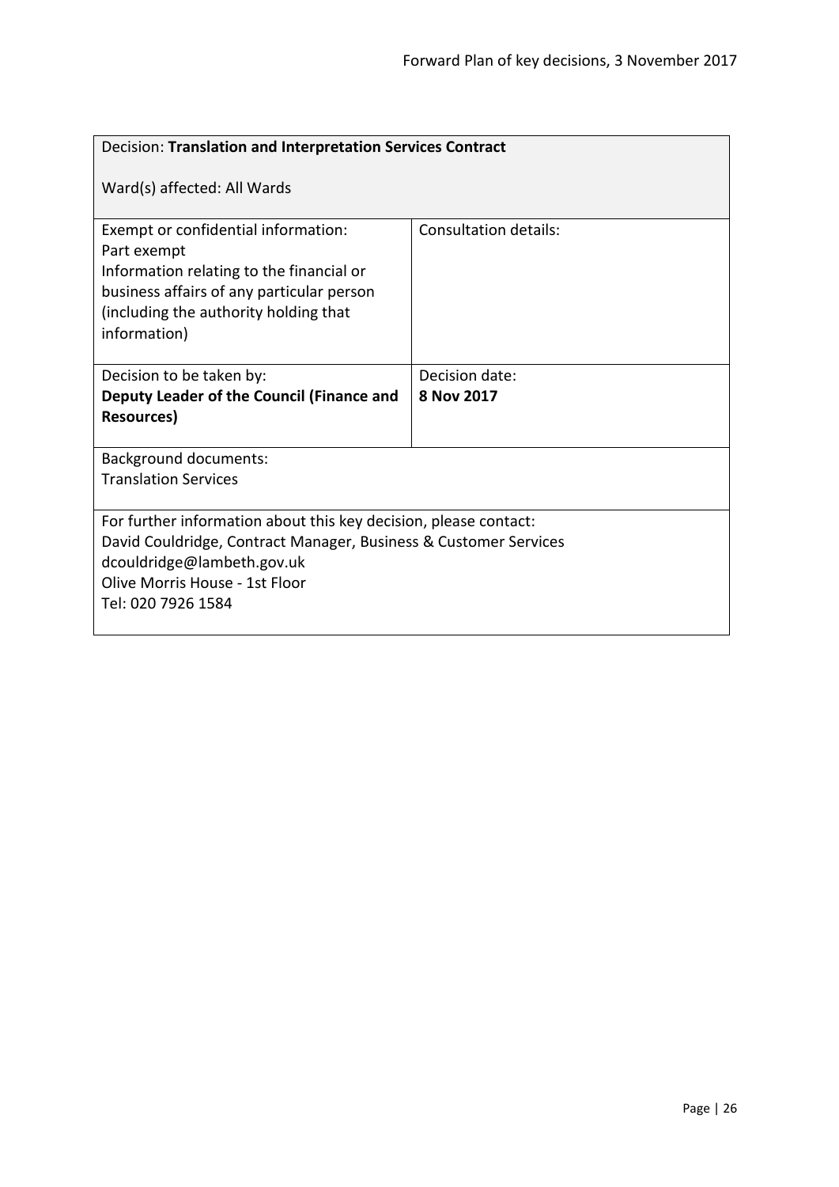Decision: **Translation and Interpretation Services Contract**

Ward(s) affected: All Wards

| | |
|---|---|
| Exempt or confidential information:<br>Part exempt<br>Information relating to the financial or business affairs of any particular person (including the authority holding that information) | Consultation details: |
| Decision to be taken by:<br>**Deputy Leader of the Council (Finance and Resources)** | Decision date:<br>**8 Nov 2017** |

Background documents:
Translation Services

For further information about this key decision, please contact:
David Couldridge, Contract Manager, Business & Customer Services
dcouldridge@lambeth.gov.uk
Olive Morris House - 1st Floor
Tel: 020 7926 1584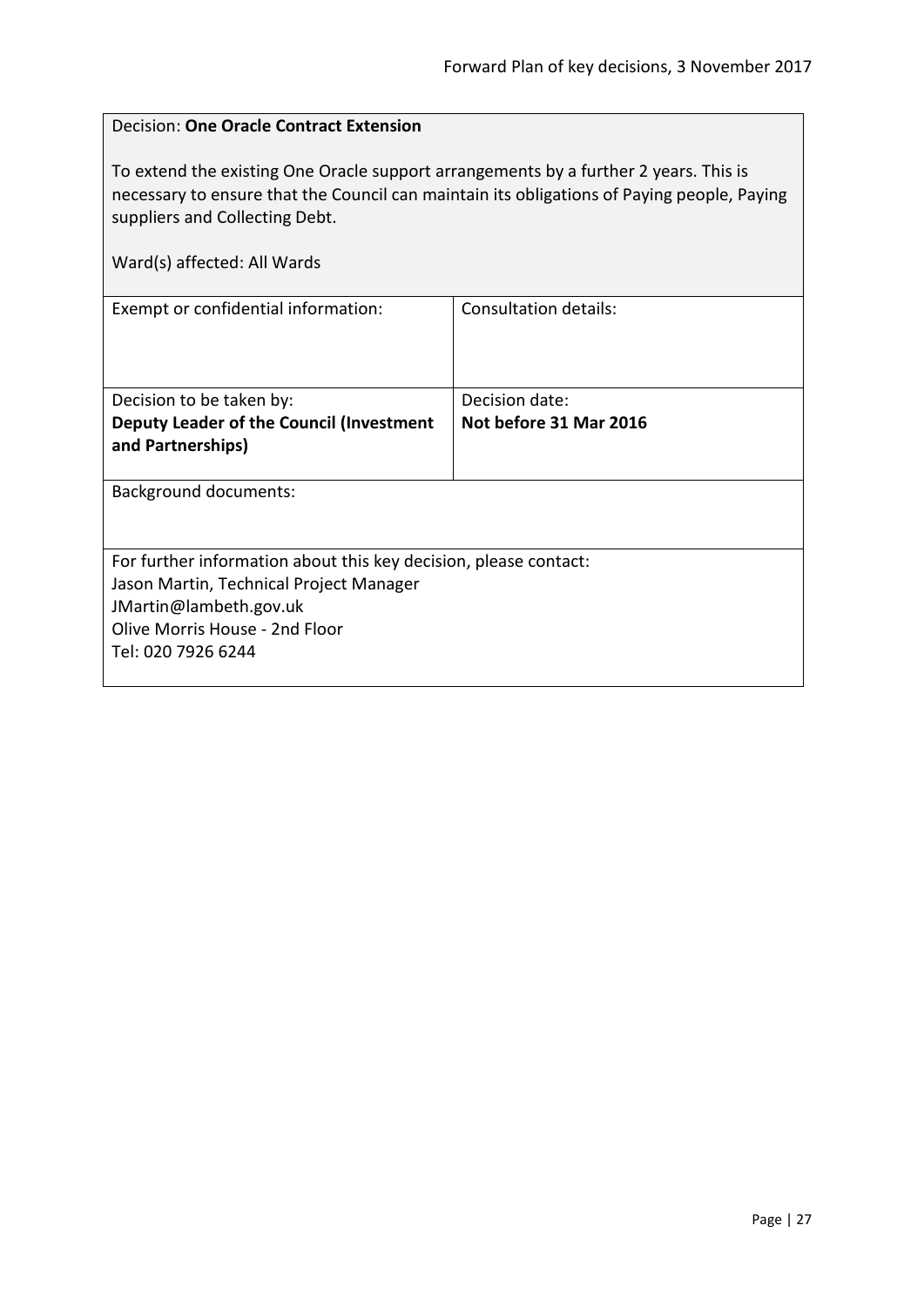Decision: **One Oracle Contract Extension**

To extend the existing One Oracle support arrangements by a further 2 years. This is necessary to ensure that the Council can maintain its obligations of Paying people, Paying suppliers and Collecting Debt.

Ward(s) affected: All Wards

| | |
|---|---|
| Exempt or confidential information: | Consultation details: |
| Decision to be taken by:<br>**Deputy Leader of the Council (Investment and Partnerships)** | Decision date:<br>**Not before 31 Mar 2016** |

Background documents:

For further information about this key decision, please contact:
Jason Martin, Technical Project Manager
JMartin@lambeth.gov.uk
Olive Morris House - 2nd Floor
Tel: 020 7926 6244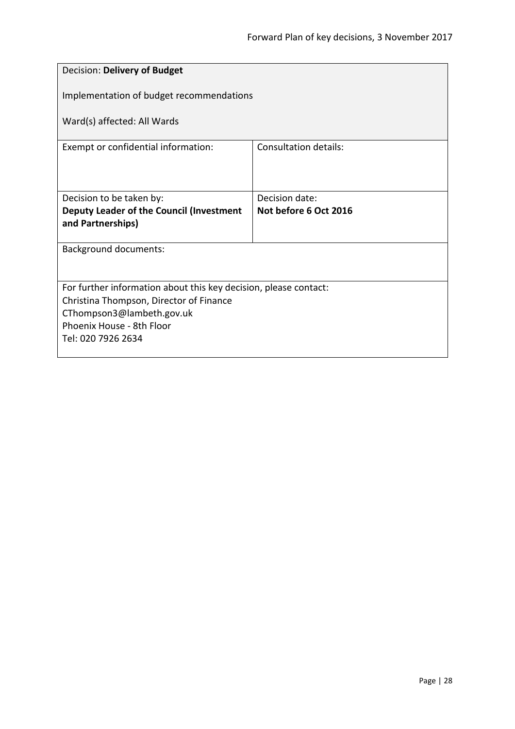Decision: **Delivery of Budget**

Implementation of budget recommendations

Ward(s) affected: All Wards

| | |
|---|---|
| Exempt or confidential information: | Consultation details: |
| Decision to be taken by:<br>**Deputy Leader of the Council (Investment and Partnerships)** | Decision date:<br>**Not before 6 Oct 2016** |

Background documents:

For further information about this key decision, please contact:
Christina Thompson, Director of Finance
CThompson3@lambeth.gov.uk
Phoenix House - 8th Floor
Tel: 020 7926 2634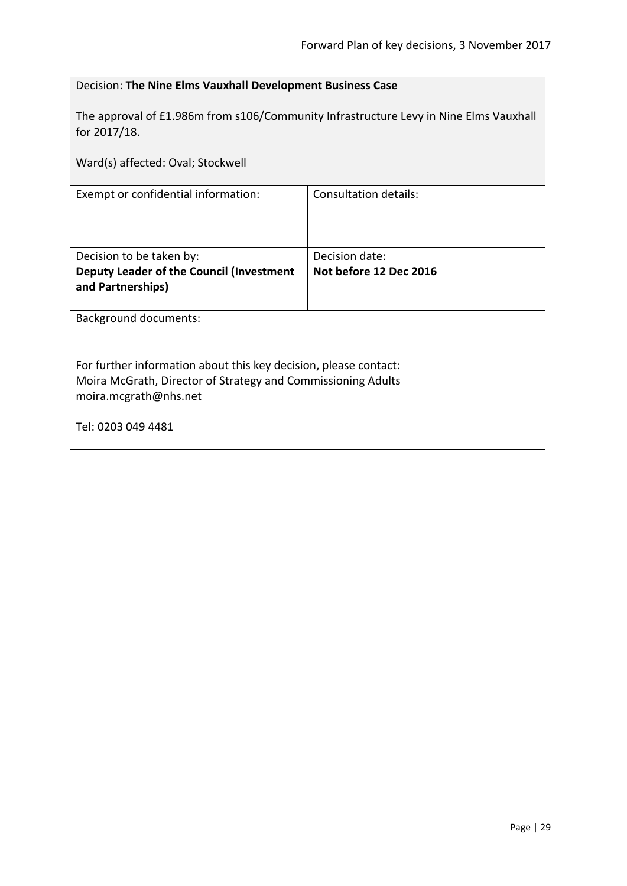Decision: **The Nine Elms Vauxhall Development Business Case**

The approval of £1.986m from s106/Community Infrastructure Levy in Nine Elms Vauxhall for 2017/18.

Ward(s) affected: Oval; Stockwell

| | |
|---|---|
| Exempt or confidential information: | Consultation details: |
| Decision to be taken by:<br>**Deputy Leader of the Council (Investment and Partnerships)** | Decision date:<br>**Not before 12 Dec 2016** |

Background documents:

For further information about this key decision, please contact:
Moira McGrath, Director of Strategy and Commissioning Adults
moira.mcgrath@nhs.net

Tel: 0203 049 4481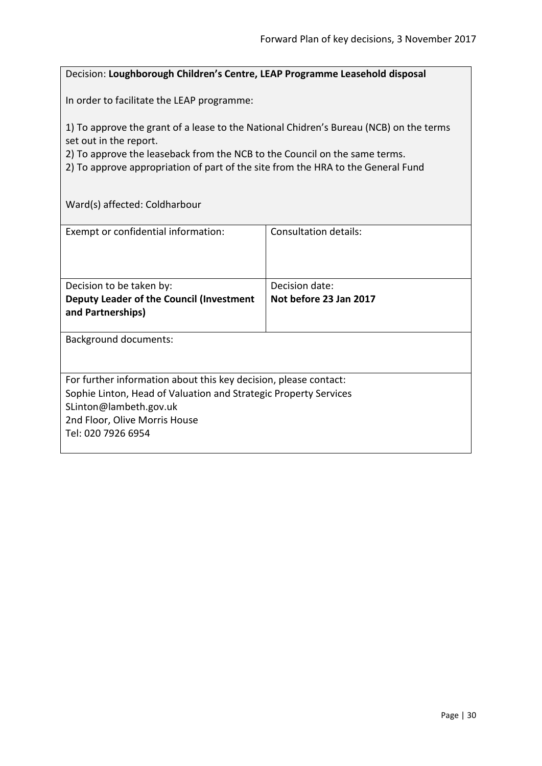Decision: **Loughborough Children's Centre, LEAP Programme Leasehold disposal**

In order to facilitate the LEAP programme:

1) To approve the grant of a lease to the National Chidren's Bureau (NCB) on the terms set out in the report.
2) To approve the leaseback from the NCB to the Council on the same terms.
2) To approve appropriation of part of the site from the HRA to the General Fund

Ward(s) affected: Coldharbour

| | |
|---|---|
| Exempt or confidential information: | Consultation details: |
| Decision to be taken by:<br>**Deputy Leader of the Council (Investment and Partnerships)** | Decision date:<br>**Not before 23 Jan 2017** |

Background documents:

For further information about this key decision, please contact:
Sophie Linton, Head of Valuation and Strategic Property Services
SLinton@lambeth.gov.uk
2nd Floor, Olive Morris House
Tel: 020 7926 6954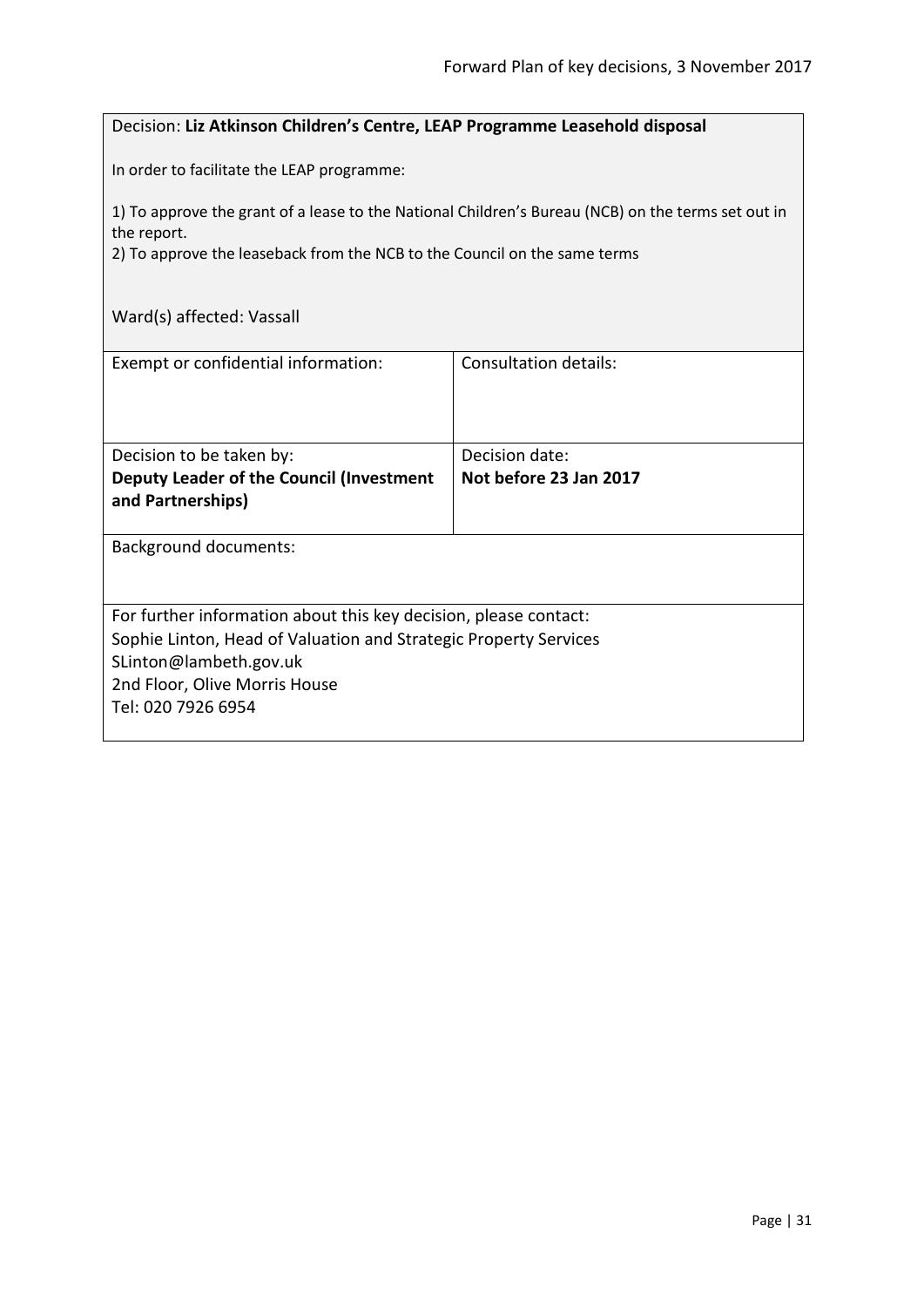Decision: **Liz Atkinson Children's Centre, LEAP Programme Leasehold disposal**

In order to facilitate the LEAP programme:

1) To approve the grant of a lease to the National Children's Bureau (NCB) on the terms set out in the report.
2) To approve the leaseback from the NCB to the Council on the same terms

Ward(s) affected: Vassall

| | |
|---|---|
| Exempt or confidential information: | Consultation details: |
| Decision to be taken by: **Deputy Leader of the Council (Investment and Partnerships)** | Decision date: **Not before 23 Jan 2017** |

Background documents:

For further information about this key decision, please contact:
Sophie Linton, Head of Valuation and Strategic Property Services
SLinton@lambeth.gov.uk
2nd Floor, Olive Morris House
Tel: 020 7926 6954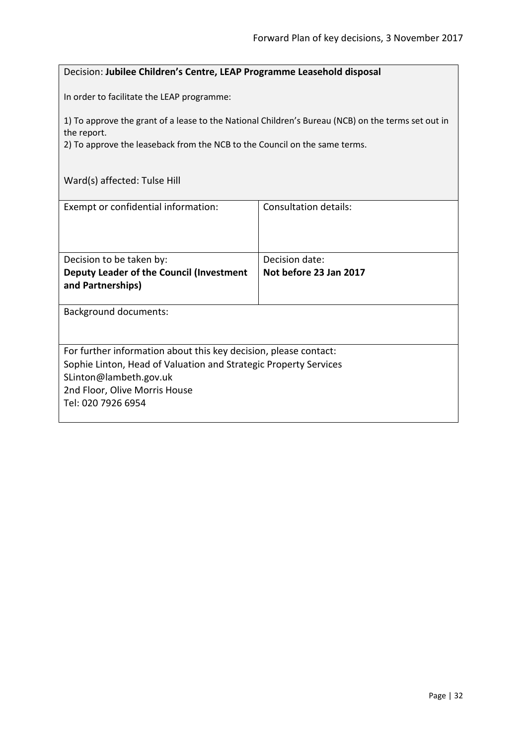Decision: **Jubilee Children's Centre, LEAP Programme Leasehold disposal**

In order to facilitate the LEAP programme:

1) To approve the grant of a lease to the National Children's Bureau (NCB) on the terms set out in the report.
2) To approve the leaseback from the NCB to the Council on the same terms.

Ward(s) affected: Tulse Hill

| | |
|---|---|
| Exempt or confidential information: | Consultation details: |
| Decision to be taken by:<br>**Deputy Leader of the Council (Investment and Partnerships)** | Decision date:<br>**Not before 23 Jan 2017** |

Background documents:

For further information about this key decision, please contact:
Sophie Linton, Head of Valuation and Strategic Property Services
SLinton@lambeth.gov.uk
2nd Floor, Olive Morris House
Tel: 020 7926 6954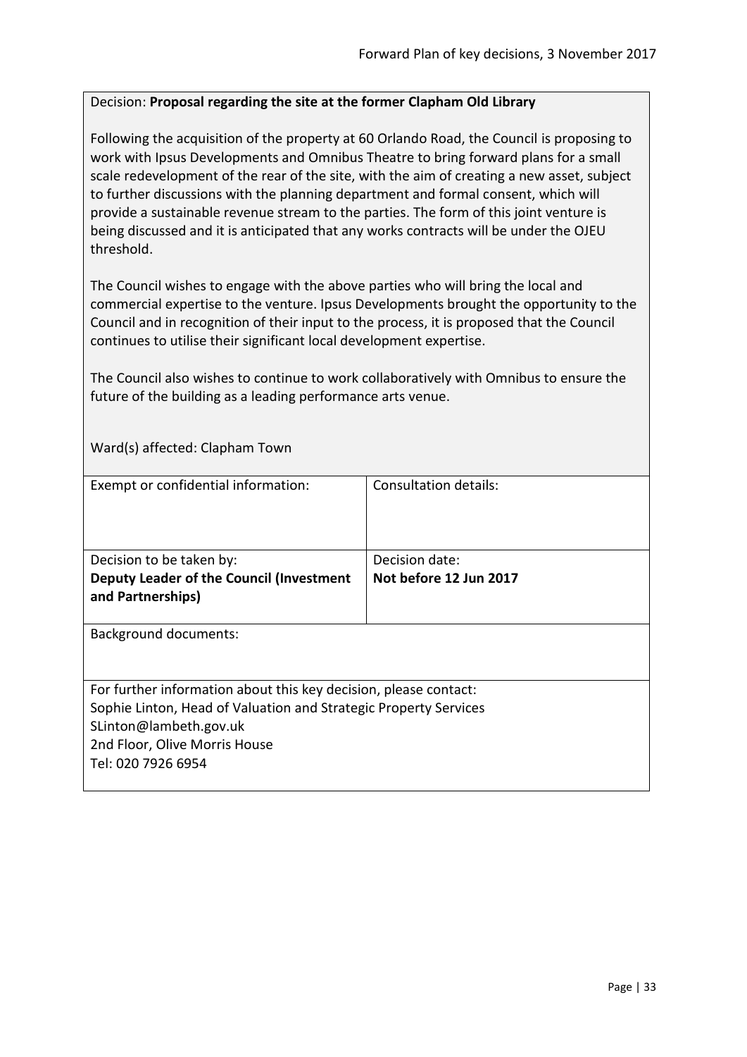Decision: **Proposal regarding the site at the former Clapham Old Library**

Following the acquisition of the property at 60 Orlando Road, the Council is proposing to work with Ipsus Developments and Omnibus Theatre to bring forward plans for a small scale redevelopment of the rear of the site, with the aim of creating a new asset, subject to further discussions with the planning department and formal consent, which will provide a sustainable revenue stream to the parties. The form of this joint venture is being discussed and it is anticipated that any works contracts will be under the OJEU threshold.

The Council wishes to engage with the above parties who will bring the local and commercial expertise to the venture. Ipsus Developments brought the opportunity to the Council and in recognition of their input to the process, it is proposed that the Council continues to utilise their significant local development expertise.

The Council also wishes to continue to work collaboratively with Omnibus to ensure the future of the building as a leading performance arts venue.

Ward(s) affected: Clapham Town

| | |
|---|---|
| Exempt or confidential information: | Consultation details: |
| Decision to be taken by:<br>**Deputy Leader of the Council (Investment and Partnerships)** | Decision date:<br>**Not before 12 Jun 2017** |

Background documents:

For further information about this key decision, please contact:
Sophie Linton, Head of Valuation and Strategic Property Services
SLinton@lambeth.gov.uk
2nd Floor, Olive Morris House
Tel: 020 7926 6954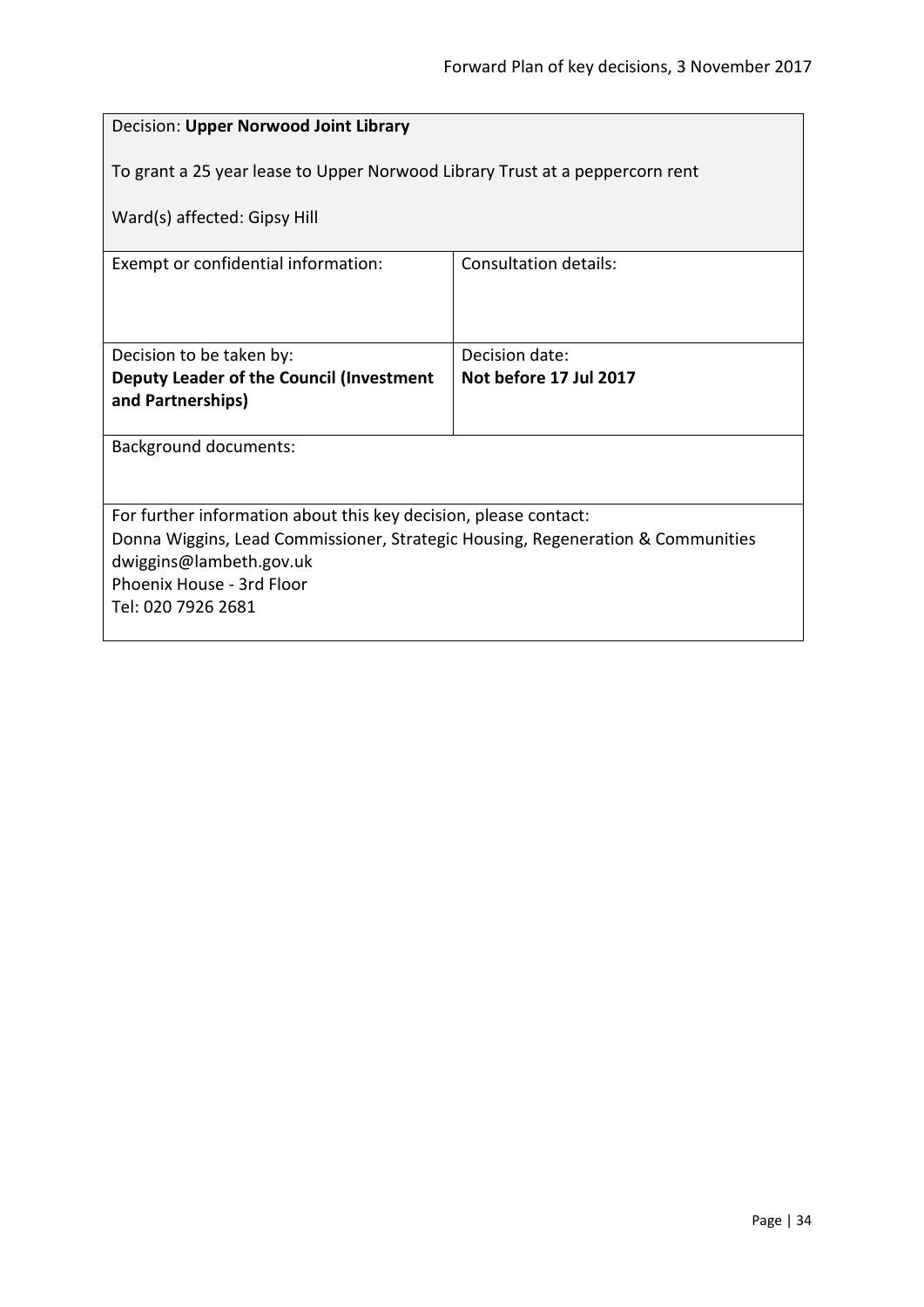Decision: **Upper Norwood Joint Library**

To grant a 25 year lease to Upper Norwood Library Trust at a peppercorn rent

Ward(s) affected: Gipsy Hill

| | |
|---|---|
| Exempt or confidential information: | Consultation details: |
| Decision to be taken by:<br>**Deputy Leader of the Council (Investment and Partnerships)** | Decision date:<br>**Not before 17 Jul 2017** |

Background documents:

For further information about this key decision, please contact:
Donna Wiggins, Lead Commissioner, Strategic Housing, Regeneration & Communities
dwiggins@lambeth.gov.uk
Phoenix House - 3rd Floor
Tel: 020 7926 2681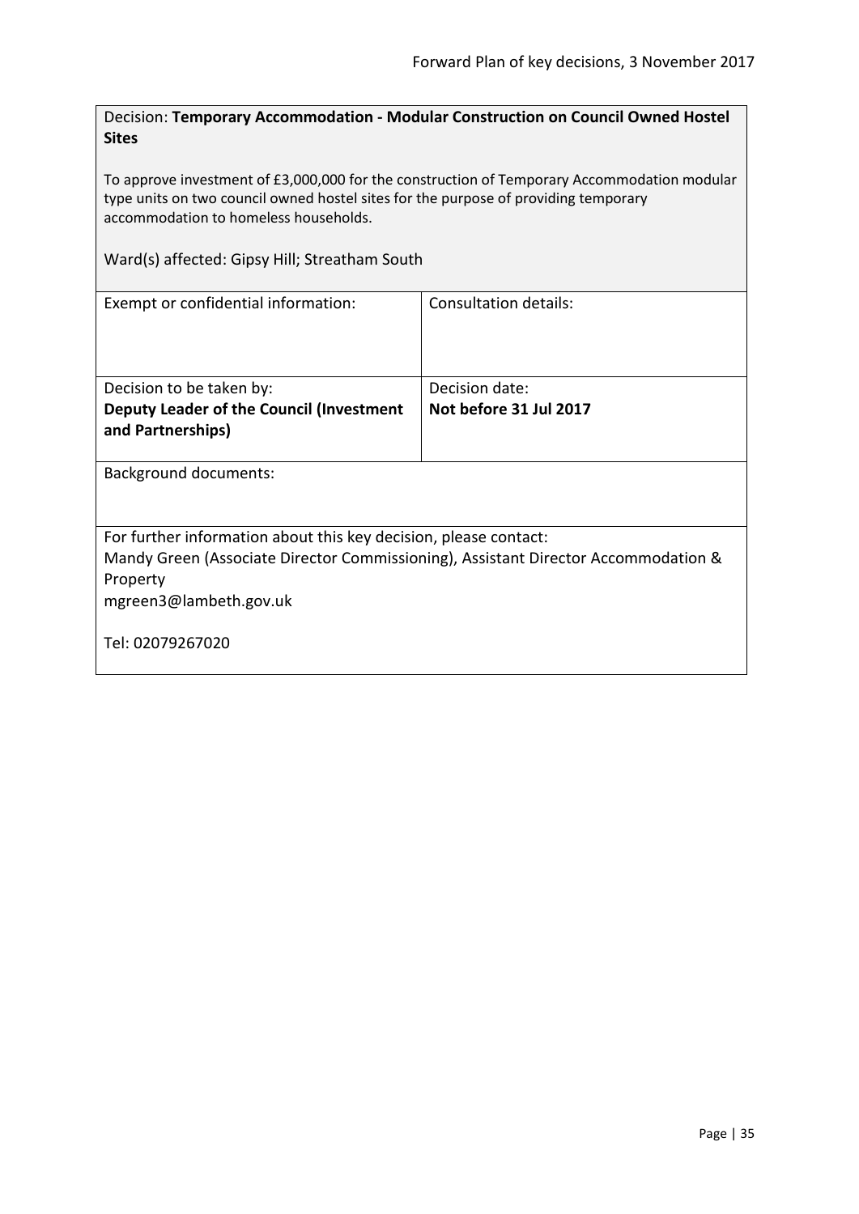Decision: **Temporary Accommodation - Modular Construction on Council Owned Hostel Sites**

To approve investment of £3,000,000 for the construction of Temporary Accommodation modular type units on two council owned hostel sites for the purpose of providing temporary accommodation to homeless households.

Ward(s) affected: Gipsy Hill; Streatham South

| Exempt or confidential information: | Consultation details: |
| --- | --- |
| Decision to be taken by:<br>**Deputy Leader of the Council (Investment and Partnerships)** | Decision date:<br>**Not before 31 Jul 2017** |

Background documents:

For further information about this key decision, please contact:
Mandy Green (Associate Director Commissioning), Assistant Director Accommodation & Property
mgreen3@lambeth.gov.uk

Tel: 02079267020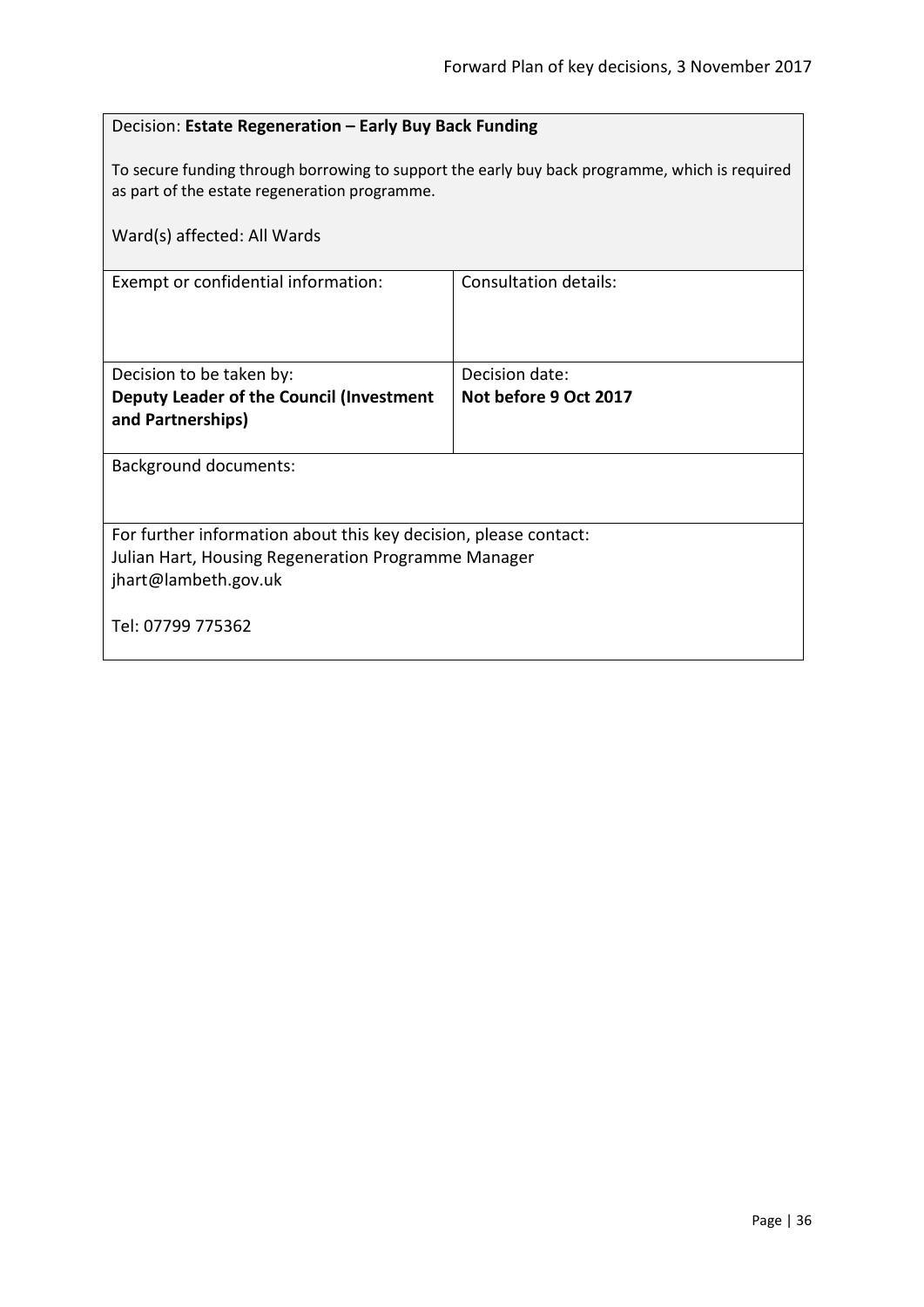Decision: **Estate Regeneration – Early Buy Back Funding**

To secure funding through borrowing to support the early buy back programme, which is required as part of the estate regeneration programme.

Ward(s) affected: All Wards

| | |
|---|---|
| Exempt or confidential information: | Consultation details: |
| Decision to be taken by:<br>**Deputy Leader of the Council (Investment and Partnerships)** | Decision date:<br>**Not before 9 Oct 2017** |

Background documents:

For further information about this key decision, please contact:
Julian Hart, Housing Regeneration Programme Manager
jhart@lambeth.gov.uk

Tel: 07799 775362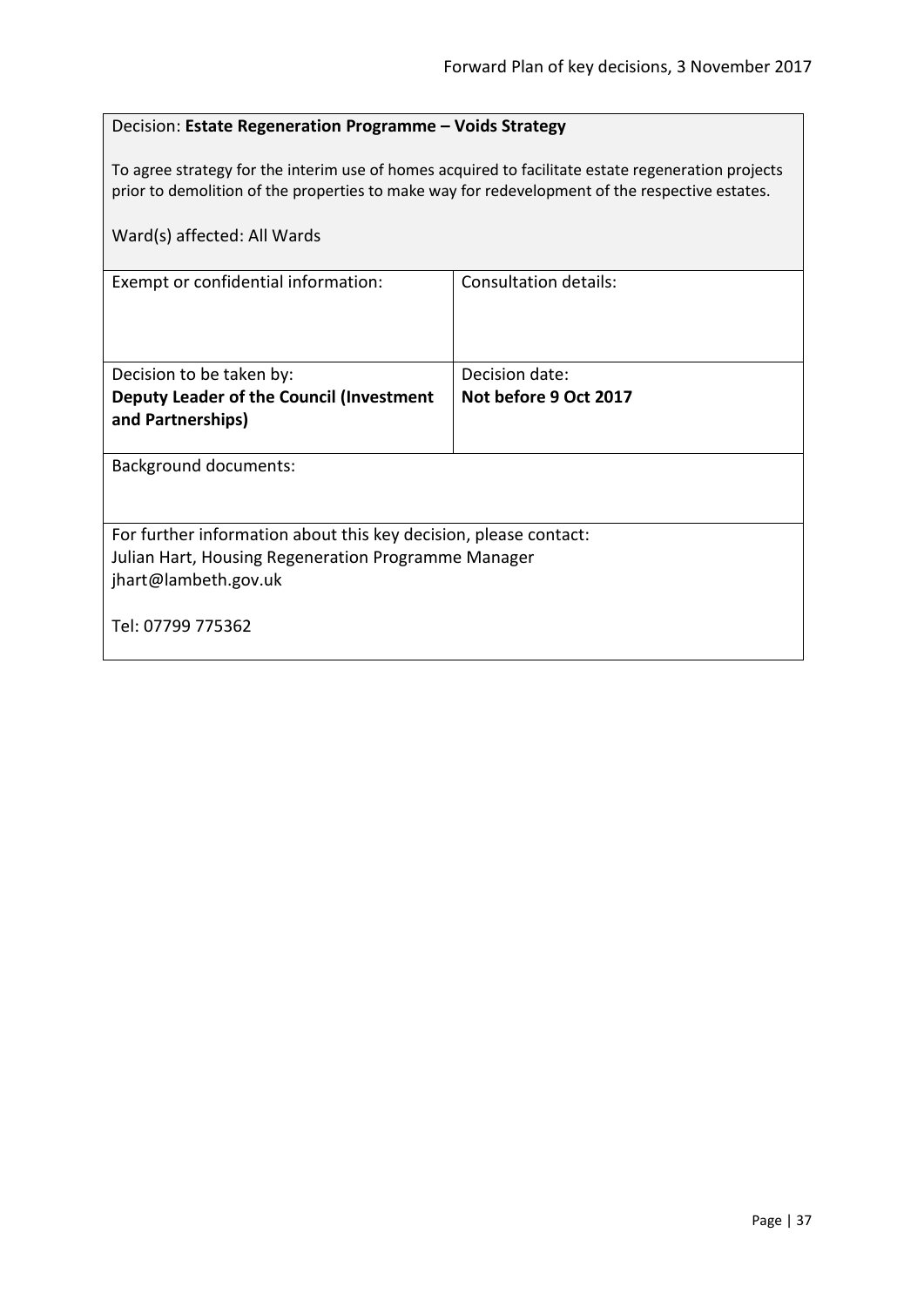Decision: **Estate Regeneration Programme – Voids Strategy**

To agree strategy for the interim use of homes acquired to facilitate estate regeneration projects prior to demolition of the properties to make way for redevelopment of the respective estates.

Ward(s) affected: All Wards

| Exempt or confidential information: | Consultation details: |
|---|---|
| Decision to be taken by:<br>**Deputy Leader of the Council (Investment and Partnerships)** | Decision date:<br>**Not before 9 Oct 2017** |

Background documents:

For further information about this key decision, please contact:
Julian Hart, Housing Regeneration Programme Manager
jhart@lambeth.gov.uk

Tel: 07799 775362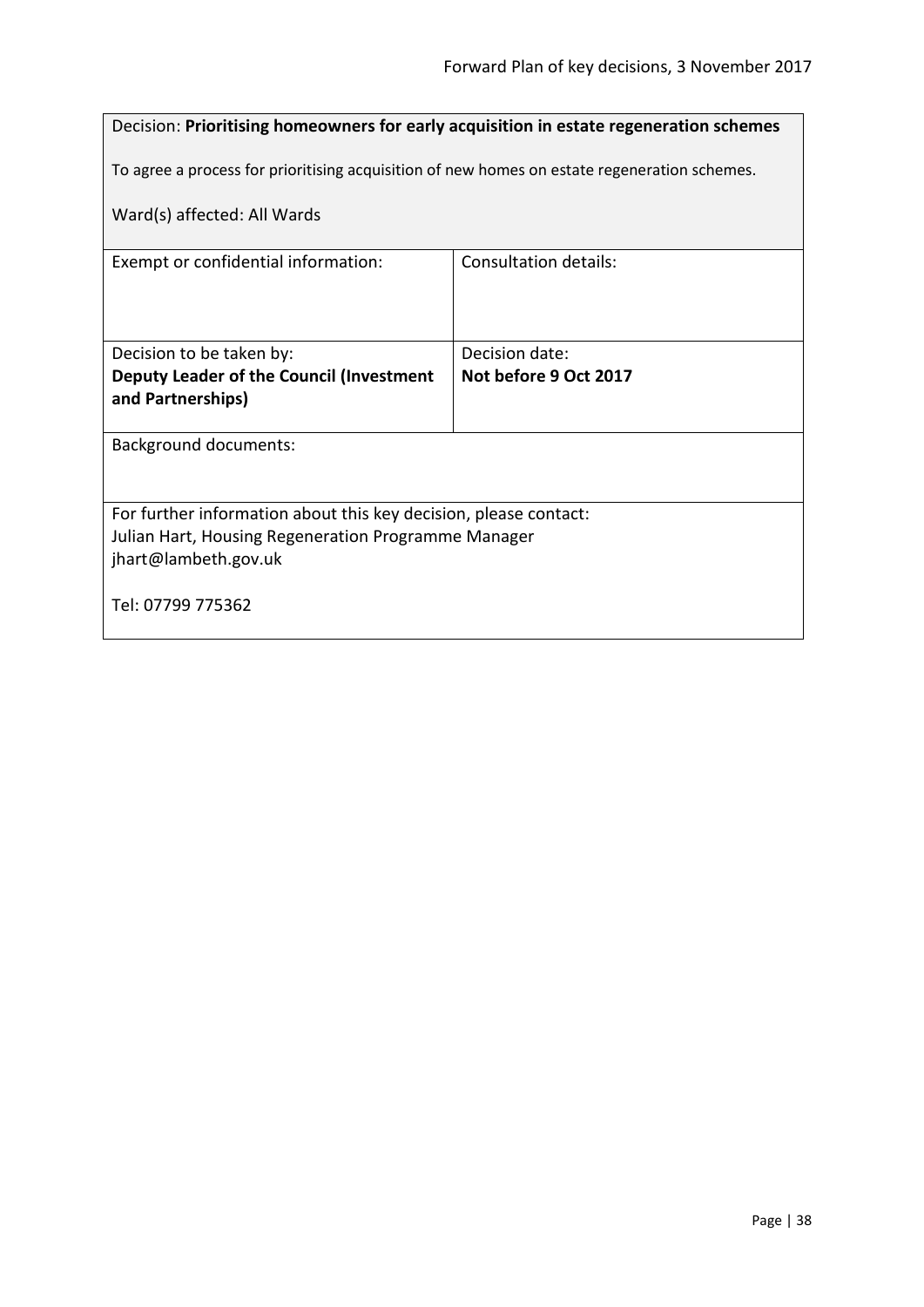Decision: **Prioritising homeowners for early acquisition in estate regeneration schemes**

To agree a process for prioritising acquisition of new homes on estate regeneration schemes.

Ward(s) affected: All Wards

| | |
|---|---|
| Exempt or confidential information: | Consultation details: |
| Decision to be taken by:<br>**Deputy Leader of the Council (Investment and Partnerships)** | Decision date:<br>**Not before 9 Oct 2017** |

Background documents:

For further information about this key decision, please contact:
Julian Hart, Housing Regeneration Programme Manager
jhart@lambeth.gov.uk

Tel: 07799 775362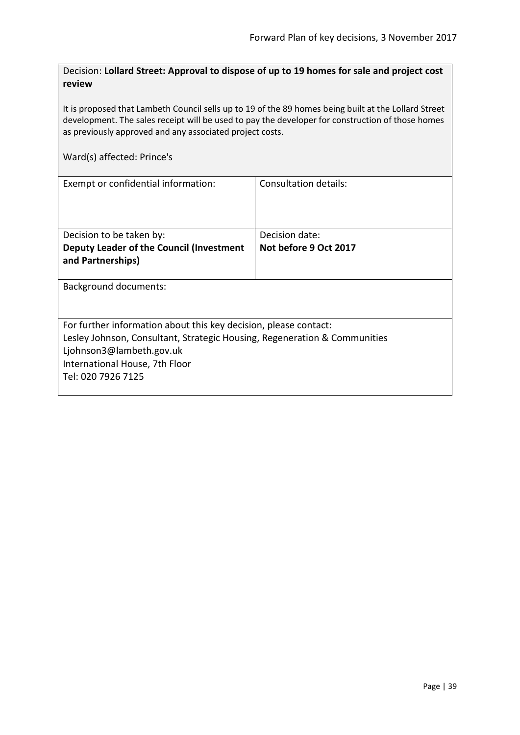Decision: **Lollard Street: Approval to dispose of up to 19 homes for sale and project cost review**

It is proposed that Lambeth Council sells up to 19 of the 89 homes being built at the Lollard Street development. The sales receipt will be used to pay the developer for construction of those homes as previously approved and any associated project costs.

Ward(s) affected: Prince's

| | |
|---|---|
| Exempt or confidential information: | Consultation details: |
| Decision to be taken by:<br>**Deputy Leader of the Council (Investment and Partnerships)** | Decision date:<br>**Not before 9 Oct 2017** |

Background documents:

For further information about this key decision, please contact:
Lesley Johnson, Consultant, Strategic Housing, Regeneration & Communities
Ljohnson3@lambeth.gov.uk
International House, 7th Floor
Tel: 020 7926 7125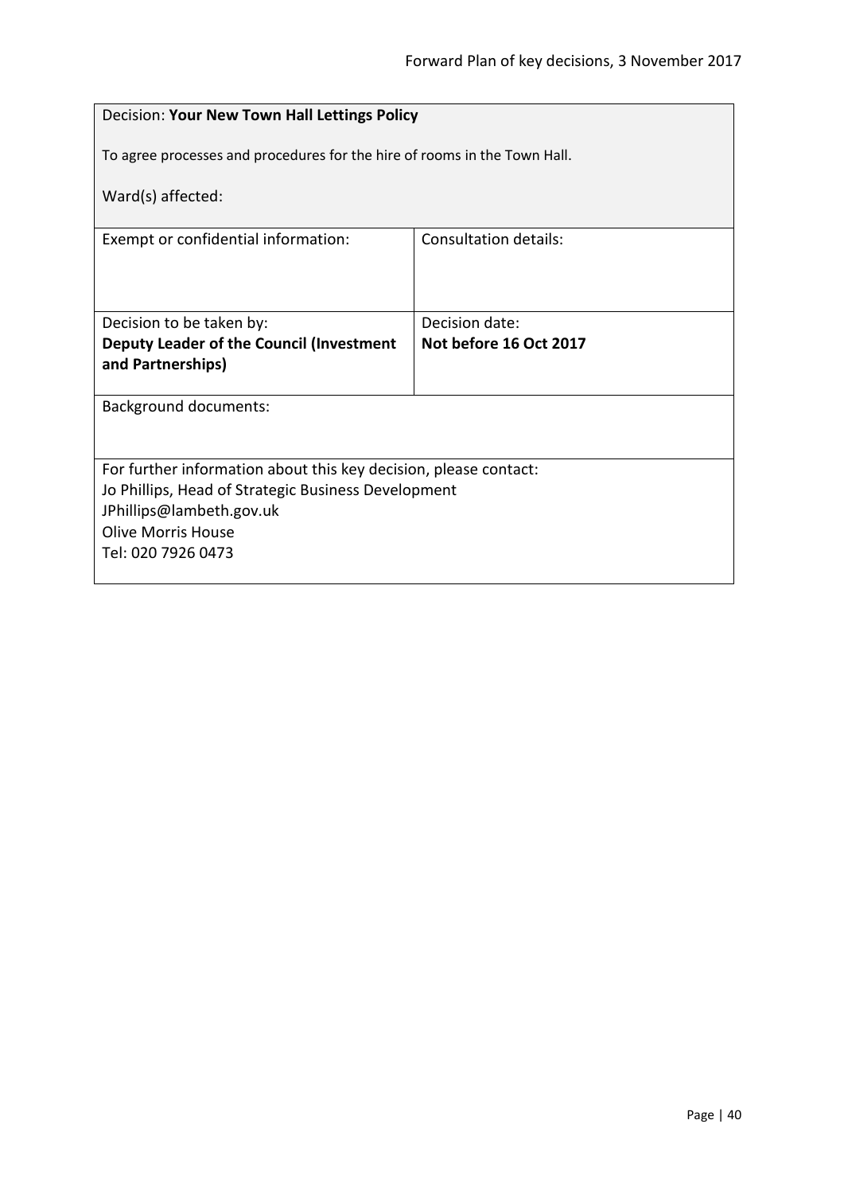Decision: **Your New Town Hall Lettings Policy**

To agree processes and procedures for the hire of rooms in the Town Hall.

Ward(s) affected:

| | |
|---|---|
| Exempt or confidential information: | Consultation details: |
| Decision to be taken by:<br>**Deputy Leader of the Council (Investment and Partnerships)** | Decision date:<br>**Not before 16 Oct 2017** |

Background documents:

For further information about this key decision, please contact:
Jo Phillips, Head of Strategic Business Development
JPhillips@lambeth.gov.uk
Olive Morris House
Tel: 020 7926 0473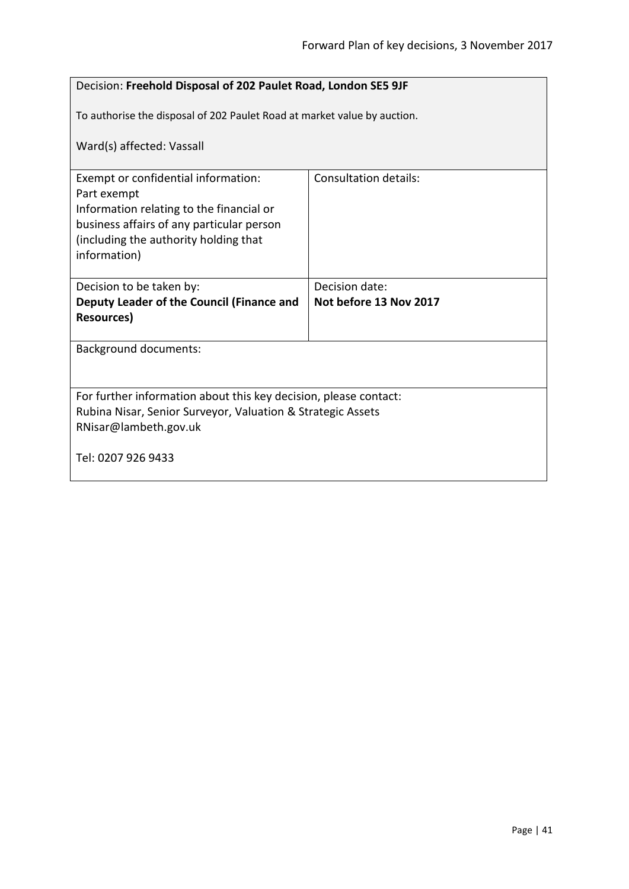| Decision: **Freehold Disposal of 202 Paulet Road, London SE5 9JF**<br><br>To authorise the disposal of 202 Paulet Road at market value by auction.<br><br>Ward(s) affected: Vassall | |
|---|---|
| Exempt or confidential information:<br>Part exempt<br>Information relating to the financial or business affairs of any particular person (including the authority holding that information) | Consultation details: |
| Decision to be taken by:<br>**Deputy Leader of the Council (Finance and Resources)** | Decision date:<br>**Not before 13 Nov 2017** |
| Background documents: | |
| For further information about this key decision, please contact:<br>Rubina Nisar, Senior Surveyor, Valuation & Strategic Assets<br>RNisar@lambeth.gov.uk<br><br>Tel: 0207 926 9433 | |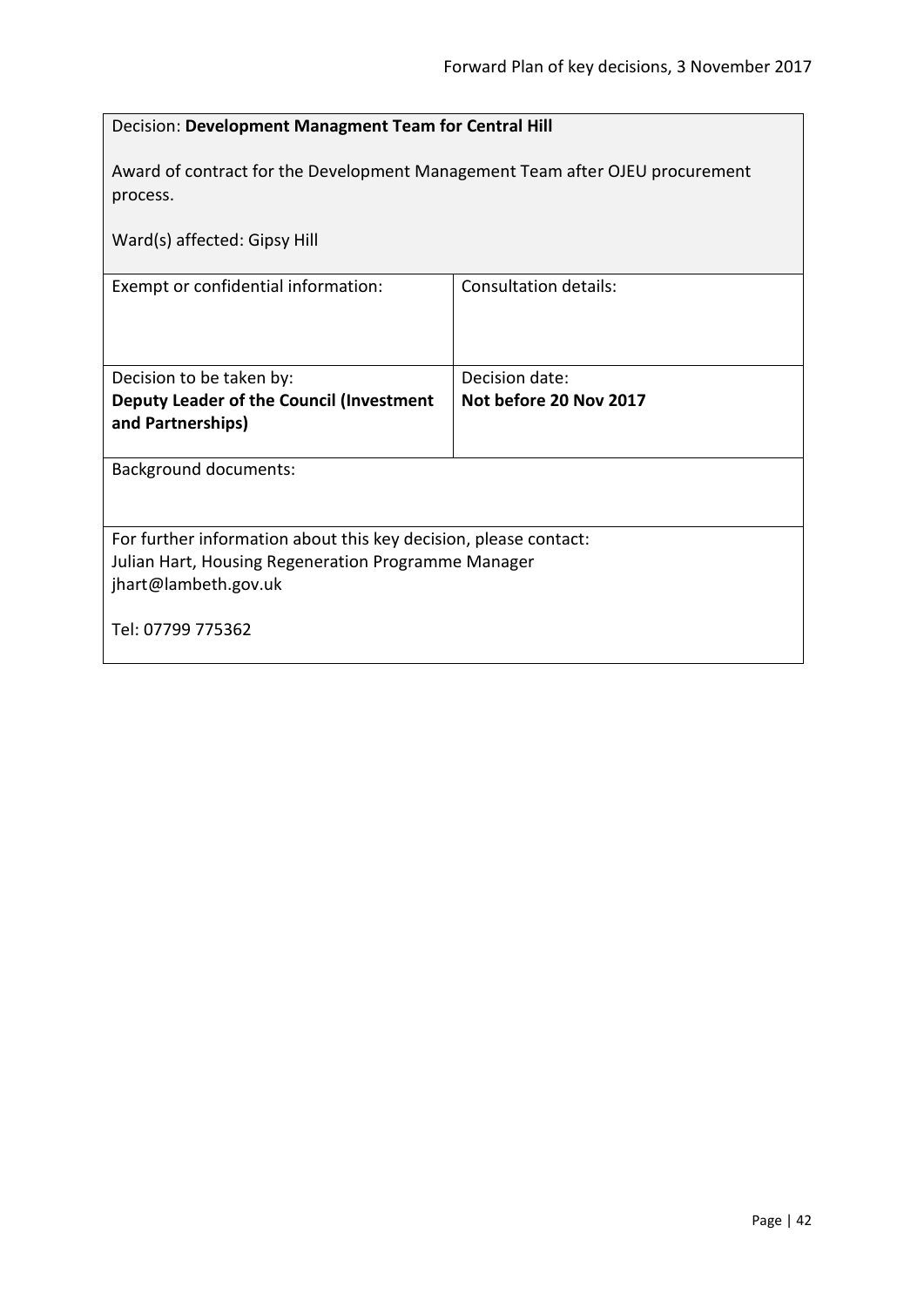| Decision: **Development Managment Team for Central Hill**<br><br>Award of contract for the Development Management Team after OJEU procurement process.<br><br>Ward(s) affected: Gipsy Hill | |
|---|---|
| Exempt or confidential information: | Consultation details: |
| Decision to be taken by:<br>**Deputy Leader of the Council (Investment and Partnerships)** | Decision date:<br>**Not before 20 Nov 2017** |
| Background documents: | |
| For further information about this key decision, please contact:<br>Julian Hart, Housing Regeneration Programme Manager<br>jhart@lambeth.gov.uk<br><br>Tel: 07799 775362 | |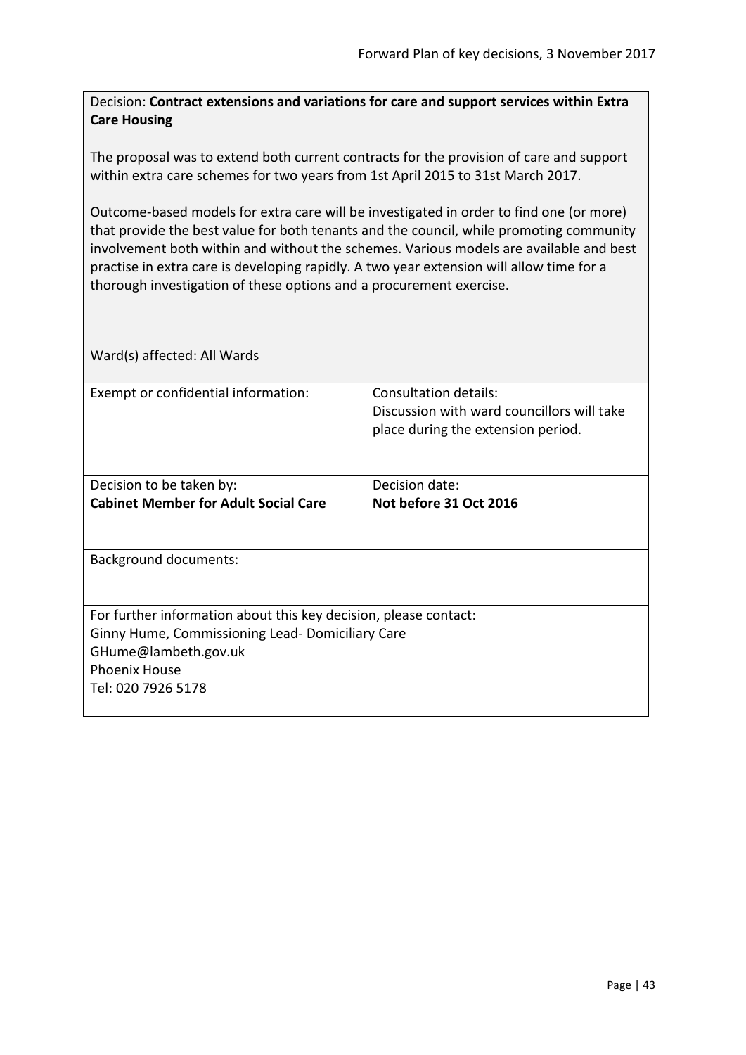Decision: **Contract extensions and variations for care and support services within Extra Care Housing**

The proposal was to extend both current contracts for the provision of care and support within extra care schemes for two years from 1st April 2015 to 31st March 2017.

Outcome-based models for extra care will be investigated in order to find one (or more) that provide the best value for both tenants and the council, while promoting community involvement both within and without the schemes. Various models are available and best practise in extra care is developing rapidly. A two year extension will allow time for a thorough investigation of these options and a procurement exercise.

Ward(s) affected: All Wards

| | |
|---|---|
| Exempt or confidential information: | Consultation details:<br>Discussion with ward councillors will take place during the extension period. |
| Decision to be taken by:<br>**Cabinet Member for Adult Social Care** | Decision date:<br>**Not before 31 Oct 2016** |

Background documents:

For further information about this key decision, please contact:
Ginny Hume, Commissioning Lead- Domiciliary Care
GHume@lambeth.gov.uk
Phoenix House
Tel: 020 7926 5178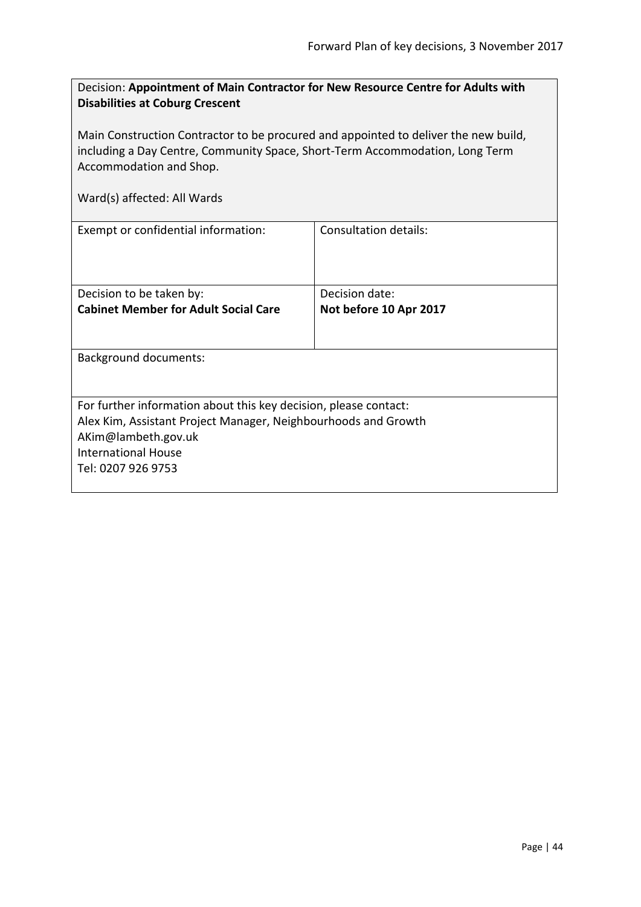Decision: **Appointment of Main Contractor for New Resource Centre for Adults with Disabilities at Coburg Crescent**

Main Construction Contractor to be procured and appointed to deliver the new build, including a Day Centre, Community Space, Short-Term Accommodation, Long Term Accommodation and Shop.

Ward(s) affected: All Wards

| | |
|---|---|
| Exempt or confidential information: | Consultation details: |
| Decision to be taken by:<br>**Cabinet Member for Adult Social Care** | Decision date:<br>**Not before 10 Apr 2017** |

Background documents:

For further information about this key decision, please contact:
Alex Kim, Assistant Project Manager, Neighbourhoods and Growth
AKim@lambeth.gov.uk
International House
Tel: 0207 926 9753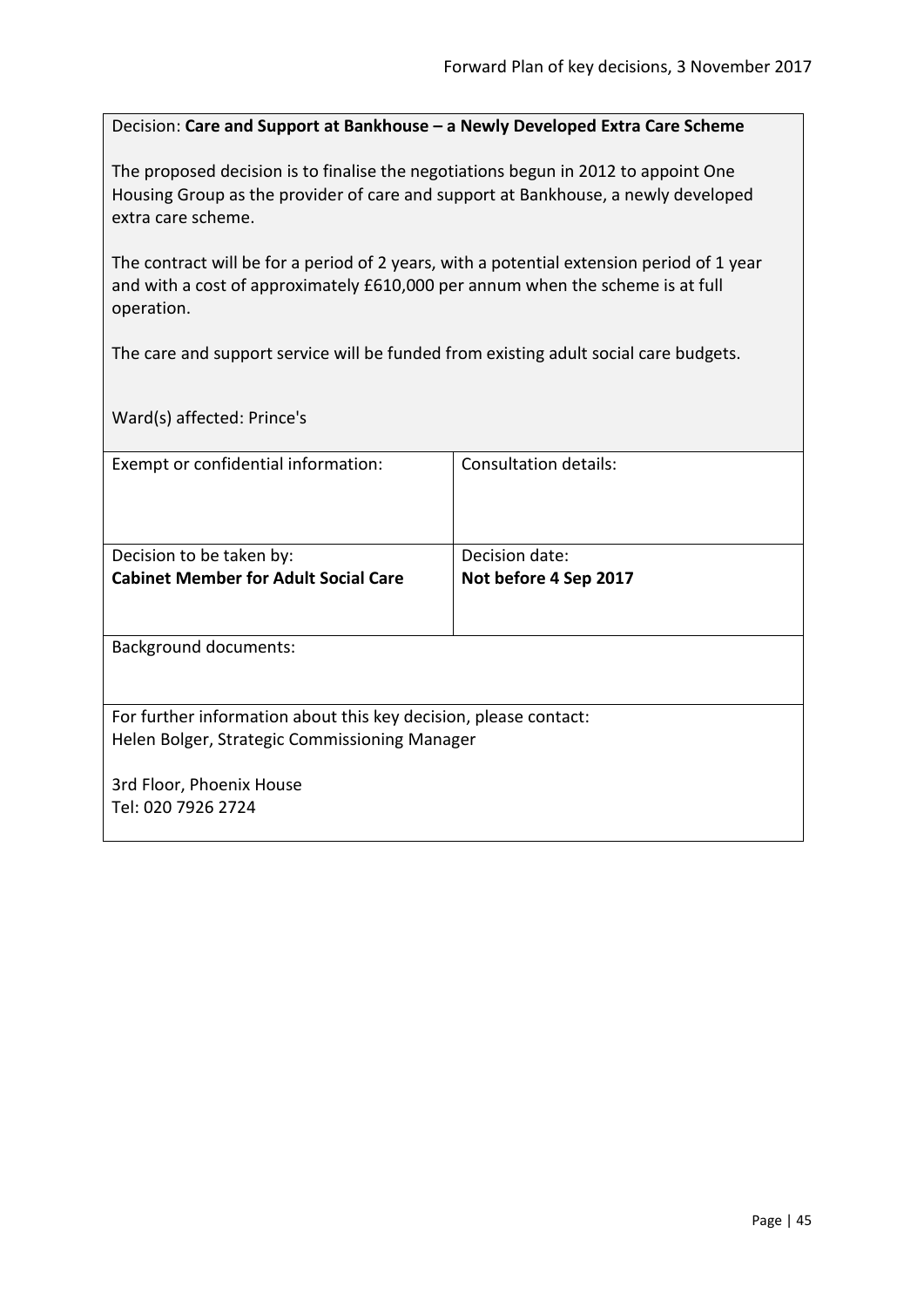Decision: **Care and Support at Bankhouse – a Newly Developed Extra Care Scheme**

The proposed decision is to finalise the negotiations begun in 2012 to appoint One Housing Group as the provider of care and support at Bankhouse, a newly developed extra care scheme.

The contract will be for a period of 2 years, with a potential extension period of 1 year and with a cost of approximately £610,000 per annum when the scheme is at full operation.

The care and support service will be funded from existing adult social care budgets.

Ward(s) affected: Prince's

| Exempt or confidential information: | Consultation details: |
|---|---|
| Decision to be taken by:<br>**Cabinet Member for Adult Social Care** | Decision date:<br>**Not before 4 Sep 2017** |

Background documents:

For further information about this key decision, please contact:
Helen Bolger, Strategic Commissioning Manager

3rd Floor, Phoenix House
Tel: 020 7926 2724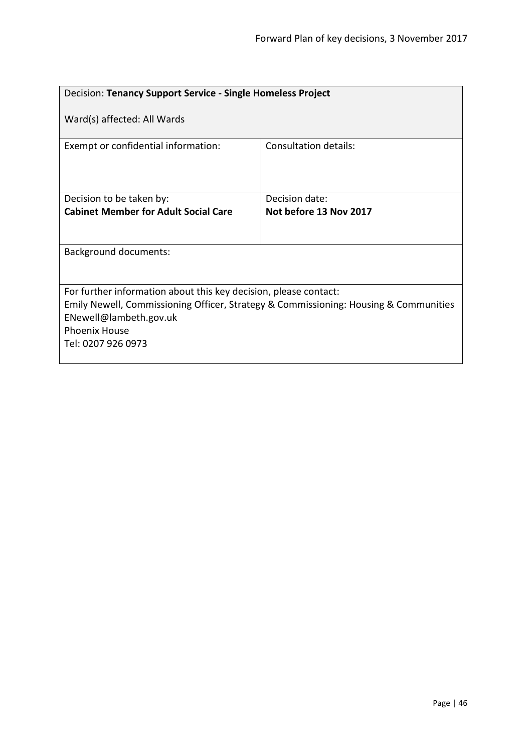| Decision: **Tenancy Support Service - Single Homeless Project**<br><br>Ward(s) affected: All Wards | |
|---|---|
| Exempt or confidential information: | Consultation details: |
| Decision to be taken by:<br>**Cabinet Member for Adult Social Care** | Decision date:<br>**Not before 13 Nov 2017** |
| Background documents: | |
| For further information about this key decision, please contact:<br>Emily Newell, Commissioning Officer, Strategy & Commissioning: Housing & Communities<br>ENewell@lambeth.gov.uk<br>Phoenix House<br>Tel: 0207 926 0973 | |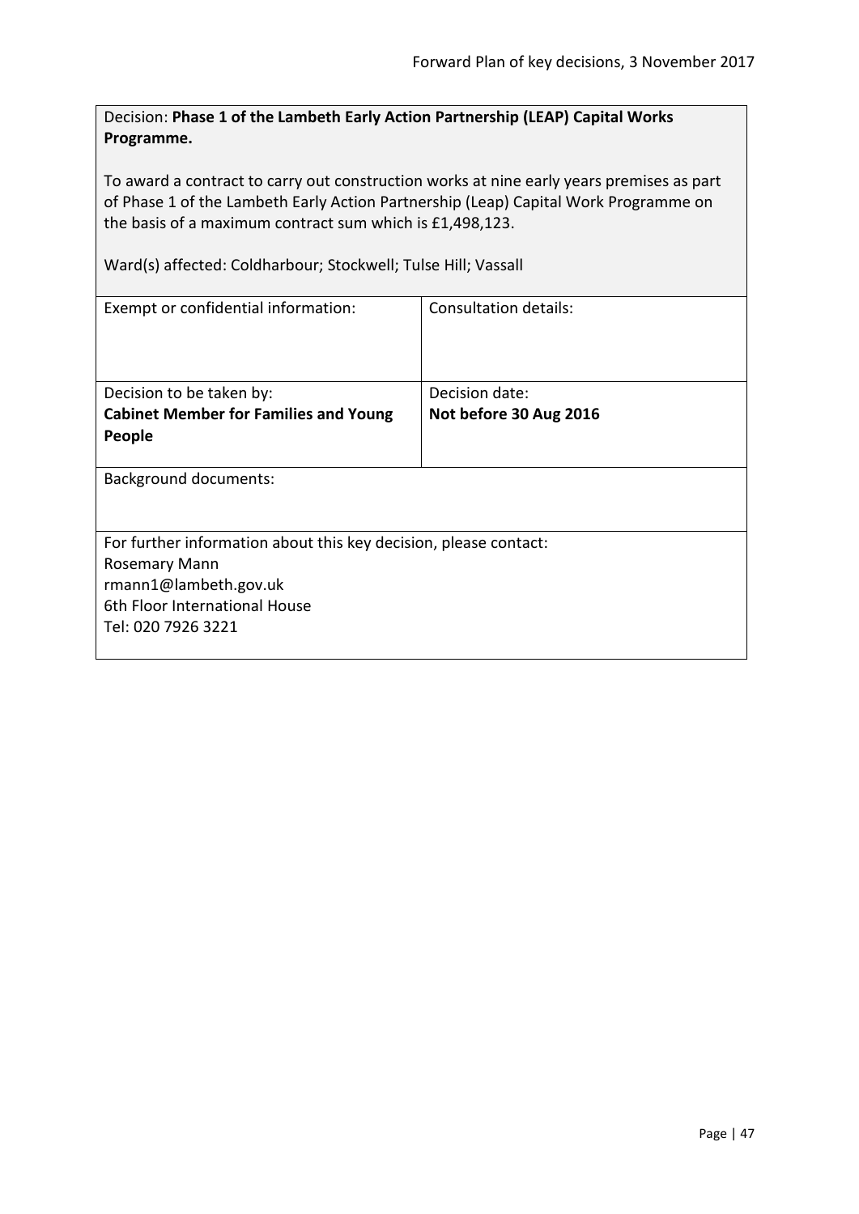Decision: **Phase 1 of the Lambeth Early Action Partnership (LEAP) Capital Works Programme.**

To award a contract to carry out construction works at nine early years premises as part of Phase 1 of the Lambeth Early Action Partnership (Leap) Capital Work Programme on the basis of a maximum contract sum which is £1,498,123.

Ward(s) affected: Coldharbour; Stockwell; Tulse Hill; Vassall

| | |
|---|---|
| Exempt or confidential information: | Consultation details: |
| Decision to be taken by:<br>**Cabinet Member for Families and Young People** | Decision date:<br>**Not before 30 Aug 2016** |

Background documents:

For further information about this key decision, please contact:
Rosemary Mann
rmann1@lambeth.gov.uk
6th Floor International House
Tel: 020 7926 3221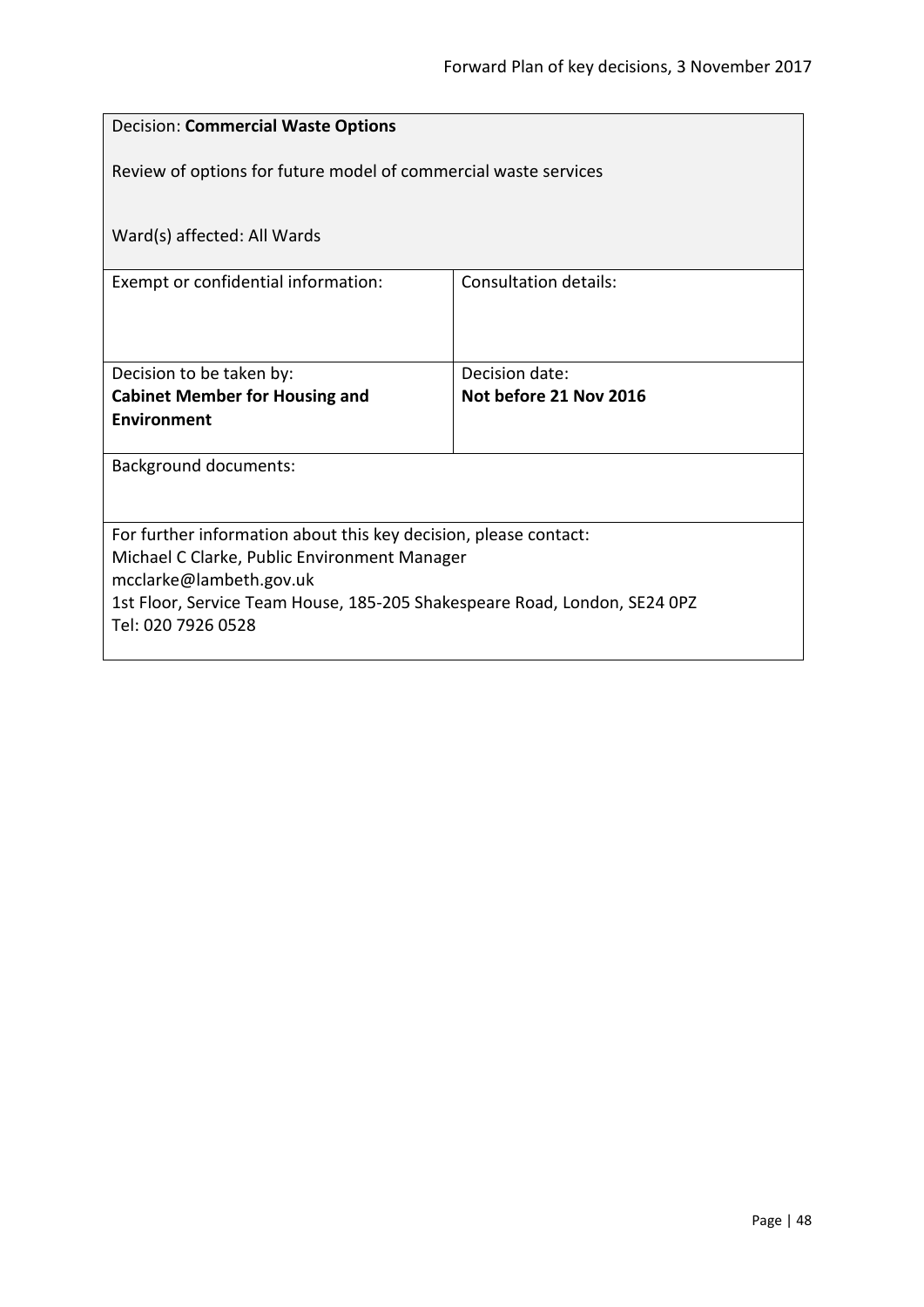| Decision: **Commercial Waste Options**<br><br>Review of options for future model of commercial waste services<br><br>Ward(s) affected: All Wards | |
|---|---|
| Exempt or confidential information: | Consultation details: |
| Decision to be taken by:<br>**Cabinet Member for Housing and Environment** | Decision date:<br>**Not before 21 Nov 2016** |
| Background documents: | |
| For further information about this key decision, please contact:<br>Michael C Clarke, Public Environment Manager<br>mcclarke@lambeth.gov.uk<br>1st Floor, Service Team House, 185-205 Shakespeare Road, London, SE24 0PZ<br>Tel: 020 7926 0528 | |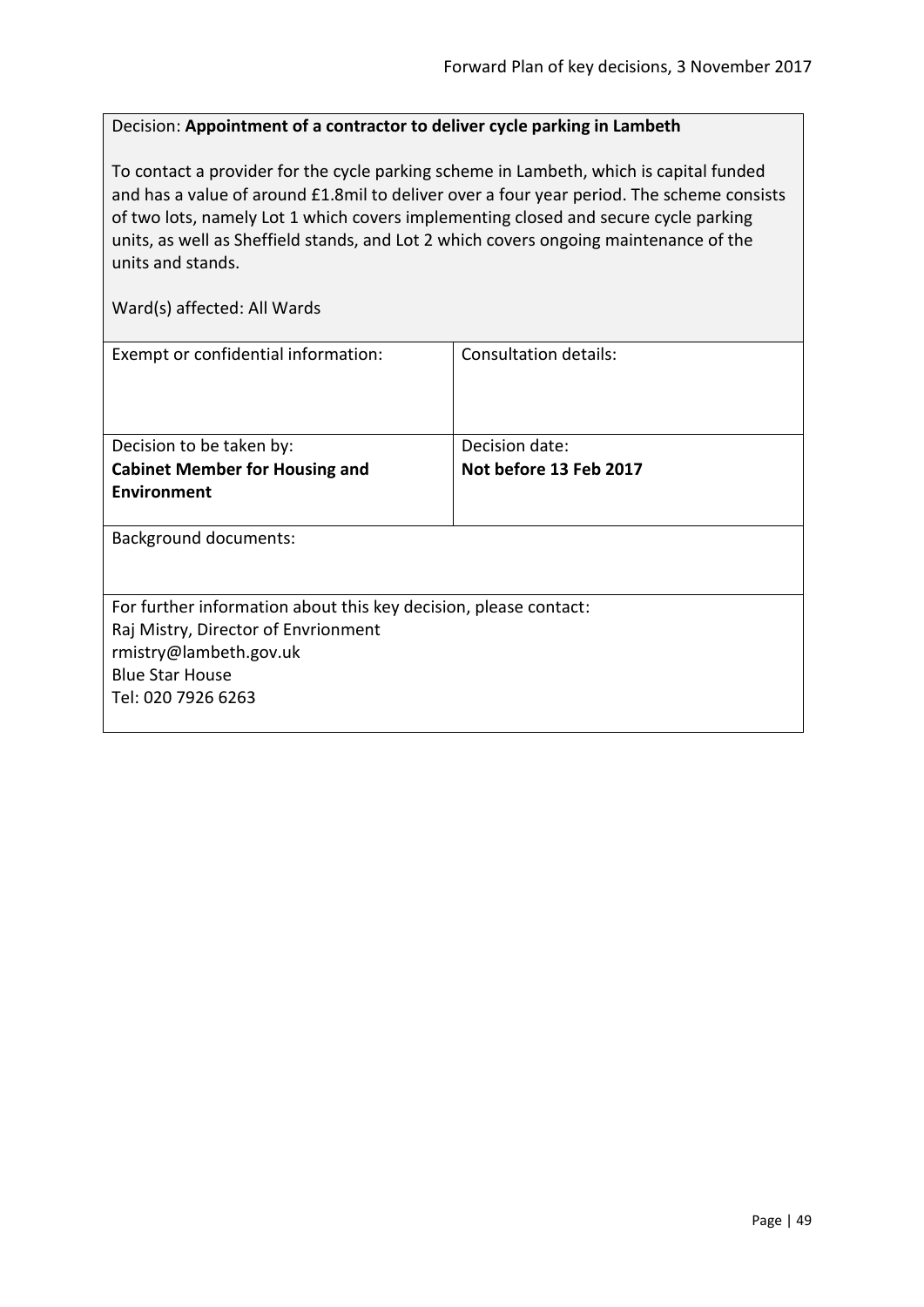Decision: **Appointment of a contractor to deliver cycle parking in Lambeth**

To contact a provider for the cycle parking scheme in Lambeth, which is capital funded and has a value of around £1.8mil to deliver over a four year period. The scheme consists of two lots, namely Lot 1 which covers implementing closed and secure cycle parking units, as well as Sheffield stands, and Lot 2 which covers ongoing maintenance of the units and stands.

Ward(s) affected: All Wards

| | |
|---|---|
| Exempt or confidential information: | Consultation details: |
| Decision to be taken by:<br>**Cabinet Member for Housing and Environment** | Decision date:<br>**Not before 13 Feb 2017** |

Background documents:

For further information about this key decision, please contact:
Raj Mistry, Director of Envrionment
rmistry@lambeth.gov.uk
Blue Star House
Tel: 020 7926 6263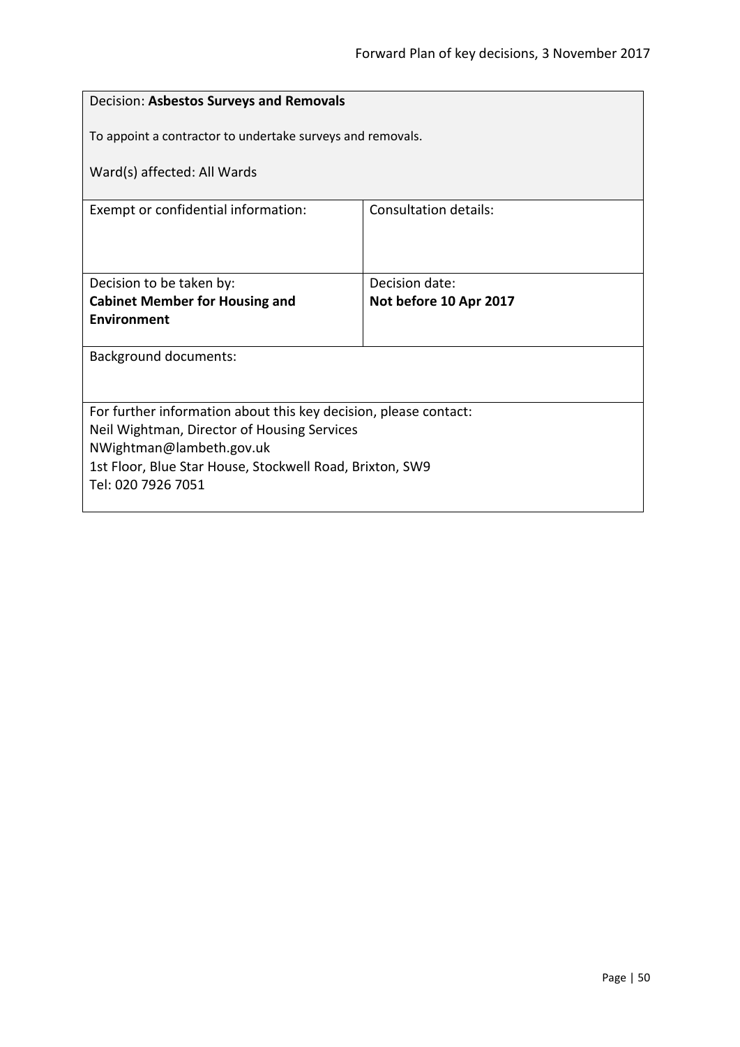Decision: **Asbestos Surveys and Removals**

To appoint a contractor to undertake surveys and removals.

Ward(s) affected: All Wards

| | |
|---|---|
| Exempt or confidential information: | Consultation details: |
| Decision to be taken by:<br>**Cabinet Member for Housing and Environment** | Decision date:<br>**Not before 10 Apr 2017** |

Background documents:

For further information about this key decision, please contact:
Neil Wightman, Director of Housing Services
NWightman@lambeth.gov.uk
1st Floor, Blue Star House, Stockwell Road, Brixton, SW9
Tel: 020 7926 7051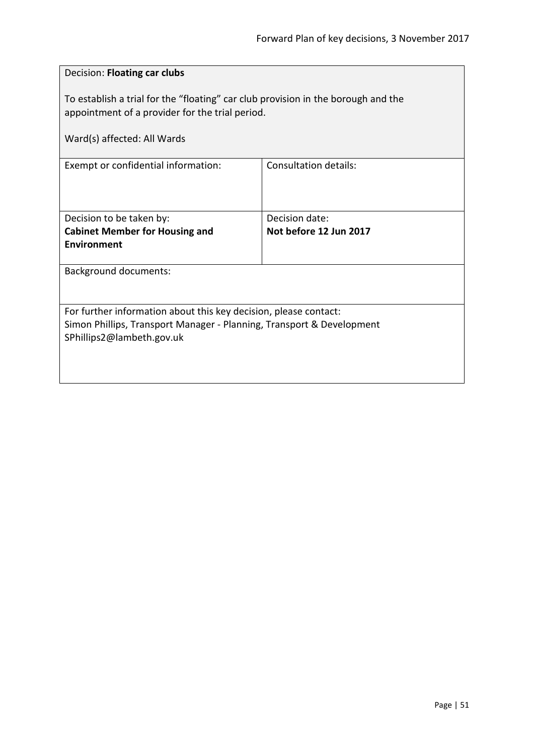Decision: **Floating car clubs**

To establish a trial for the "floating" car club provision in the borough and the appointment of a provider for the trial period.

Ward(s) affected: All Wards

| | |
|---|---|
| Exempt or confidential information: | Consultation details: |
| Decision to be taken by:<br>**Cabinet Member for Housing and Environment** | Decision date:<br>**Not before 12 Jun 2017** |

Background documents:

For further information about this key decision, please contact:
Simon Phillips, Transport Manager - Planning, Transport & Development
SPhillips2@lambeth.gov.uk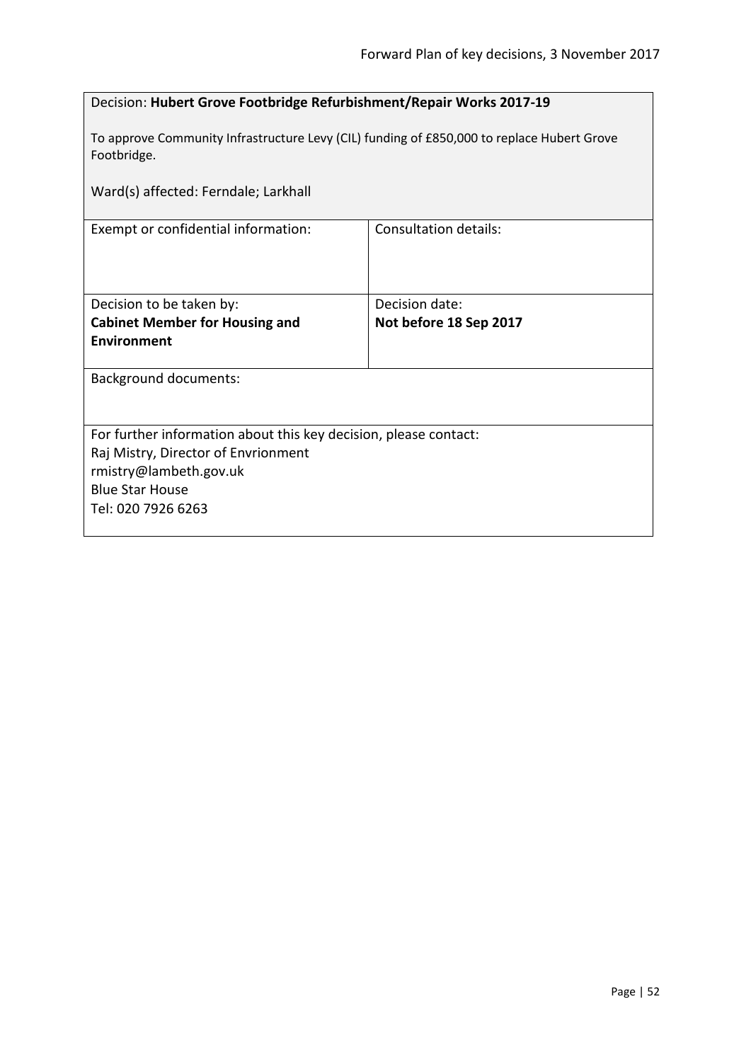Decision: **Hubert Grove Footbridge Refurbishment/Repair Works 2017-19**

To approve Community Infrastructure Levy (CIL) funding of £850,000 to replace Hubert Grove Footbridge.

Ward(s) affected: Ferndale; Larkhall

| | |
|---|---|
| Exempt or confidential information: | Consultation details: |
| Decision to be taken by:<br>**Cabinet Member for Housing and Environment** | Decision date:<br>**Not before 18 Sep 2017** |

Background documents:

For further information about this key decision, please contact:
Raj Mistry, Director of Envrionment
rmistry@lambeth.gov.uk
Blue Star House
Tel: 020 7926 6263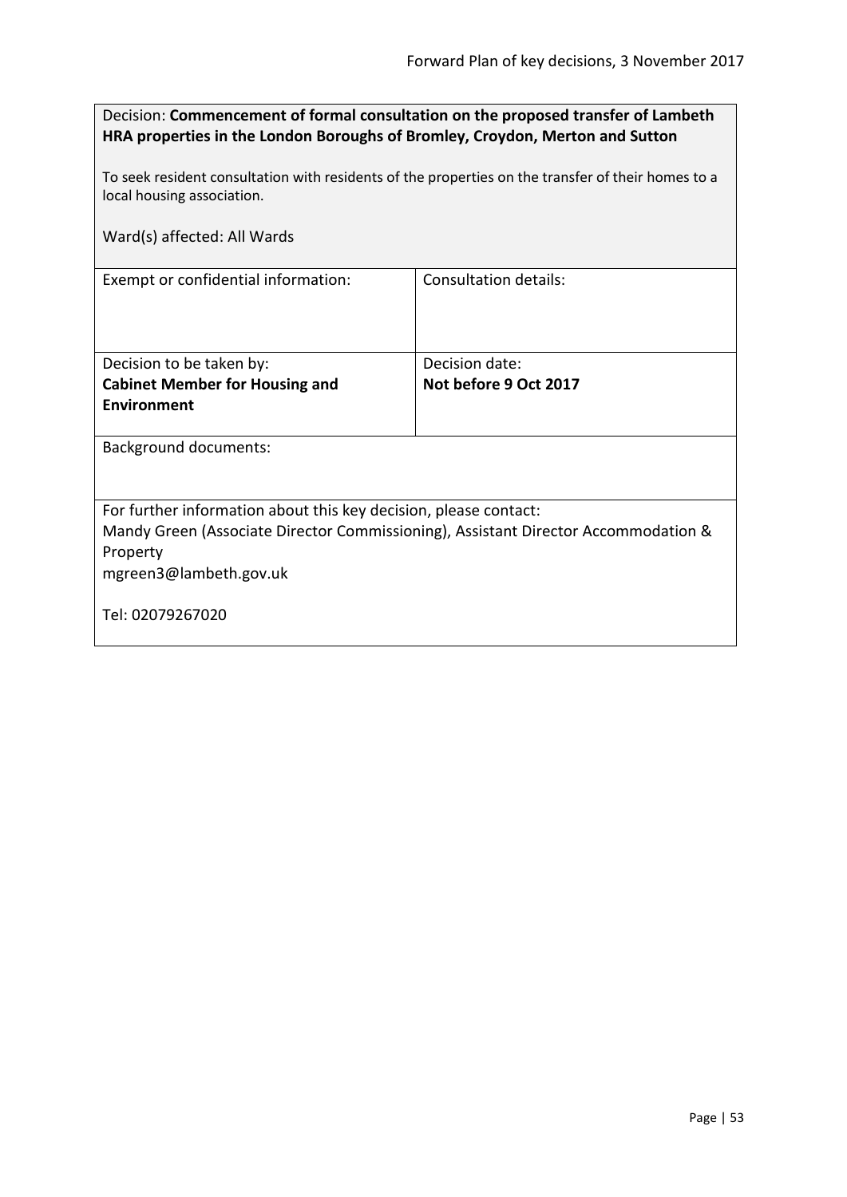Decision: **Commencement of formal consultation on the proposed transfer of Lambeth HRA properties in the London Boroughs of Bromley, Croydon, Merton and Sutton**

To seek resident consultation with residents of the properties on the transfer of their homes to a local housing association.

Ward(s) affected: All Wards

| | |
|---|---|
| Exempt or confidential information: | Consultation details: |
| Decision to be taken by:<br>**Cabinet Member for Housing and Environment** | Decision date:<br>**Not before 9 Oct 2017** |

Background documents:

For further information about this key decision, please contact:
Mandy Green (Associate Director Commissioning), Assistant Director Accommodation & Property
mgreen3@lambeth.gov.uk

Tel: 02079267020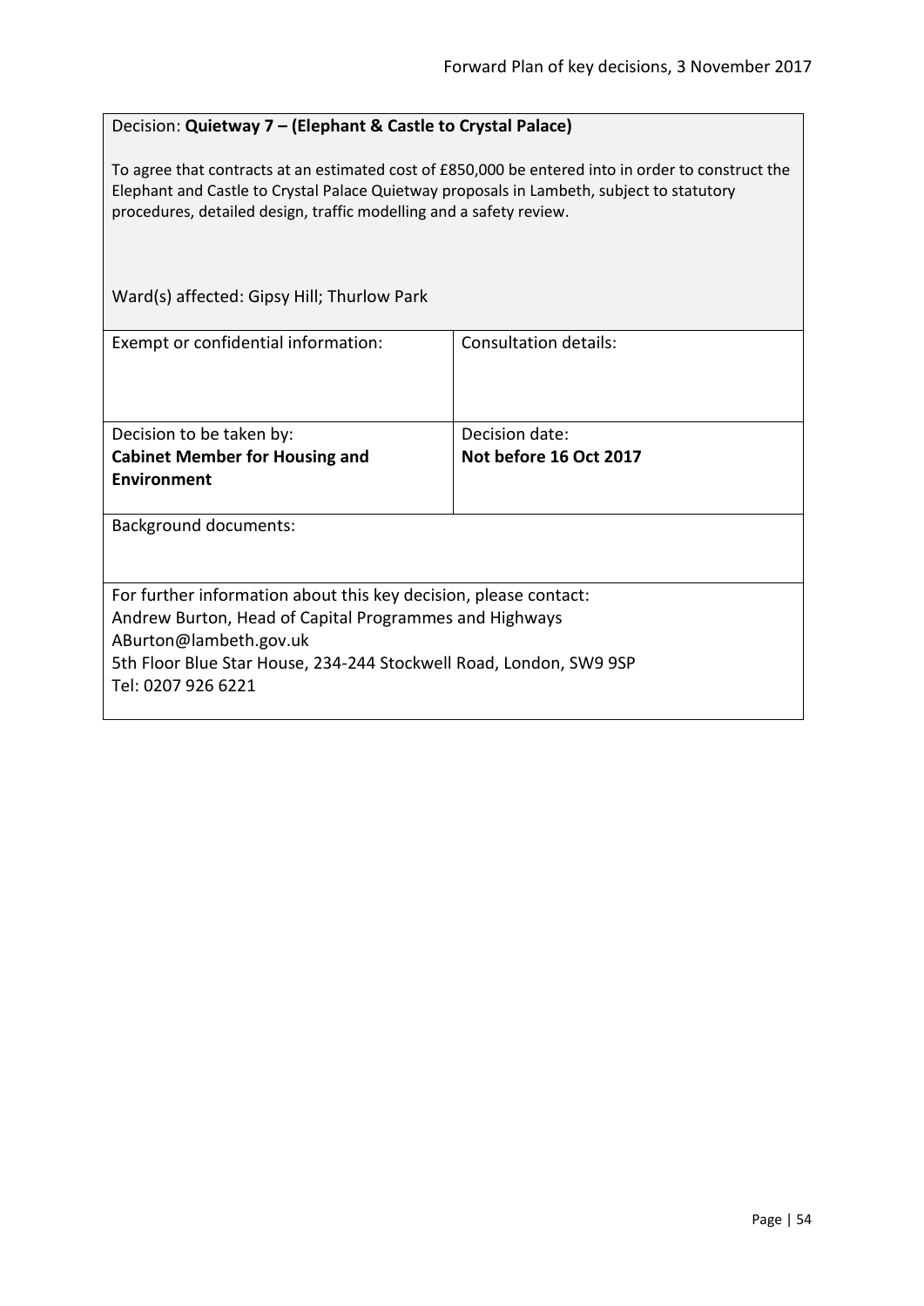Decision: **Quietway 7 – (Elephant & Castle to Crystal Palace)**

To agree that contracts at an estimated cost of £850,000 be entered into in order to construct the Elephant and Castle to Crystal Palace Quietway proposals in Lambeth, subject to statutory procedures, detailed design, traffic modelling and a safety review.

Ward(s) affected: Gipsy Hill; Thurlow Park

| | |
|---|---|
| Exempt or confidential information: | Consultation details: |
| Decision to be taken by:<br>**Cabinet Member for Housing and Environment** | Decision date:<br>**Not before 16 Oct 2017** |

Background documents:

For further information about this key decision, please contact:
Andrew Burton, Head of Capital Programmes and Highways
ABurton@lambeth.gov.uk
5th Floor Blue Star House, 234-244 Stockwell Road, London, SW9 9SP
Tel: 0207 926 6221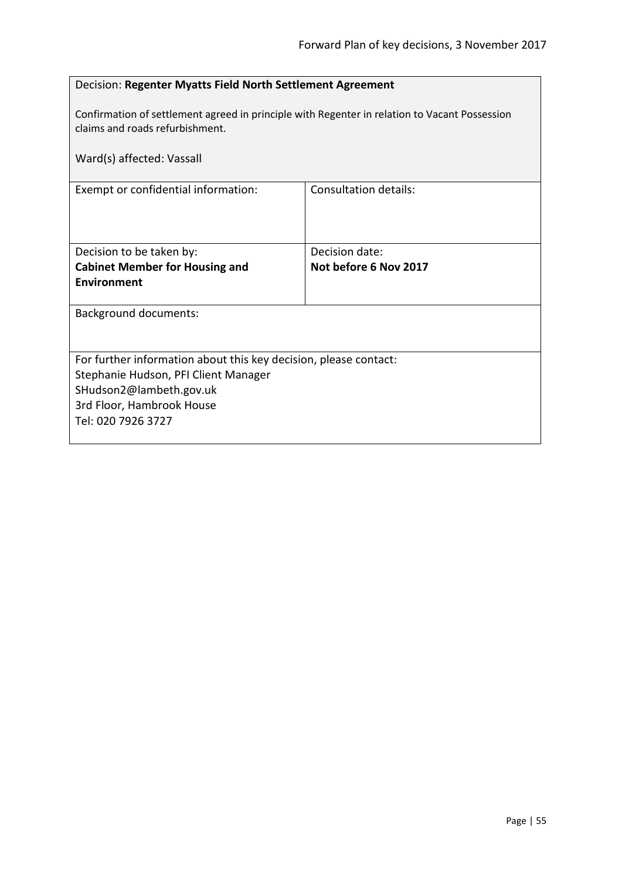Decision: **Regenter Myatts Field North Settlement Agreement**

Confirmation of settlement agreed in principle with Regenter in relation to Vacant Possession claims and roads refurbishment.

Ward(s) affected: Vassall

| | |
|---|---|
| Exempt or confidential information: | Consultation details: |
| Decision to be taken by:<br>**Cabinet Member for Housing and Environment** | Decision date:<br>**Not before 6 Nov 2017** |

Background documents:

For further information about this key decision, please contact:
Stephanie Hudson, PFI Client Manager
SHudson2@lambeth.gov.uk
3rd Floor, Hambrook House
Tel: 020 7926 3727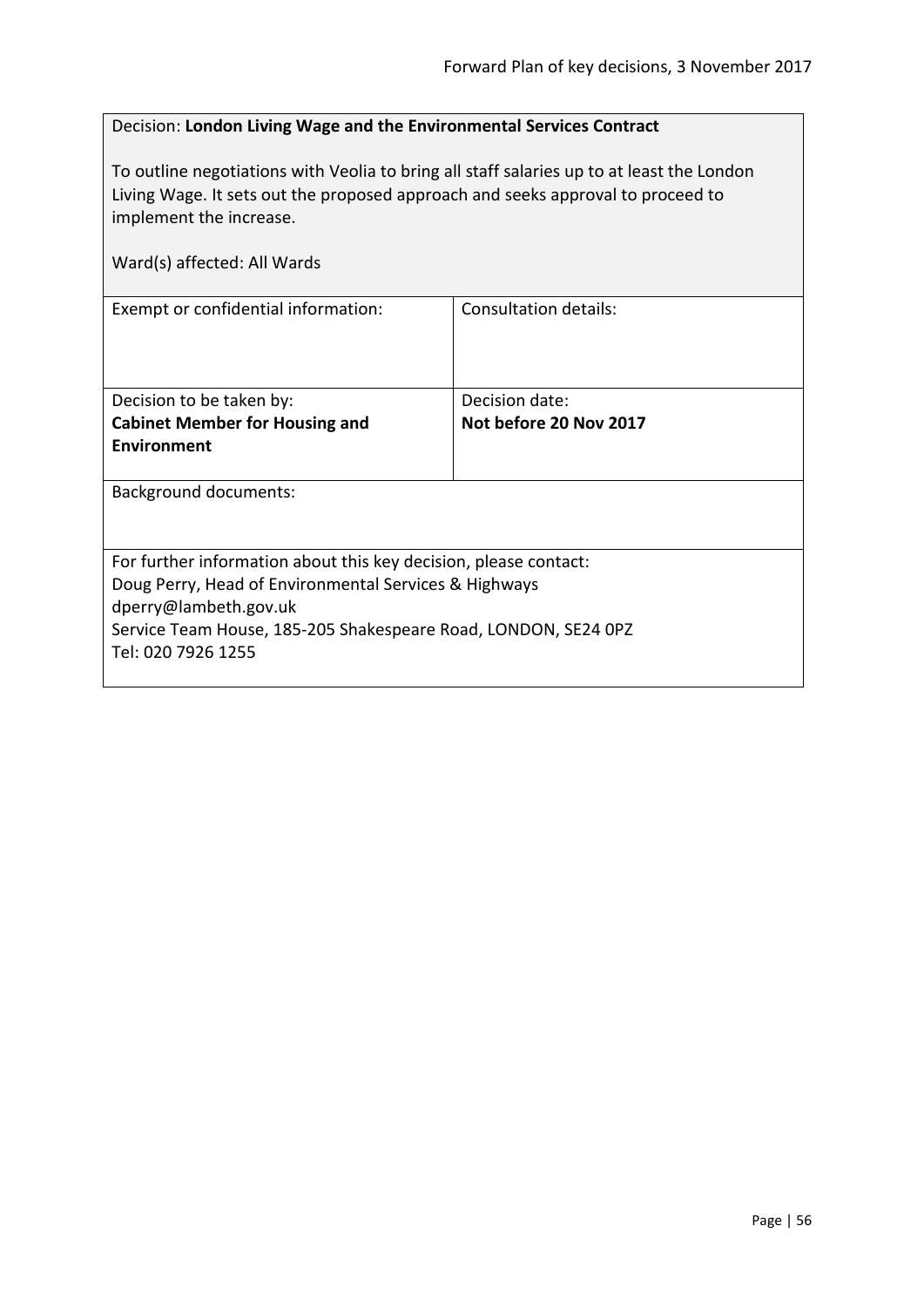Decision: **London Living Wage and the Environmental Services Contract**

To outline negotiations with Veolia to bring all staff salaries up to at least the London Living Wage. It sets out the proposed approach and seeks approval to proceed to implement the increase.

Ward(s) affected: All Wards

| | |
|---|---|
| Exempt or confidential information: | Consultation details: |
| Decision to be taken by:<br>**Cabinet Member for Housing and Environment** | Decision date:<br>**Not before 20 Nov 2017** |

Background documents:

For further information about this key decision, please contact:
Doug Perry, Head of Environmental Services & Highways
dperry@lambeth.gov.uk
Service Team House, 185-205 Shakespeare Road, LONDON, SE24 0PZ
Tel: 020 7926 1255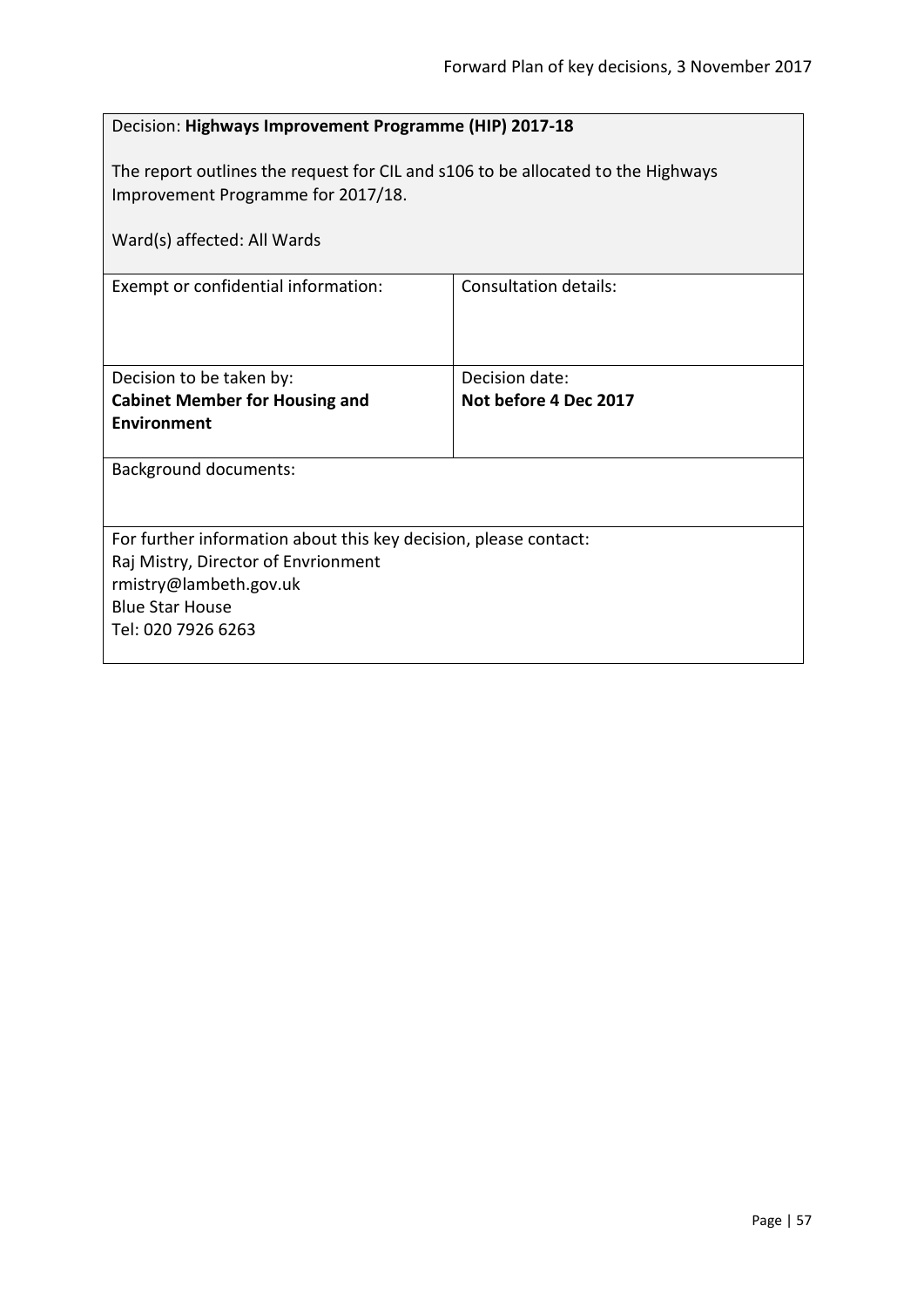Decision: **Highways Improvement Programme (HIP) 2017-18**

The report outlines the request for CIL and s106 to be allocated to the Highways Improvement Programme for 2017/18.

Ward(s) affected: All Wards

| | |
|---|---|
| Exempt or confidential information: | Consultation details: |
| Decision to be taken by:<br>**Cabinet Member for Housing and Environment** | Decision date:<br>**Not before 4 Dec 2017** |

Background documents:

For further information about this key decision, please contact:
Raj Mistry, Director of Envrionment
rmistry@lambeth.gov.uk
Blue Star House
Tel: 020 7926 6263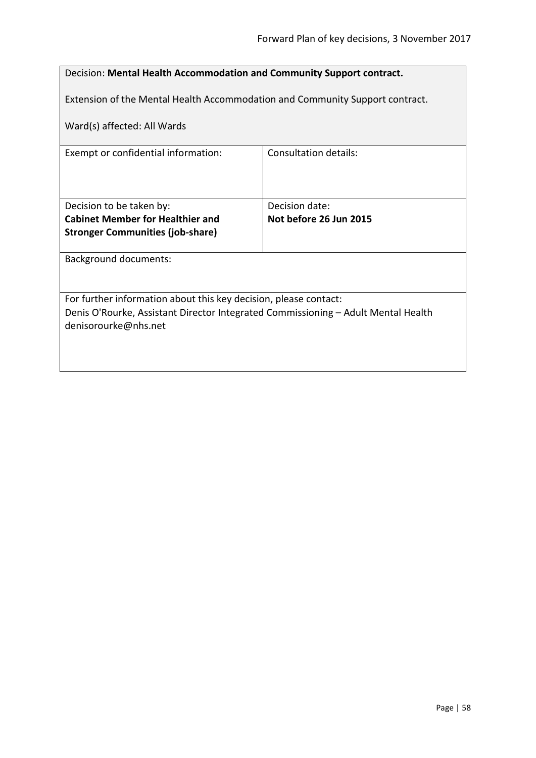Decision: **Mental Health Accommodation and Community Support contract.**

Extension of the Mental Health Accommodation and Community Support contract.

Ward(s) affected: All Wards

| | |
|---|---|
| Exempt or confidential information: | Consultation details: |
| Decision to be taken by:<br>**Cabinet Member for Healthier and Stronger Communities (job-share)** | Decision date:<br>**Not before 26 Jun 2015** |

Background documents:

For further information about this key decision, please contact:
Denis O'Rourke, Assistant Director Integrated Commissioning – Adult Mental Health
denisorourke@nhs.net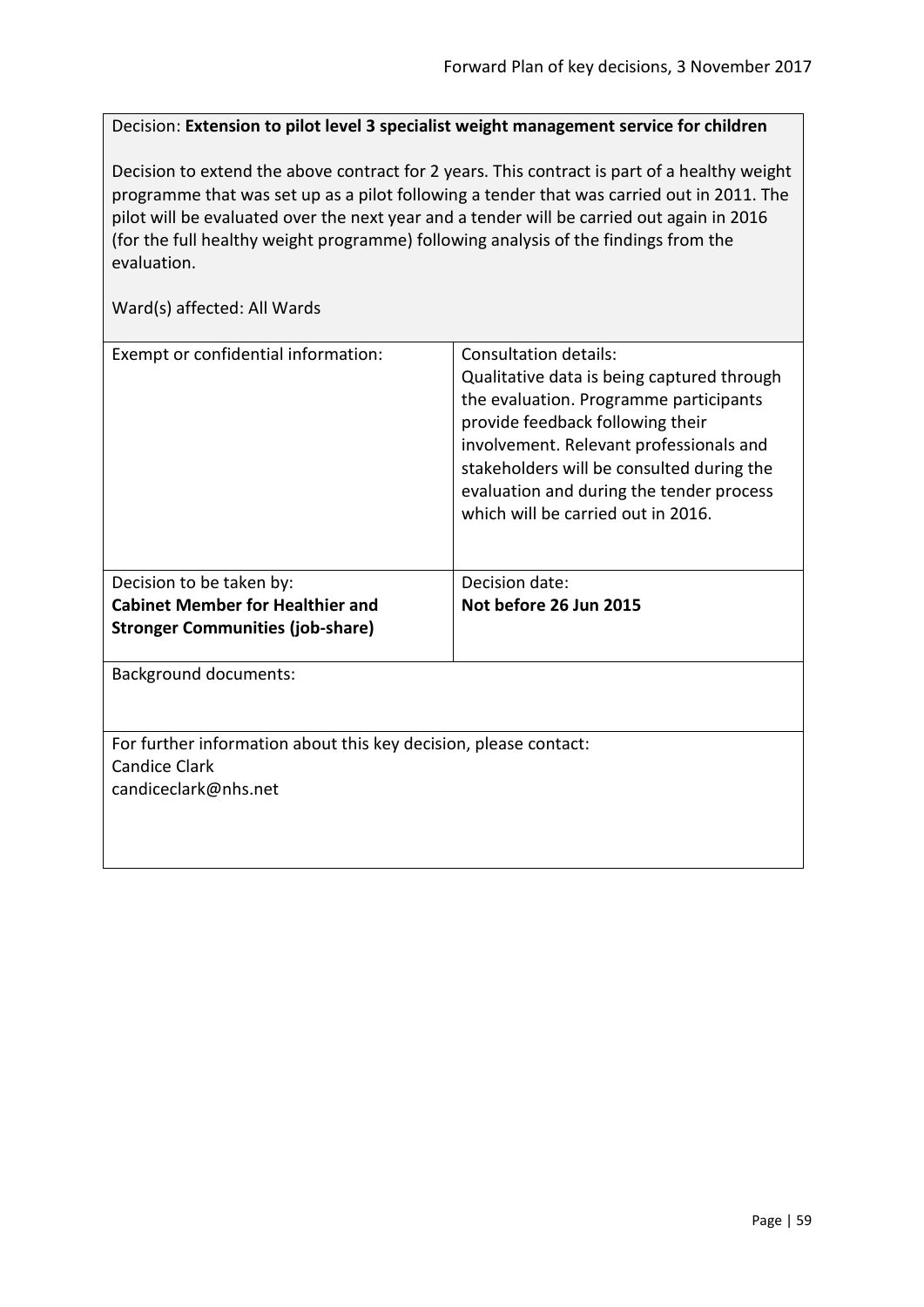Decision: **Extension to pilot level 3 specialist weight management service for children**

Decision to extend the above contract for 2 years. This contract is part of a healthy weight programme that was set up as a pilot following a tender that was carried out in 2011. The pilot will be evaluated over the next year and a tender will be carried out again in 2016 (for the full healthy weight programme) following analysis of the findings from the evaluation.

Ward(s) affected: All Wards

| | |
|---|---|
| Exempt or confidential information: | Consultation details:<br>Qualitative data is being captured through the evaluation. Programme participants provide feedback following their involvement. Relevant professionals and stakeholders will be consulted during the evaluation and during the tender process which will be carried out in 2016. |
| Decision to be taken by:<br>**Cabinet Member for Healthier and Stronger Communities (job-share)** | Decision date:<br>**Not before 26 Jun 2015** |

Background documents:

For further information about this key decision, please contact:
Candice Clark
candiceclark@nhs.net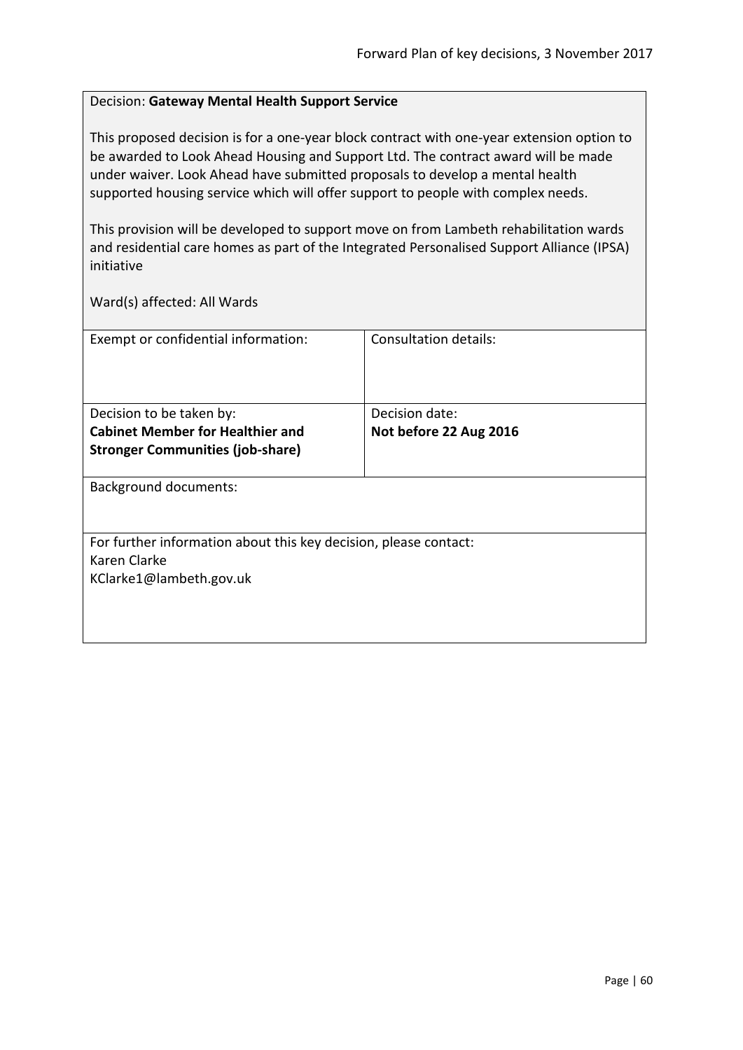Decision: **Gateway Mental Health Support Service**

This proposed decision is for a one-year block contract with one-year extension option to be awarded to Look Ahead Housing and Support Ltd. The contract award will be made under waiver. Look Ahead have submitted proposals to develop a mental health supported housing service which will offer support to people with complex needs.

This provision will be developed to support move on from Lambeth rehabilitation wards and residential care homes as part of the Integrated Personalised Support Alliance (IPSA) initiative

Ward(s) affected: All Wards

| | |
|---|---|
| Exempt or confidential information: | Consultation details: |
| Decision to be taken by:<br>**Cabinet Member for Healthier and Stronger Communities (job-share)** | Decision date:<br>**Not before 22 Aug 2016** |

Background documents:

For further information about this key decision, please contact:
Karen Clarke
KClarke1@lambeth.gov.uk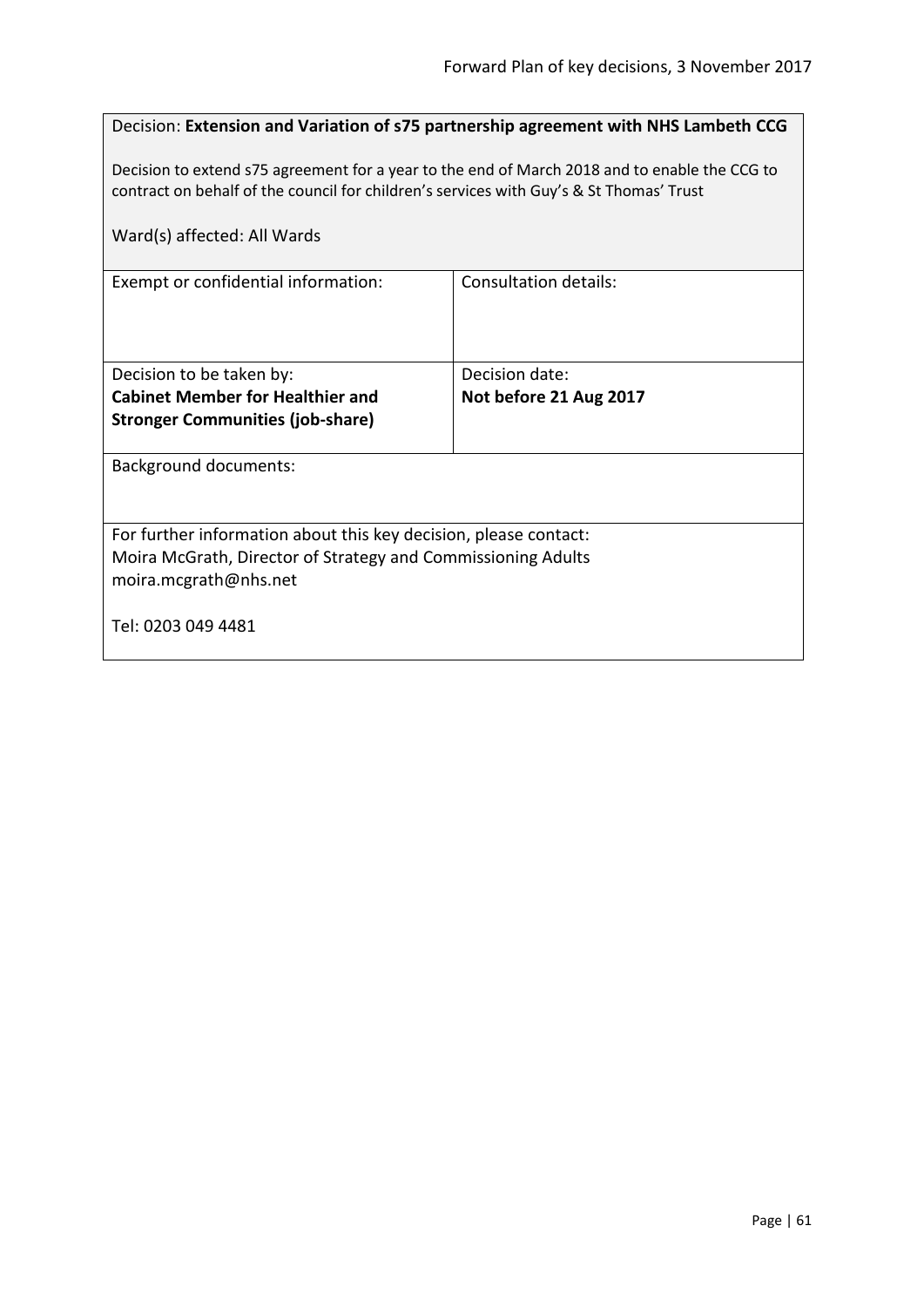Decision: **Extension and Variation of s75 partnership agreement with NHS Lambeth CCG**

Decision to extend s75 agreement for a year to the end of March 2018 and to enable the CCG to contract on behalf of the council for children's services with Guy's & St Thomas' Trust

Ward(s) affected: All Wards

| | |
|---|---|
| Exempt or confidential information: | Consultation details: |
| Decision to be taken by:<br>**Cabinet Member for Healthier and Stronger Communities (job-share)** | Decision date:<br>**Not before 21 Aug 2017** |

Background documents:

For further information about this key decision, please contact:
Moira McGrath, Director of Strategy and Commissioning Adults
moira.mcgrath@nhs.net

Tel: 0203 049 4481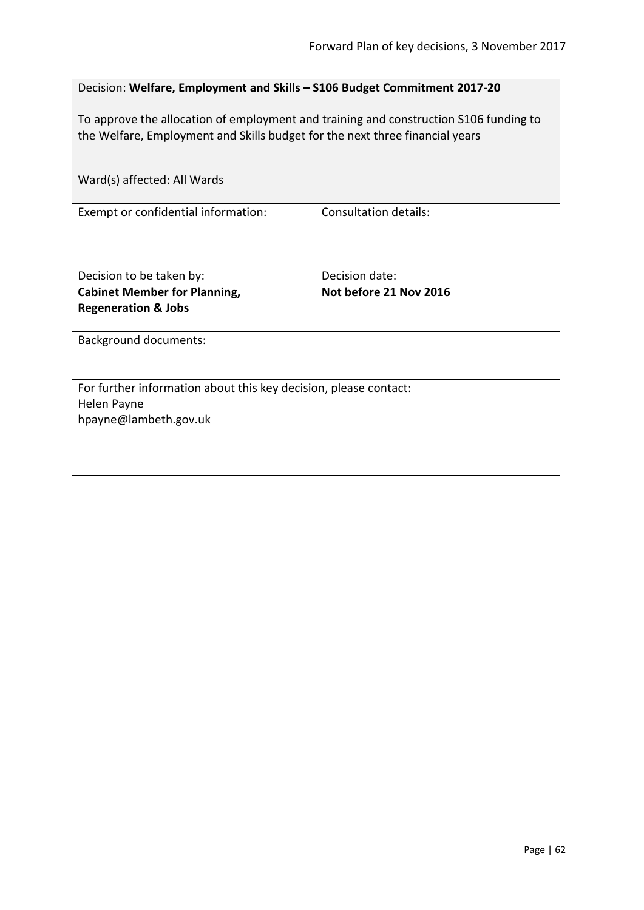Decision: **Welfare, Employment and Skills – S106 Budget Commitment 2017-20**

To approve the allocation of employment and training and construction S106 funding to the Welfare, Employment and Skills budget for the next three financial years

Ward(s) affected: All Wards

| | |
|---|---|
| Exempt or confidential information: | Consultation details: |
| Decision to be taken by:<br>**Cabinet Member for Planning, Regeneration & Jobs** | Decision date:<br>**Not before 21 Nov 2016** |

Background documents:

For further information about this key decision, please contact:
Helen Payne
hpayne@lambeth.gov.uk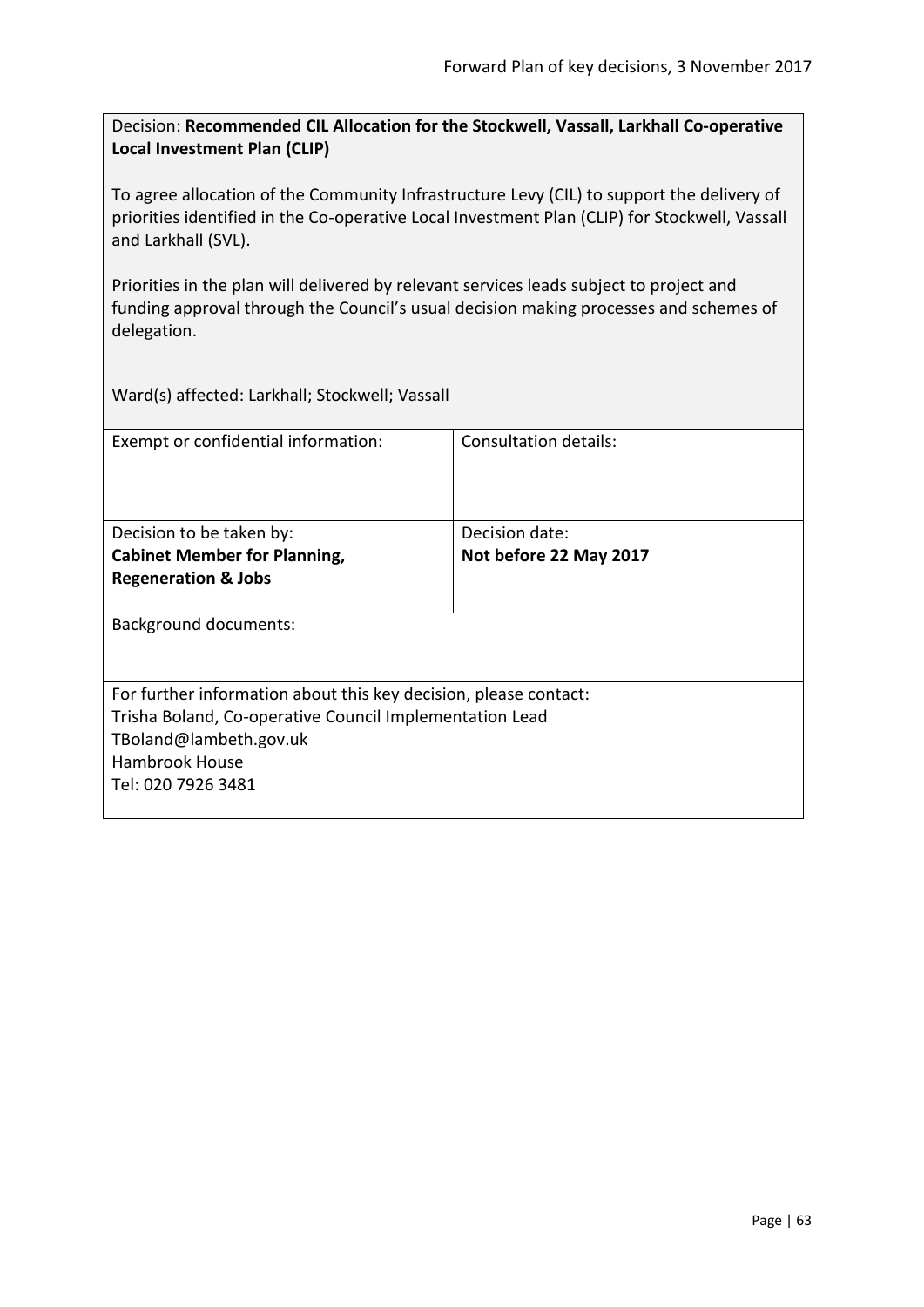Decision: **Recommended CIL Allocation for the Stockwell, Vassall, Larkhall Co-operative Local Investment Plan (CLIP)**

To agree allocation of the Community Infrastructure Levy (CIL) to support the delivery of priorities identified in the Co-operative Local Investment Plan (CLIP) for Stockwell, Vassall and Larkhall (SVL).

Priorities in the plan will delivered by relevant services leads subject to project and funding approval through the Council's usual decision making processes and schemes of delegation.

Ward(s) affected: Larkhall; Stockwell; Vassall

| | |
|---|---|
| Exempt or confidential information: | Consultation details: |
| Decision to be taken by:<br>**Cabinet Member for Planning, Regeneration & Jobs** | Decision date:<br>**Not before 22 May 2017** |

Background documents:

For further information about this key decision, please contact:
Trisha Boland, Co-operative Council Implementation Lead
TBoland@lambeth.gov.uk
Hambrook House
Tel: 020 7926 3481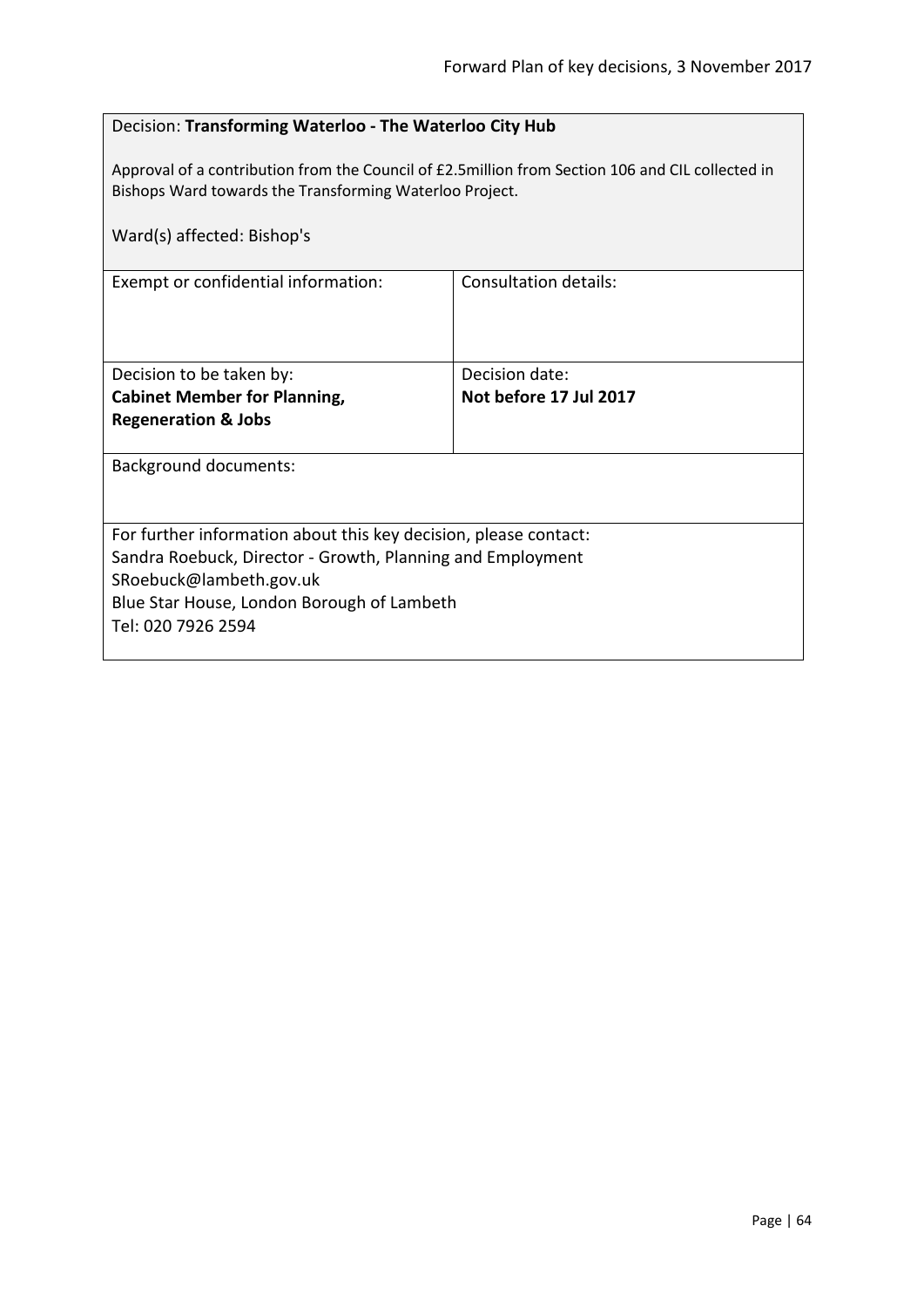Decision: **Transforming Waterloo - The Waterloo City Hub**

Approval of a contribution from the Council of £2.5million from Section 106 and CIL collected in Bishops Ward towards the Transforming Waterloo Project.

Ward(s) affected: Bishop's

| | |
|---|---|
| Exempt or confidential information: | Consultation details: |
| Decision to be taken by:<br>**Cabinet Member for Planning, Regeneration & Jobs** | Decision date:<br>**Not before 17 Jul 2017** |

Background documents:

For further information about this key decision, please contact:
Sandra Roebuck, Director - Growth, Planning and Employment
SRoebuck@lambeth.gov.uk
Blue Star House, London Borough of Lambeth
Tel: 020 7926 2594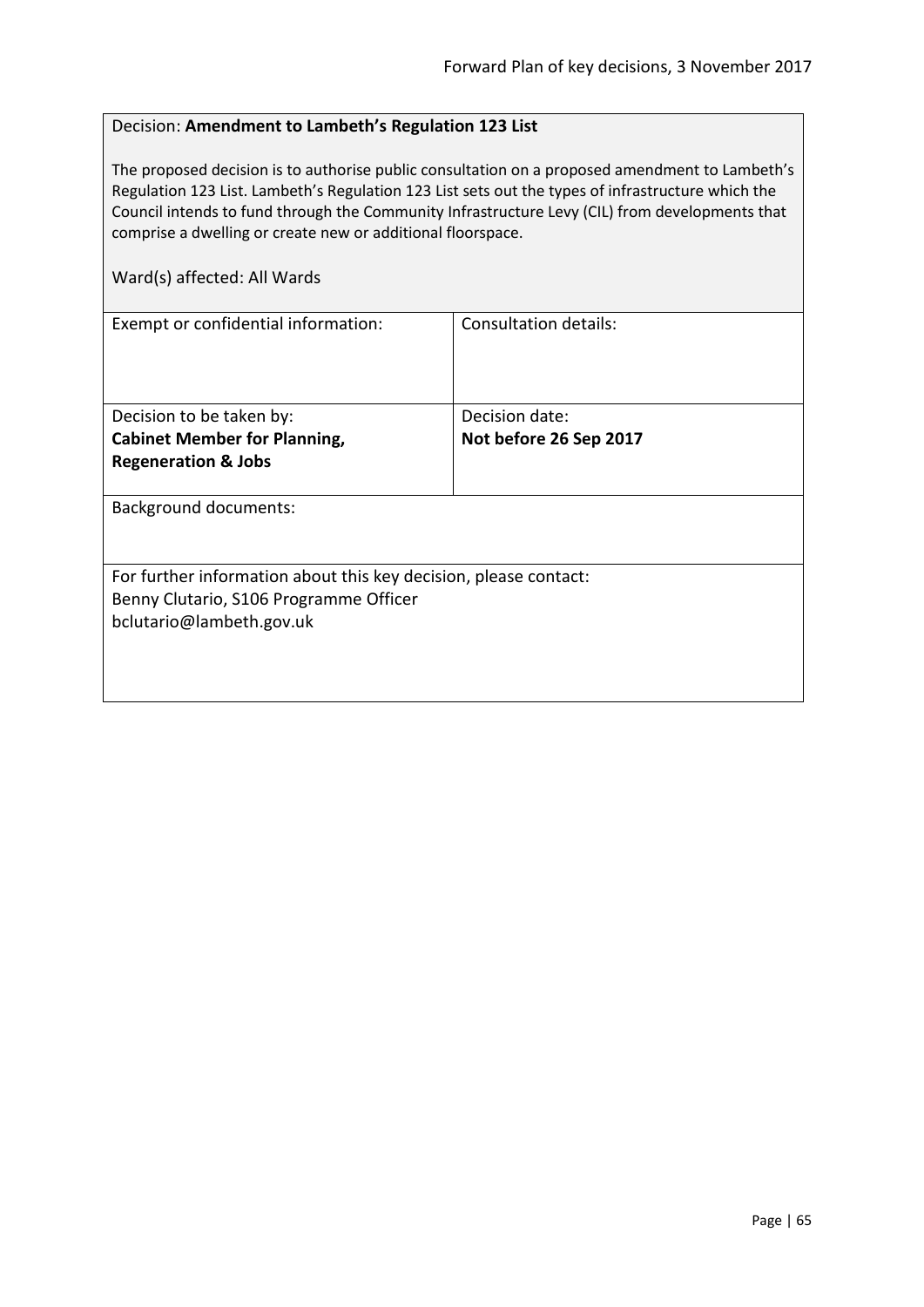Decision: **Amendment to Lambeth's Regulation 123 List**

The proposed decision is to authorise public consultation on a proposed amendment to Lambeth's Regulation 123 List. Lambeth's Regulation 123 List sets out the types of infrastructure which the Council intends to fund through the Community Infrastructure Levy (CIL) from developments that comprise a dwelling or create new or additional floorspace.

Ward(s) affected: All Wards

| | |
|---|---|
| Exempt or confidential information: | Consultation details: |
| Decision to be taken by:<br>**Cabinet Member for Planning, Regeneration & Jobs** | Decision date:<br>**Not before 26 Sep 2017** |

Background documents:

For further information about this key decision, please contact:
Benny Clutario, S106 Programme Officer
bclutario@lambeth.gov.uk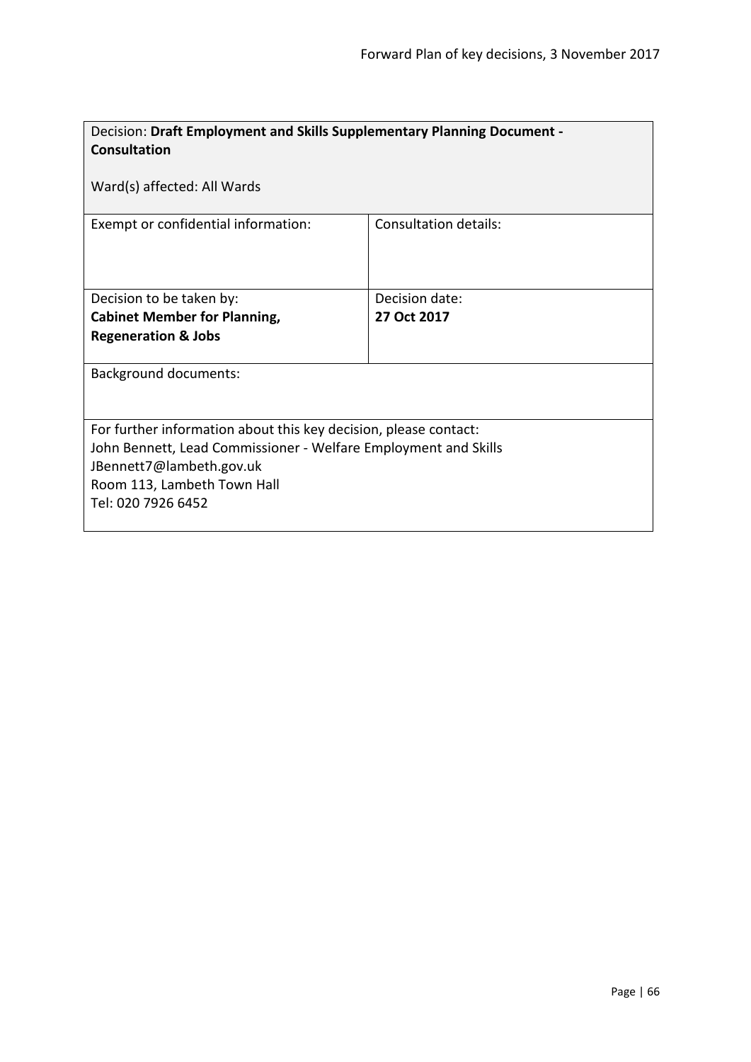| Decision: **Draft Employment and Skills Supplementary Planning Document - Consultation**<br><br>Ward(s) affected: All Wards | |
|---|---|
| Exempt or confidential information: | Consultation details: |
| Decision to be taken by:<br>**Cabinet Member for Planning, Regeneration & Jobs** | Decision date:<br>**27 Oct 2017** |
| Background documents: | |
| For further information about this key decision, please contact:<br>John Bennett, Lead Commissioner - Welfare Employment and Skills<br>JBennett7@lambeth.gov.uk<br>Room 113, Lambeth Town Hall<br>Tel: 020 7926 6452 | |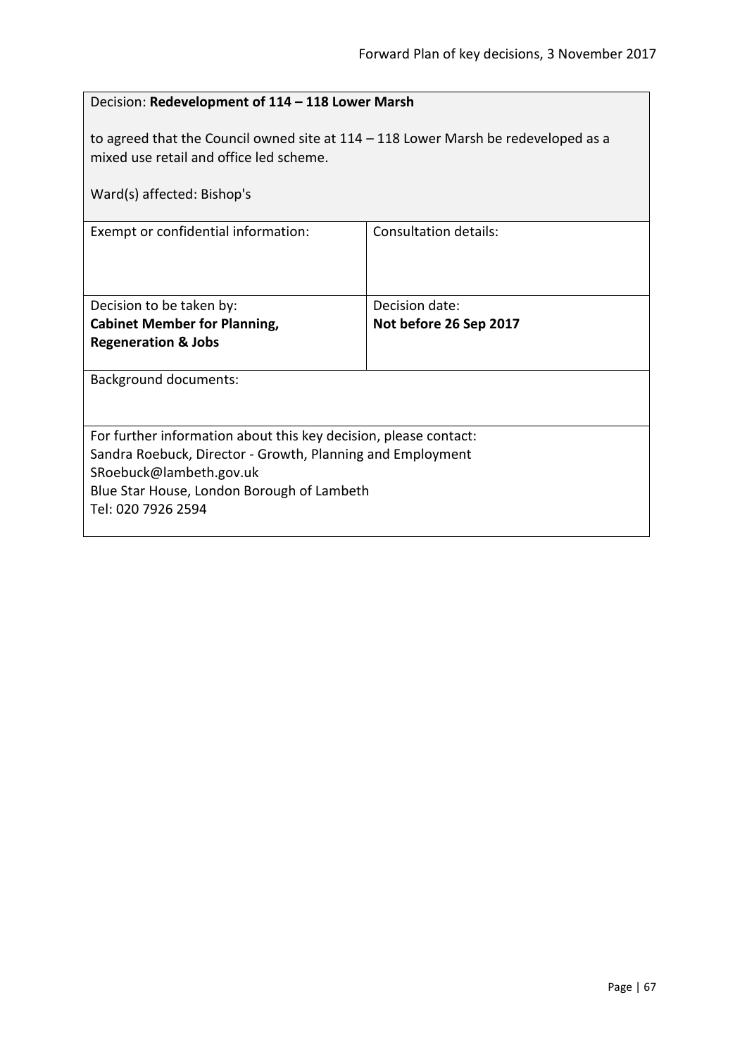Decision: **Redevelopment of 114 – 118 Lower Marsh**

to agreed that the Council owned site at 114 – 118 Lower Marsh be redeveloped as a mixed use retail and office led scheme.

Ward(s) affected: Bishop's

| Exempt or confidential information: | Consultation details: |
| --- | --- |
| Decision to be taken by:<br>**Cabinet Member for Planning, Regeneration & Jobs** | Decision date:<br>**Not before 26 Sep 2017** |

Background documents:

For further information about this key decision, please contact:
Sandra Roebuck, Director - Growth, Planning and Employment
SRoebuck@lambeth.gov.uk
Blue Star House, London Borough of Lambeth
Tel: 020 7926 2594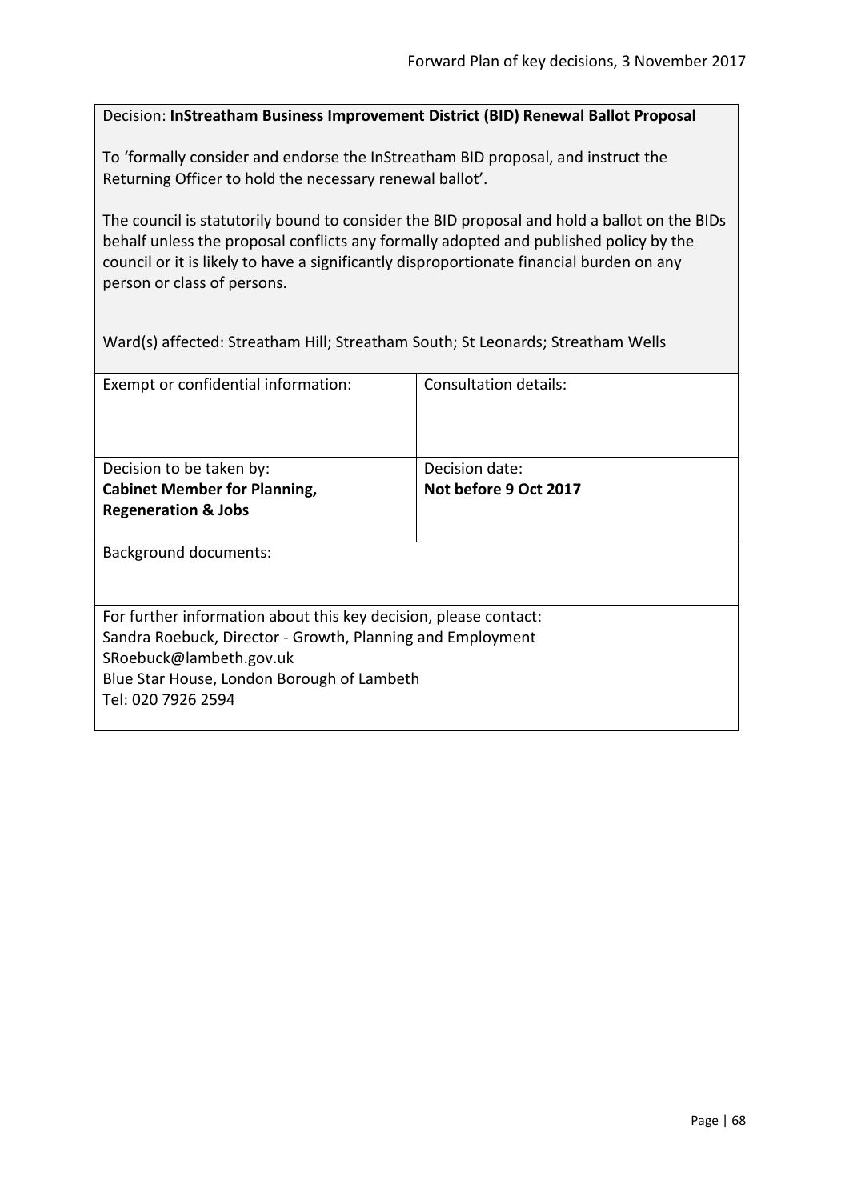Decision: **InStreatham Business Improvement District (BID) Renewal Ballot Proposal**

To 'formally consider and endorse the InStreatham BID proposal, and instruct the Returning Officer to hold the necessary renewal ballot'.

The council is statutorily bound to consider the BID proposal and hold a ballot on the BIDs behalf unless the proposal conflicts any formally adopted and published policy by the council or it is likely to have a significantly disproportionate financial burden on any person or class of persons.

Ward(s) affected: Streatham Hill; Streatham South; St Leonards; Streatham Wells

| Exempt or confidential information: | Consultation details: |
|---|---|
| Decision to be taken by:<br>**Cabinet Member for Planning, Regeneration & Jobs** | Decision date:<br>**Not before 9 Oct 2017** |

Background documents:

For further information about this key decision, please contact:
Sandra Roebuck, Director - Growth, Planning and Employment
SRoebuck@lambeth.gov.uk
Blue Star House, London Borough of Lambeth
Tel: 020 7926 2594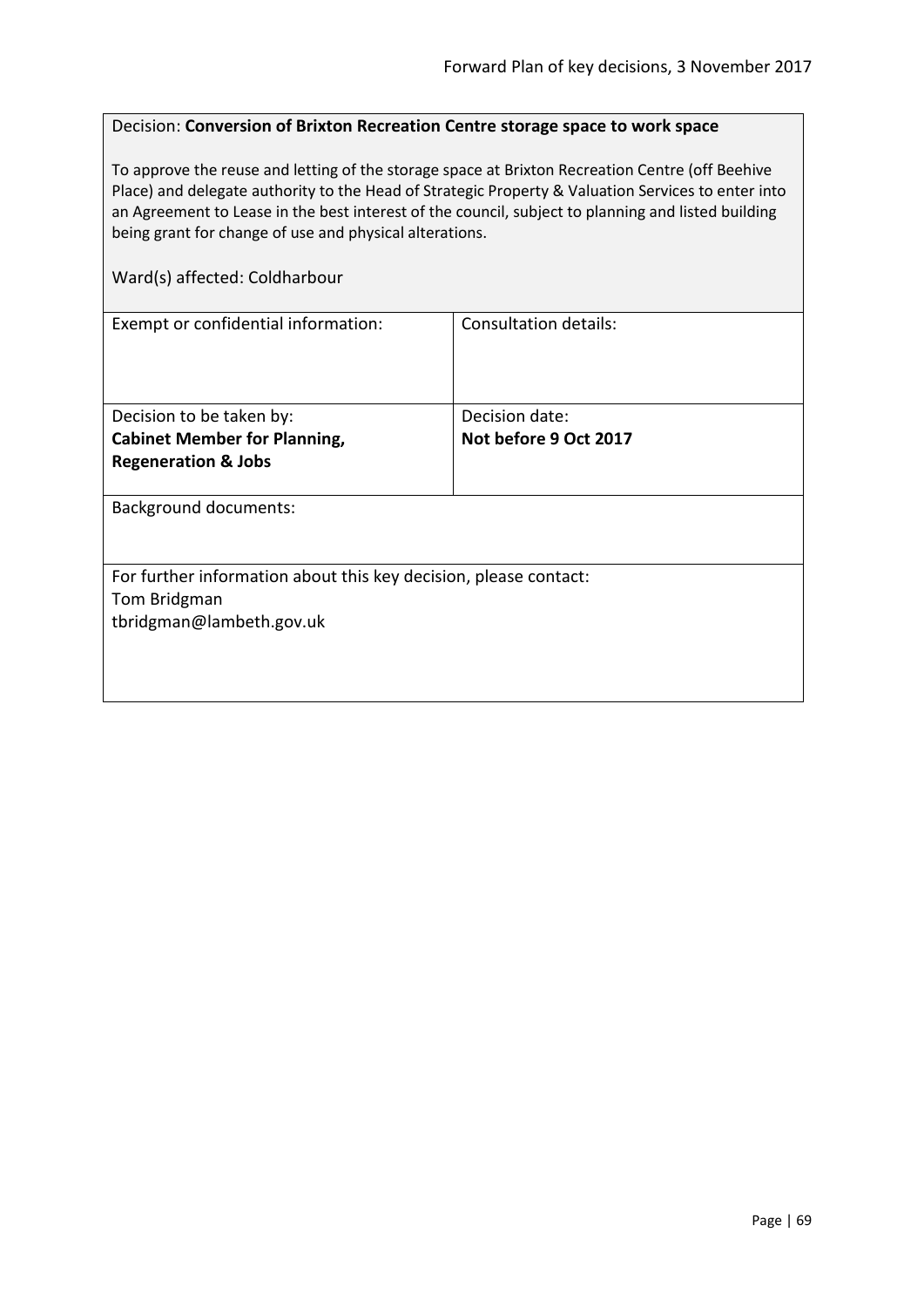Decision: **Conversion of Brixton Recreation Centre storage space to work space**

To approve the reuse and letting of the storage space at Brixton Recreation Centre (off Beehive Place) and delegate authority to the Head of Strategic Property & Valuation Services to enter into an Agreement to Lease in the best interest of the council, subject to planning and listed building being grant for change of use and physical alterations.

Ward(s) affected: Coldharbour

| | |
|---|---|
| Exempt or confidential information: | Consultation details: |
| Decision to be taken by:<br>**Cabinet Member for Planning, Regeneration & Jobs** | Decision date:<br>**Not before 9 Oct 2017** |

Background documents:

For further information about this key decision, please contact:
Tom Bridgman
tbridgman@lambeth.gov.uk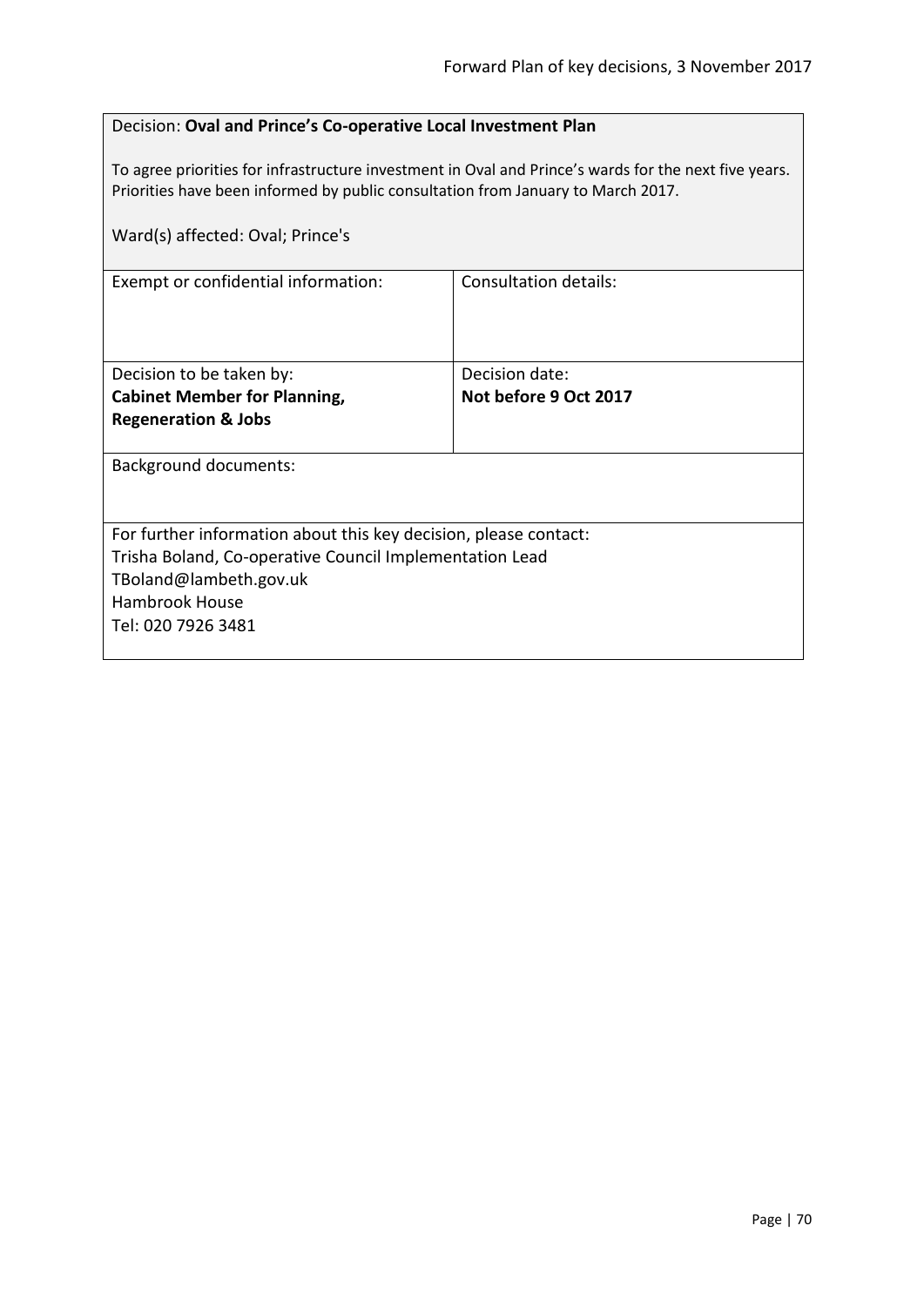Decision: **Oval and Prince's Co-operative Local Investment Plan**

To agree priorities for infrastructure investment in Oval and Prince's wards for the next five years. Priorities have been informed by public consultation from January to March 2017.

Ward(s) affected: Oval; Prince's

| | |
|---|---|
| Exempt or confidential information: | Consultation details: |
| Decision to be taken by:<br>**Cabinet Member for Planning, Regeneration & Jobs** | Decision date:<br>**Not before 9 Oct 2017** |

Background documents:

For further information about this key decision, please contact:
Trisha Boland, Co-operative Council Implementation Lead
TBoland@lambeth.gov.uk
Hambrook House
Tel: 020 7926 3481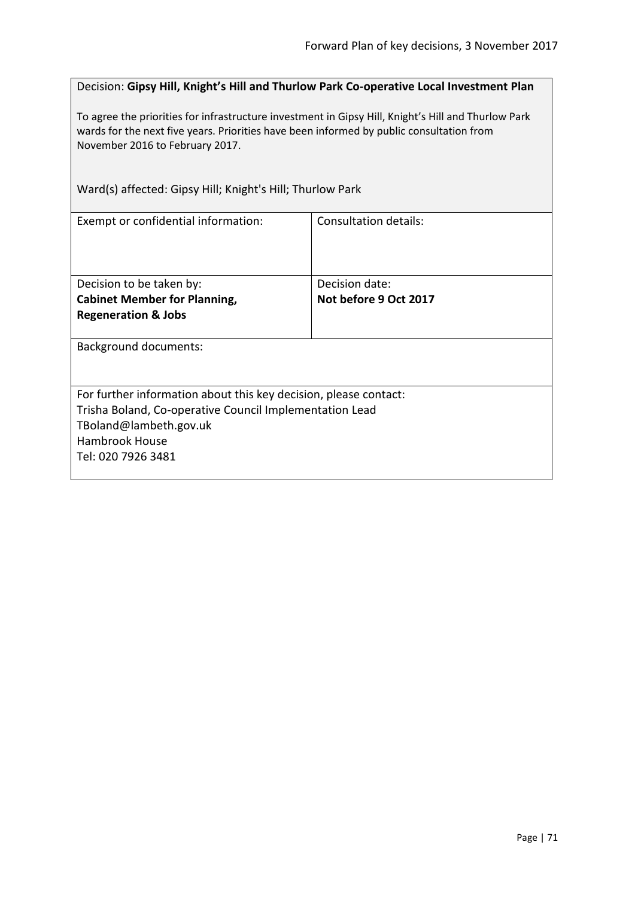Decision: **Gipsy Hill, Knight's Hill and Thurlow Park Co-operative Local Investment Plan**

To agree the priorities for infrastructure investment in Gipsy Hill, Knight's Hill and Thurlow Park wards for the next five years. Priorities have been informed by public consultation from November 2016 to February 2017.

Ward(s) affected: Gipsy Hill; Knight's Hill; Thurlow Park

| | |
|---|---|
| Exempt or confidential information: | Consultation details: |
| Decision to be taken by:<br>**Cabinet Member for Planning, Regeneration & Jobs** | Decision date:<br>**Not before 9 Oct 2017** |

Background documents:

For further information about this key decision, please contact:
Trisha Boland, Co-operative Council Implementation Lead
TBoland@lambeth.gov.uk
Hambrook House
Tel: 020 7926 3481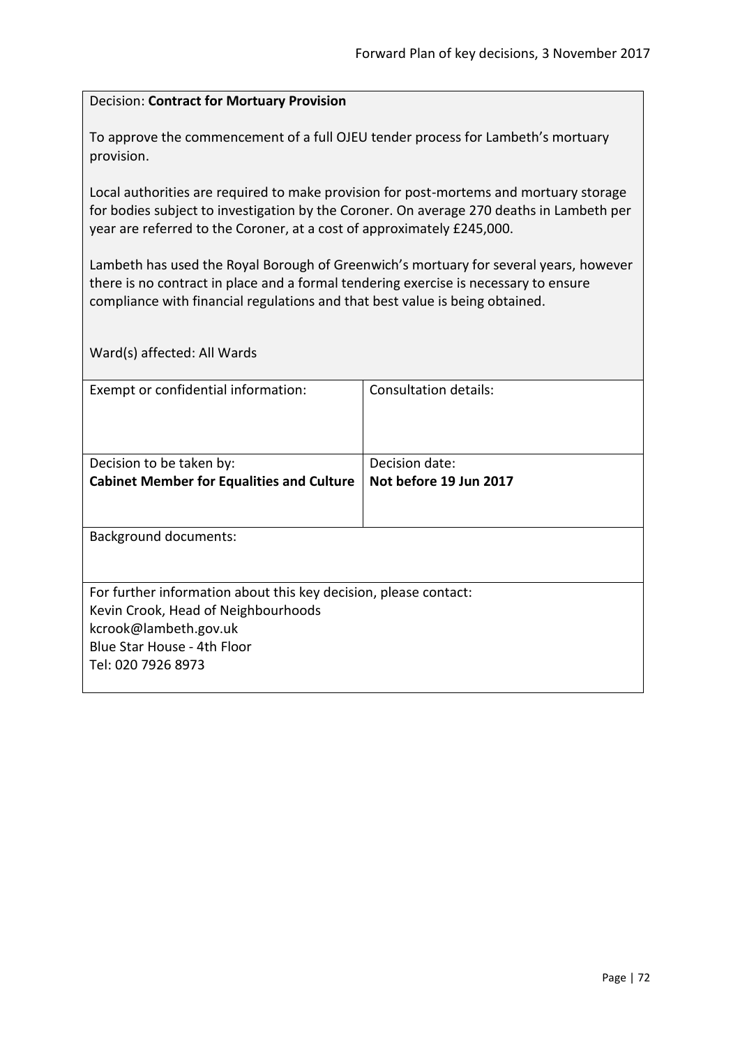Decision: **Contract for Mortuary Provision**

To approve the commencement of a full OJEU tender process for Lambeth's mortuary provision.

Local authorities are required to make provision for post-mortems and mortuary storage for bodies subject to investigation by the Coroner. On average 270 deaths in Lambeth per year are referred to the Coroner, at a cost of approximately £245,000.

Lambeth has used the Royal Borough of Greenwich's mortuary for several years, however there is no contract in place and a formal tendering exercise is necessary to ensure compliance with financial regulations and that best value is being obtained.

Ward(s) affected: All Wards

| | |
|---|---|
| Exempt or confidential information: | Consultation details: |
| Decision to be taken by:<br>**Cabinet Member for Equalities and Culture** | Decision date:<br>**Not before 19 Jun 2017** |

Background documents:

For further information about this key decision, please contact:
Kevin Crook, Head of Neighbourhoods
kcrook@lambeth.gov.uk
Blue Star House - 4th Floor
Tel: 020 7926 8973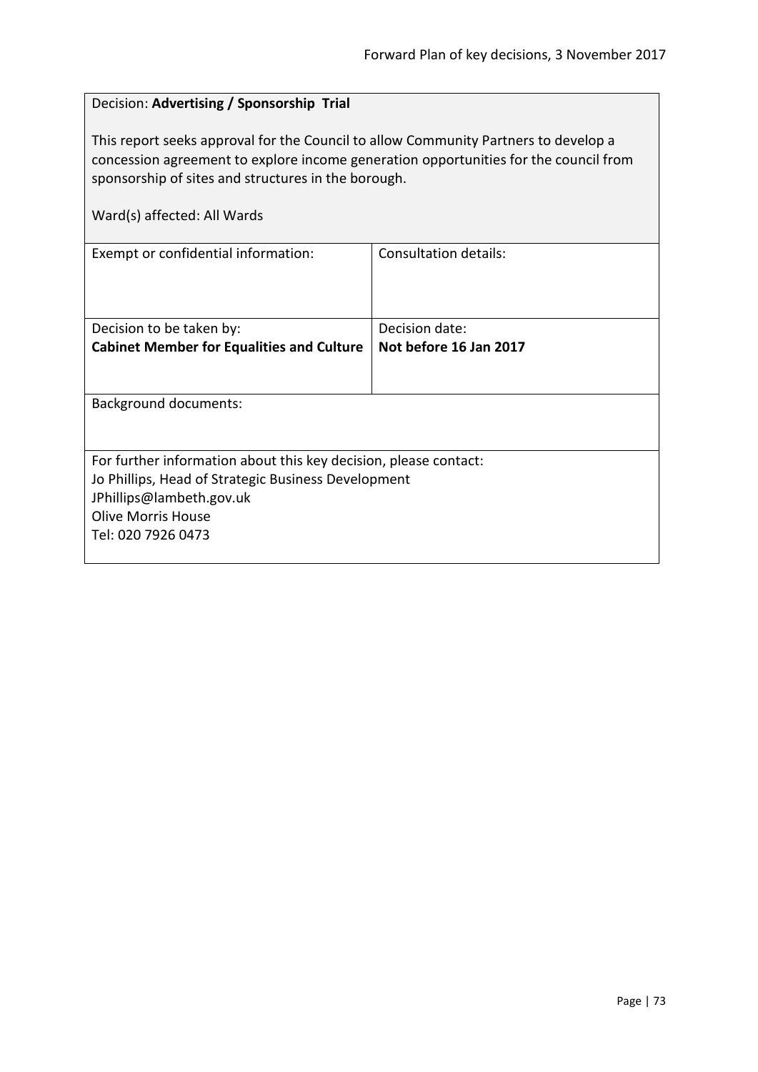Decision: **Advertising / Sponsorship Trial**

This report seeks approval for the Council to allow Community Partners to develop a concession agreement to explore income generation opportunities for the council from sponsorship of sites and structures in the borough.

Ward(s) affected: All Wards

| Exempt or confidential information: | Consultation details: |
| --- | --- |
| Decision to be taken by:<br>**Cabinet Member for Equalities and Culture** | Decision date:<br>**Not before 16 Jan 2017** |

Background documents:

For further information about this key decision, please contact:
Jo Phillips, Head of Strategic Business Development
JPhillips@lambeth.gov.uk
Olive Morris House
Tel: 020 7926 0473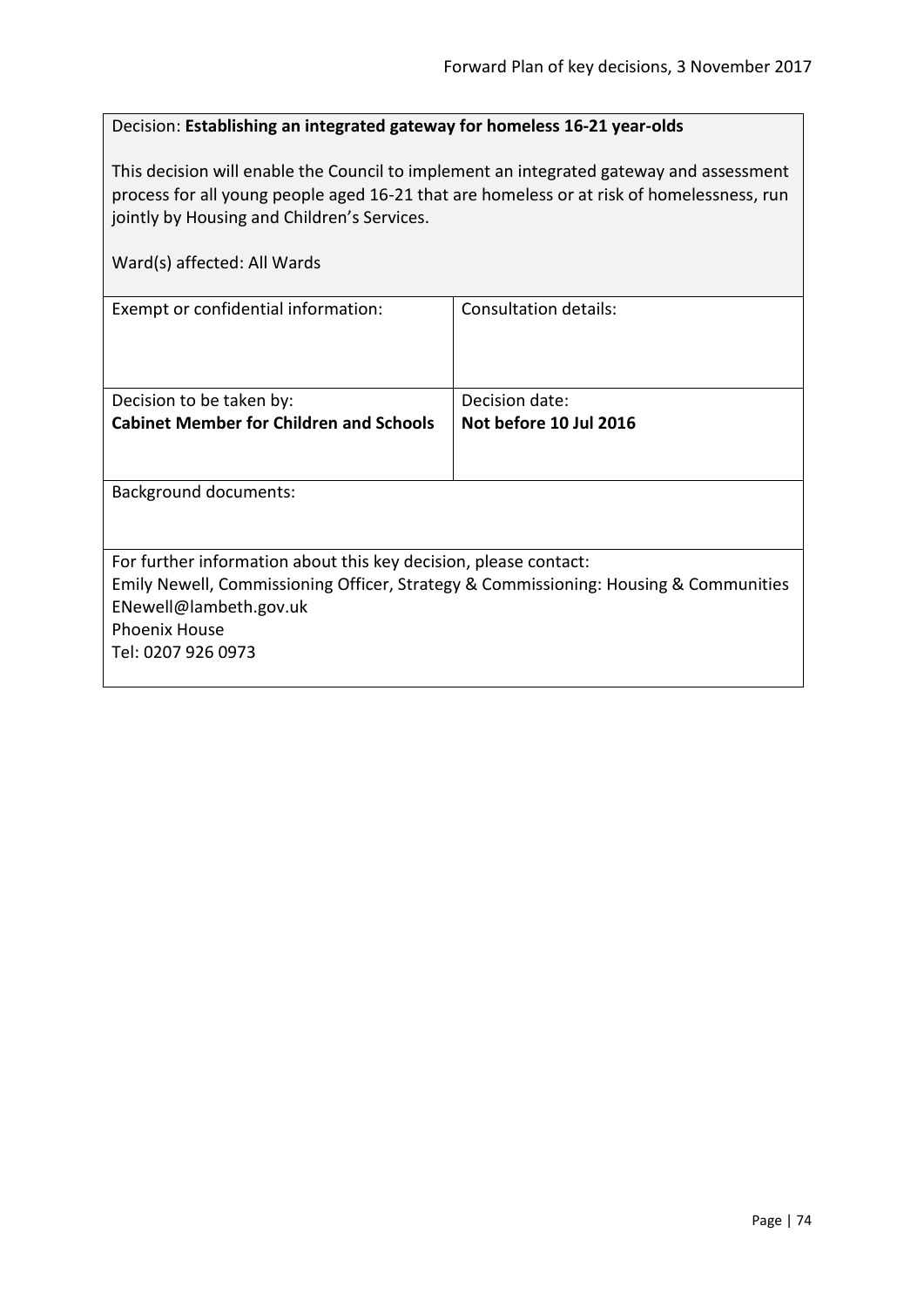Decision: **Establishing an integrated gateway for homeless 16-21 year-olds**

This decision will enable the Council to implement an integrated gateway and assessment process for all young people aged 16-21 that are homeless or at risk of homelessness, run jointly by Housing and Children's Services.

Ward(s) affected: All Wards

| | |
|---|---|
| Exempt or confidential information: | Consultation details: |
| Decision to be taken by:<br>**Cabinet Member for Children and Schools** | Decision date:<br>**Not before 10 Jul 2016** |

Background documents:

For further information about this key decision, please contact:
Emily Newell, Commissioning Officer, Strategy & Commissioning: Housing & Communities
ENewell@lambeth.gov.uk
Phoenix House
Tel: 0207 926 0973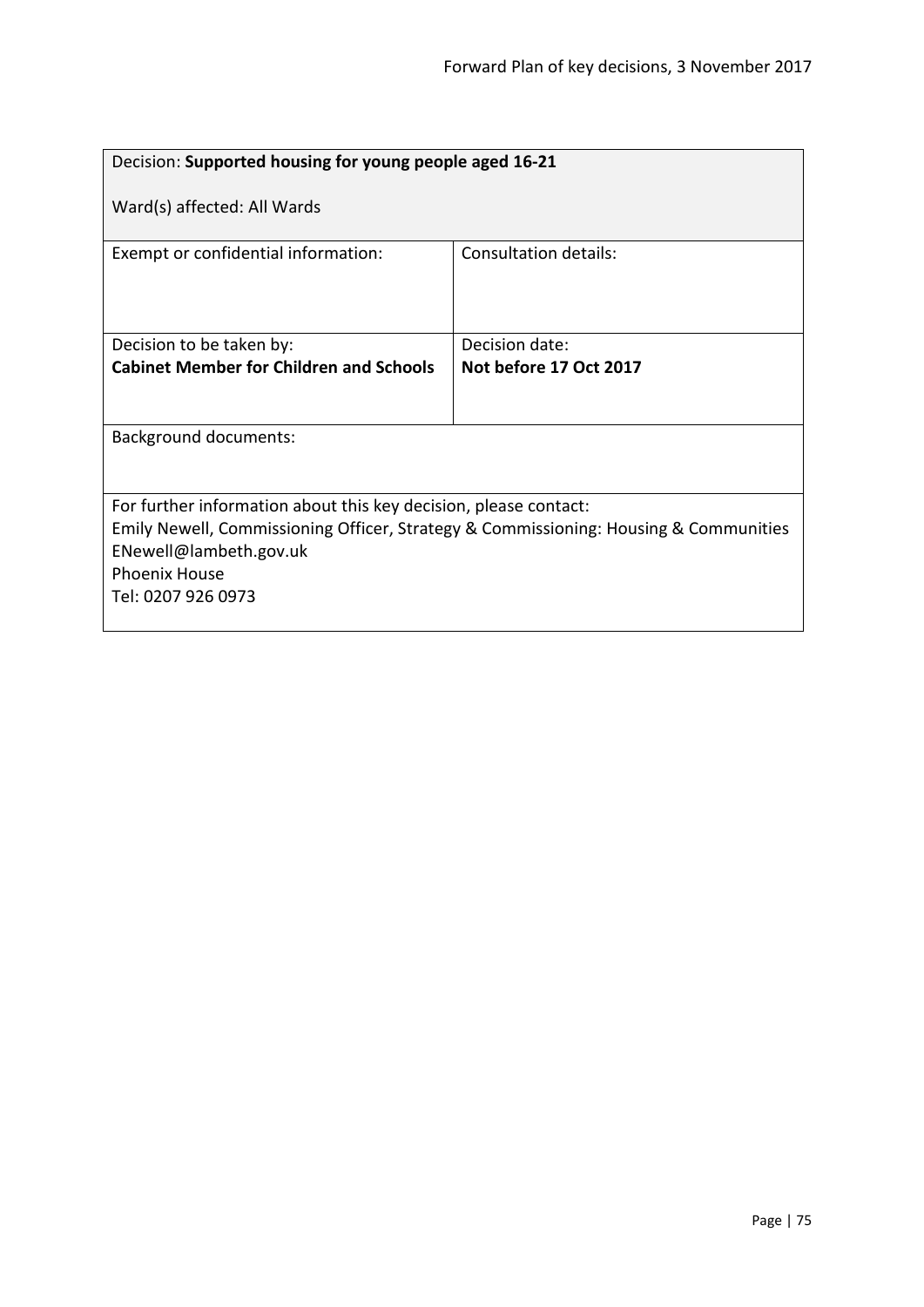| Decision: **Supported housing for young people aged 16-21**<br><br>Ward(s) affected: All Wards | |
|---|---|
| Exempt or confidential information: | Consultation details: |
| Decision to be taken by:<br>**Cabinet Member for Children and Schools** | Decision date:<br>**Not before 17 Oct 2017** |
| Background documents: | |
| For further information about this key decision, please contact:<br>Emily Newell, Commissioning Officer, Strategy & Commissioning: Housing & Communities<br>ENewell@lambeth.gov.uk<br>Phoenix House<br>Tel: 0207 926 0973 | |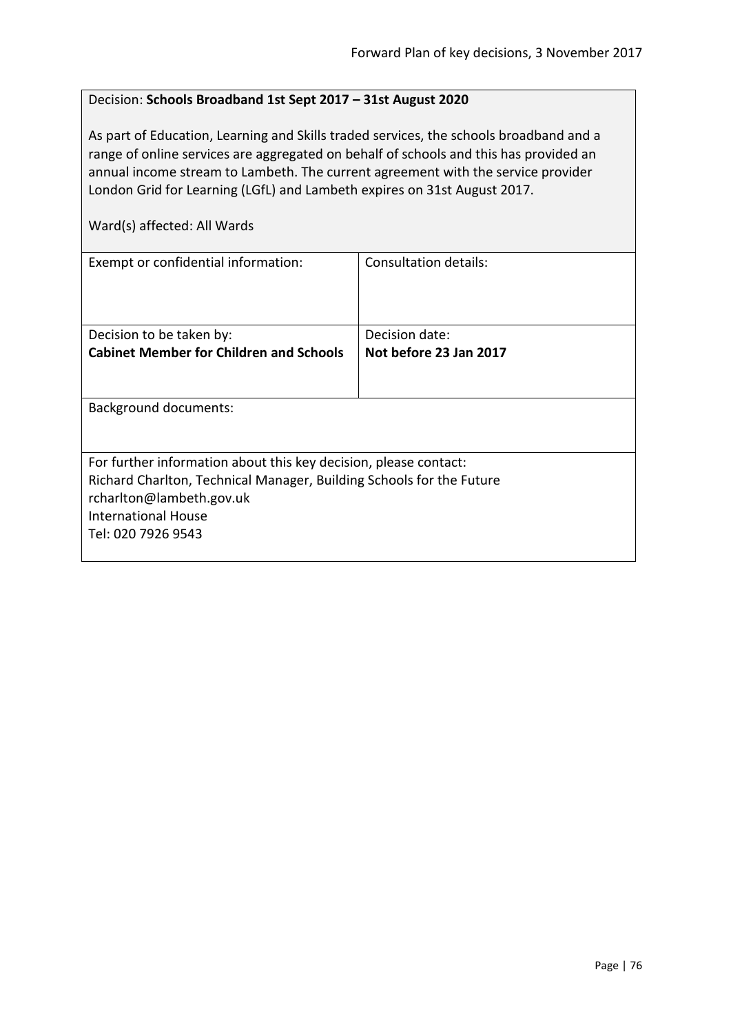Decision: **Schools Broadband 1st Sept 2017 – 31st August 2020**

As part of Education, Learning and Skills traded services, the schools broadband and a range of online services are aggregated on behalf of schools and this has provided an annual income stream to Lambeth. The current agreement with the service provider London Grid for Learning (LGfL) and Lambeth expires on 31st August 2017.

Ward(s) affected: All Wards

| | |
|---|---|
| Exempt or confidential information: | Consultation details: |
| Decision to be taken by:<br>**Cabinet Member for Children and Schools** | Decision date:<br>**Not before 23 Jan 2017** |

Background documents:

For further information about this key decision, please contact:
Richard Charlton, Technical Manager, Building Schools for the Future
rcharlton@lambeth.gov.uk
International House
Tel: 020 7926 9543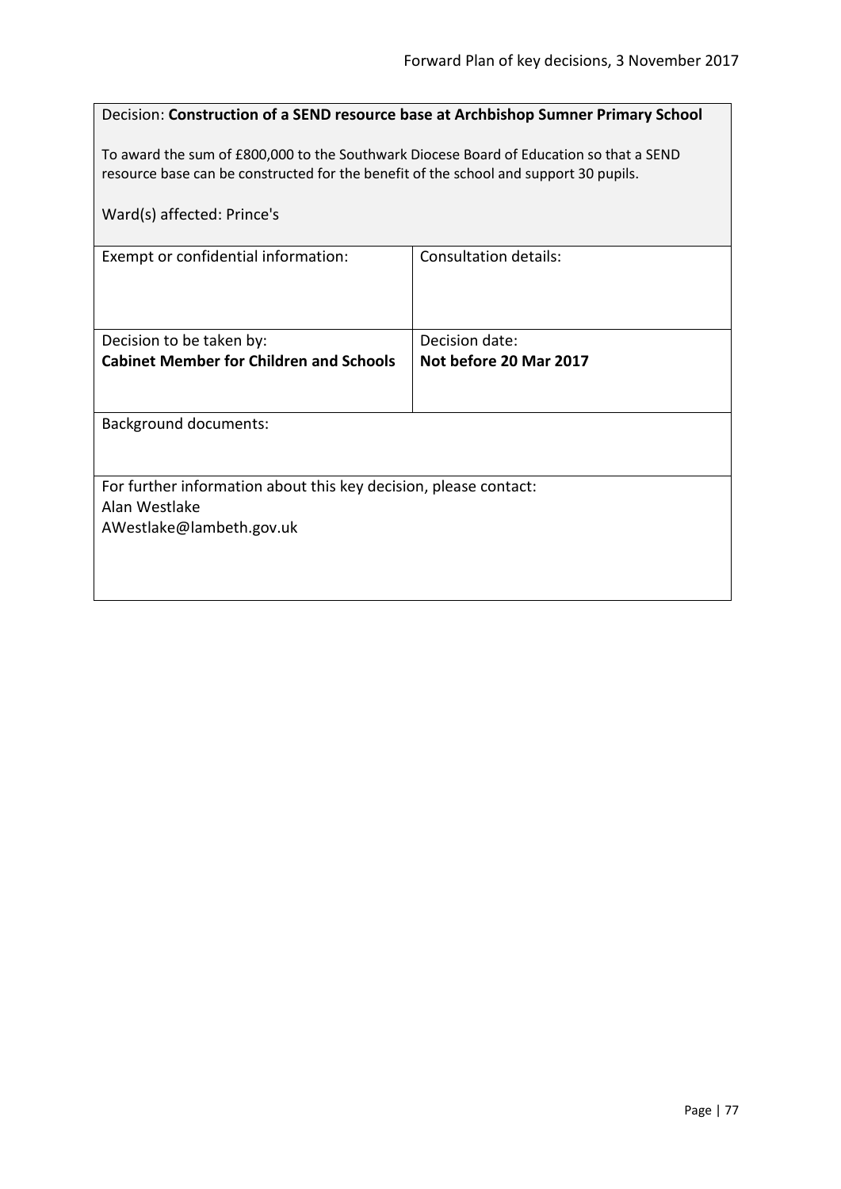Decision: **Construction of a SEND resource base at Archbishop Sumner Primary School**

To award the sum of £800,000 to the Southwark Diocese Board of Education so that a SEND resource base can be constructed for the benefit of the school and support 30 pupils.

Ward(s) affected: Prince's

| | |
|---|---|
| Exempt or confidential information: | Consultation details: |
| Decision to be taken by:<br>**Cabinet Member for Children and Schools** | Decision date:<br>**Not before 20 Mar 2017** |

Background documents:

For further information about this key decision, please contact:
Alan Westlake
AWestlake@lambeth.gov.uk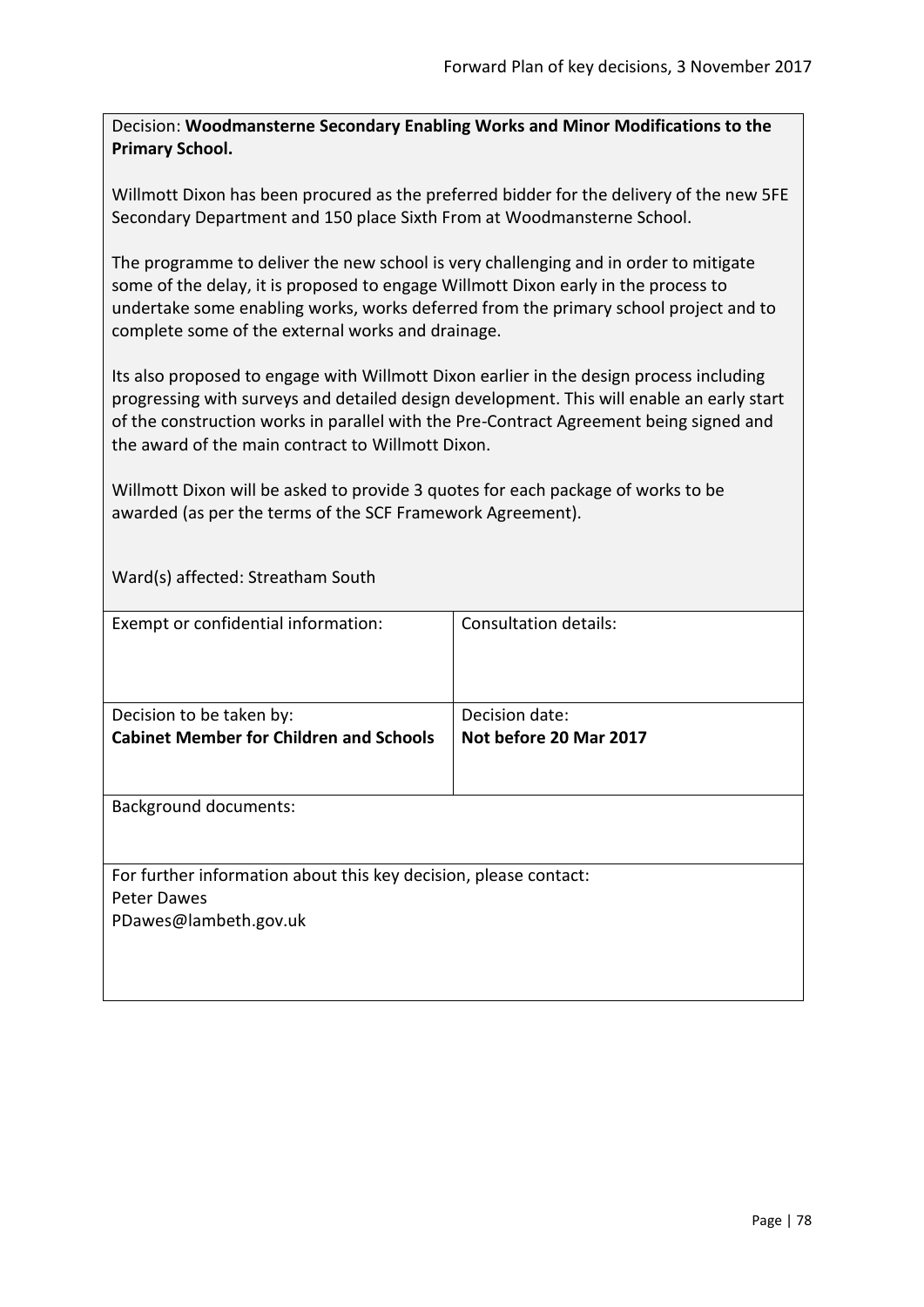Decision: **Woodmansterne Secondary Enabling Works and Minor Modifications to the Primary School.**

Willmott Dixon has been procured as the preferred bidder for the delivery of the new 5FE Secondary Department and 150 place Sixth From at Woodmansterne School.

The programme to deliver the new school is very challenging and in order to mitigate some of the delay, it is proposed to engage Willmott Dixon early in the process to undertake some enabling works, works deferred from the primary school project and to complete some of the external works and drainage.

Its also proposed to engage with Willmott Dixon earlier in the design process including progressing with surveys and detailed design development. This will enable an early start of the construction works in parallel with the Pre-Contract Agreement being signed and the award of the main contract to Willmott Dixon.

Willmott Dixon will be asked to provide 3 quotes for each package of works to be awarded (as per the terms of the SCF Framework Agreement).

Ward(s) affected: Streatham South

| | |
|---|---|
| Exempt or confidential information: | Consultation details: |
| Decision to be taken by:<br>**Cabinet Member for Children and Schools** | Decision date:<br>**Not before 20 Mar 2017** |

Background documents:

For further information about this key decision, please contact:
Peter Dawes
PDawes@lambeth.gov.uk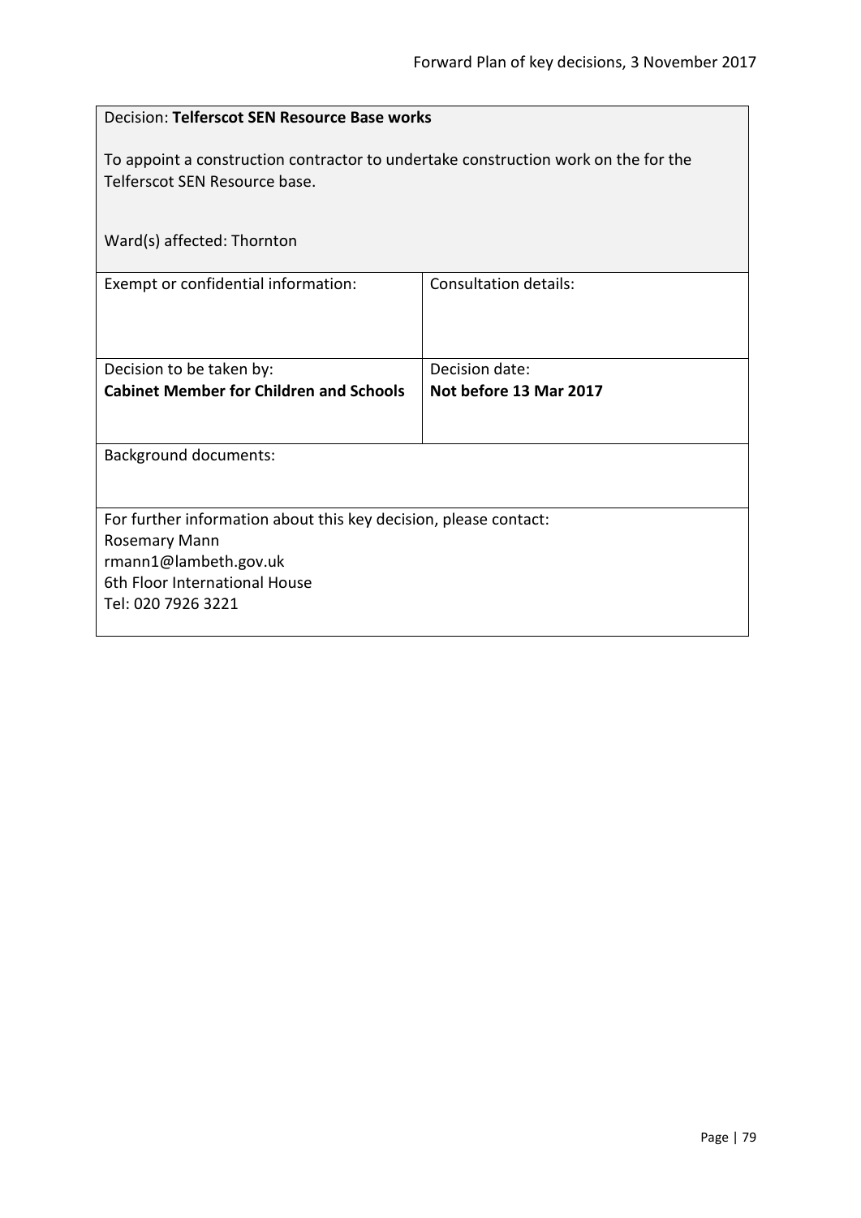Decision: **Telferscot SEN Resource Base works**

To appoint a construction contractor to undertake construction work on the for the Telferscot SEN Resource base.

Ward(s) affected: Thornton

| | |
|---|---|
| Exempt or confidential information: | Consultation details: |
| Decision to be taken by:<br>**Cabinet Member for Children and Schools** | Decision date:<br>**Not before 13 Mar 2017** |

Background documents:

For further information about this key decision, please contact:
Rosemary Mann
rmann1@lambeth.gov.uk
6th Floor International House
Tel: 020 7926 3221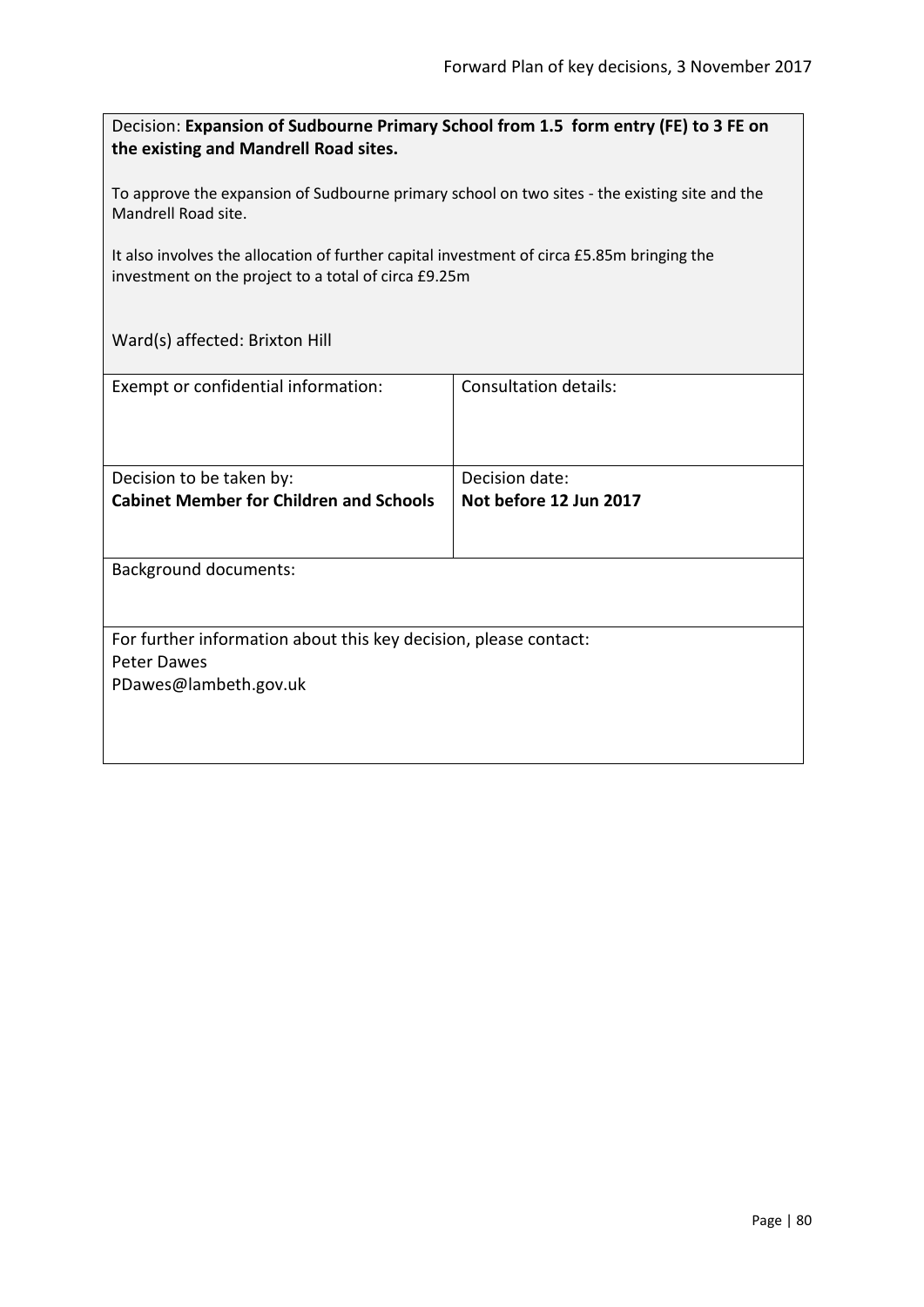Decision: **Expansion of Sudbourne Primary School from 1.5 form entry (FE) to 3 FE on the existing and Mandrell Road sites.**

To approve the expansion of Sudbourne primary school on two sites - the existing site and the Mandrell Road site.

It also involves the allocation of further capital investment of circa £5.85m bringing the investment on the project to a total of circa £9.25m

Ward(s) affected: Brixton Hill

| | |
|---|---|
| Exempt or confidential information: | Consultation details: |
| Decision to be taken by:<br>**Cabinet Member for Children and Schools** | Decision date:<br>**Not before 12 Jun 2017** |

Background documents:

For further information about this key decision, please contact:
Peter Dawes
PDawes@lambeth.gov.uk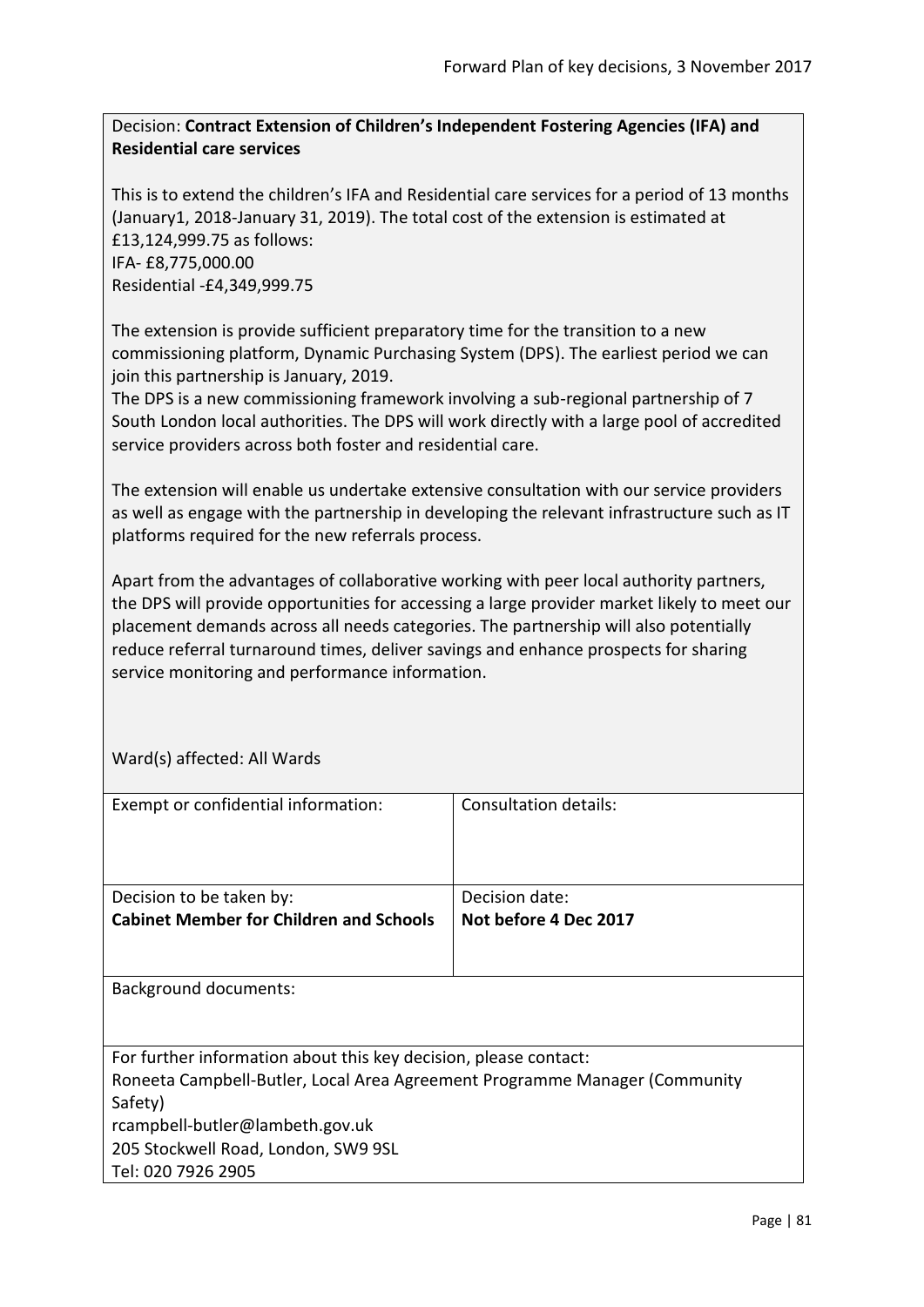Decision: **Contract Extension of Children's Independent Fostering Agencies (IFA) and Residential care services**

This is to extend the children's IFA and Residential care services for a period of 13 months (January1, 2018-January 31, 2019). The total cost of the extension is estimated at £13,124,999.75 as follows:
IFA- £8,775,000.00
Residential -£4,349,999.75

The extension is provide sufficient preparatory time for the transition to a new commissioning platform, Dynamic Purchasing System (DPS). The earliest period we can join this partnership is January, 2019.
The DPS is a new commissioning framework involving a sub-regional partnership of 7 South London local authorities. The DPS will work directly with a large pool of accredited service providers across both foster and residential care.

The extension will enable us undertake extensive consultation with our service providers as well as engage with the partnership in developing the relevant infrastructure such as IT platforms required for the new referrals process.

Apart from the advantages of collaborative working with peer local authority partners, the DPS will provide opportunities for accessing a large provider market likely to meet our placement demands across all needs categories. The partnership will also potentially reduce referral turnaround times, deliver savings and enhance prospects for sharing service monitoring and performance information.

Ward(s) affected: All Wards

| | |
|---|---|
| Exempt or confidential information: | Consultation details: |
| Decision to be taken by:<br>**Cabinet Member for Children and Schools** | Decision date:<br>**Not before 4 Dec 2017** |

Background documents:

For further information about this key decision, please contact:
Roneeta Campbell-Butler, Local Area Agreement Programme Manager (Community Safety)
rcampbell-butler@lambeth.gov.uk
205 Stockwell Road, London, SW9 9SL
Tel: 020 7926 2905